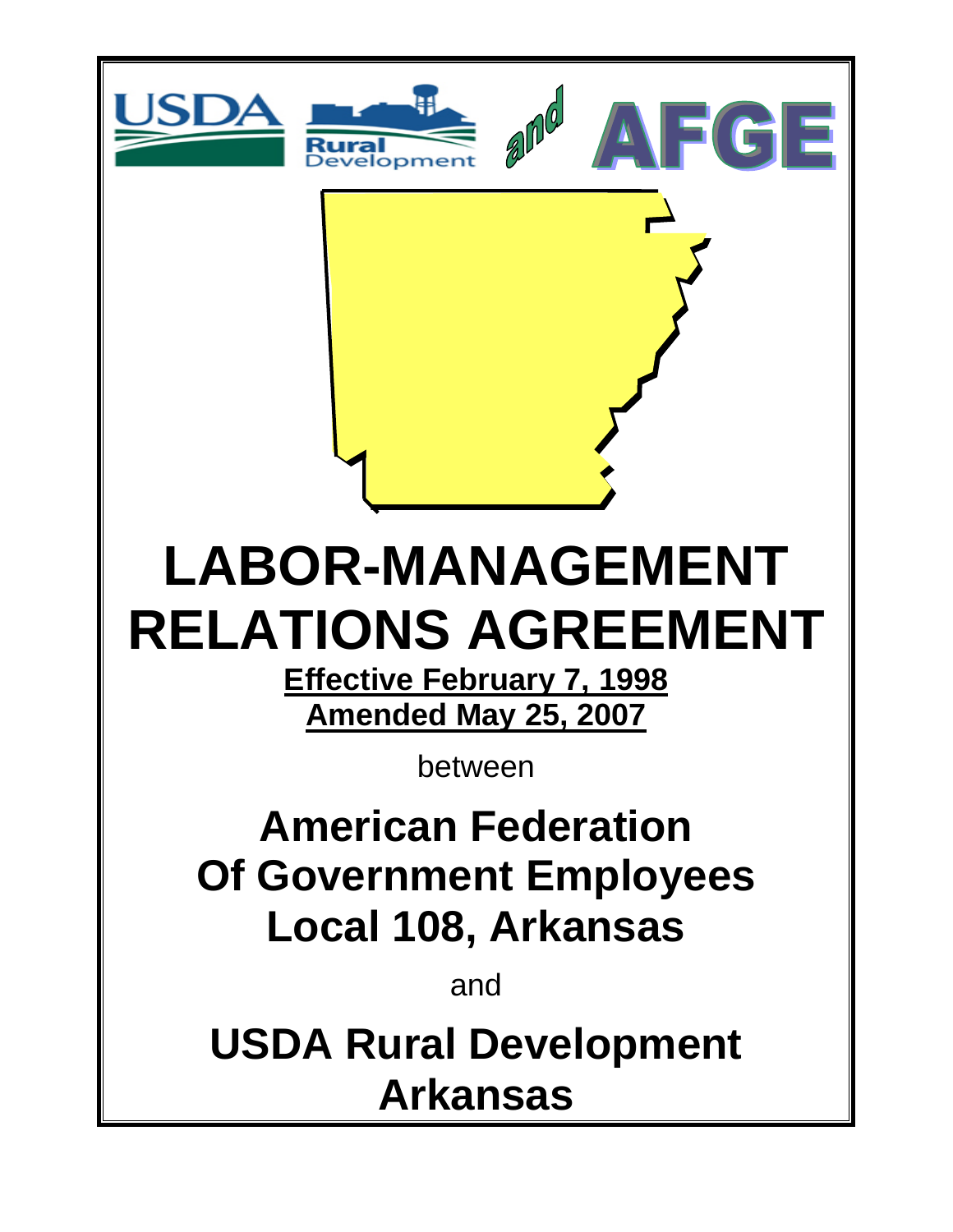USDA Rural Development and AFGE

# LABOR-MANAGEMENT RELATIONS AGREEMENT

**Effective February 7, 1998**
**Amended May 25, 2007**

between

## American Federation Of Government Employees Local 108, Arkansas

and

## USDA Rural Development Arkansas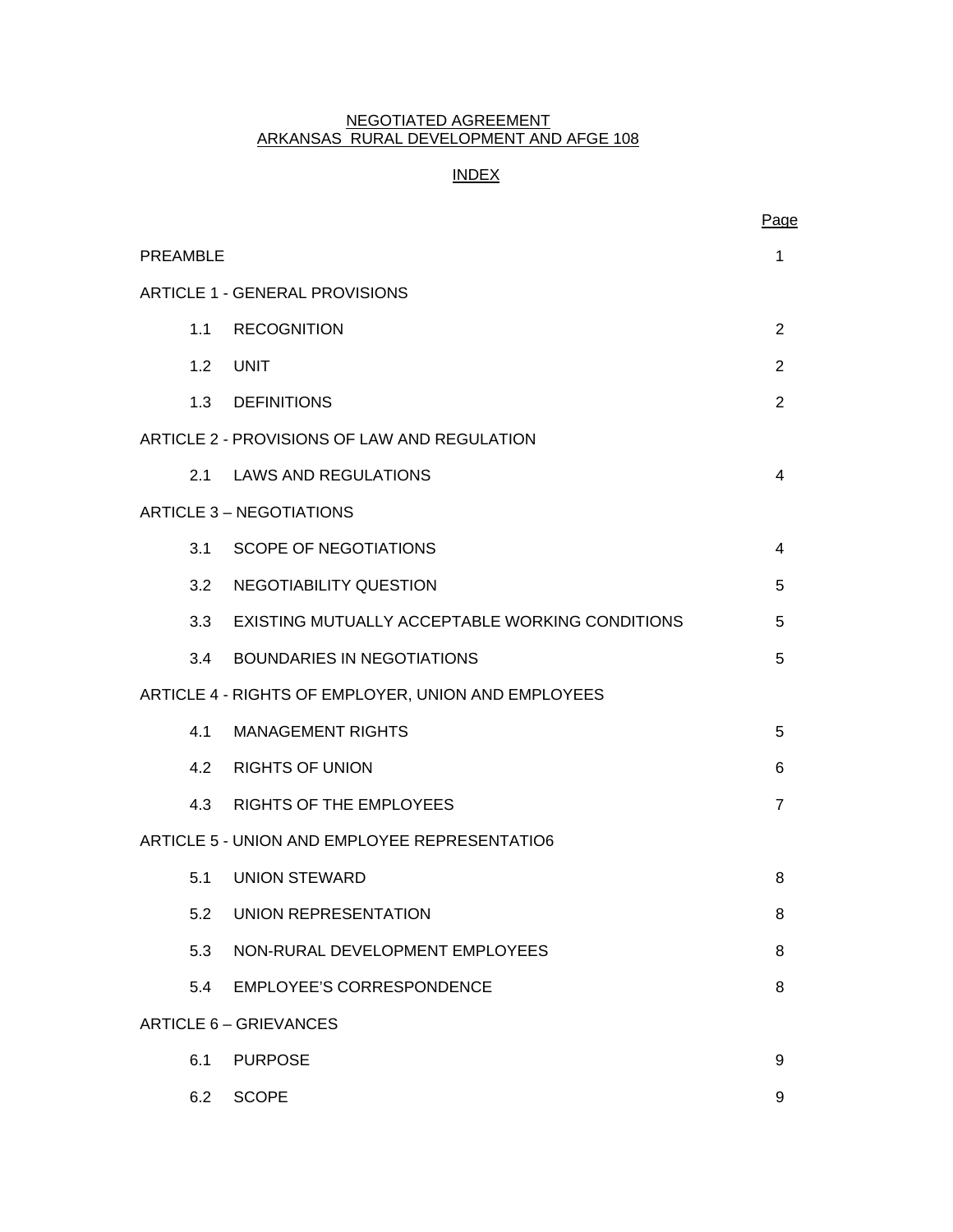NEGOTIATED AGREEMENT
ARKANSAS RURAL DEVELOPMENT AND AFGE 108

INDEX

| | | Page |
|---|---|---|
| PREAMBLE | | 1 |
| ARTICLE 1 - GENERAL PROVISIONS | | |
| 1.1 | RECOGNITION | 2 |
| 1.2 | UNIT | 2 |
| 1.3 | DEFINITIONS | 2 |
| ARTICLE 2 - PROVISIONS OF LAW AND REGULATION | | |
| 2.1 | LAWS AND REGULATIONS | 4 |
| ARTICLE 3 – NEGOTIATIONS | | |
| 3.1 | SCOPE OF NEGOTIATIONS | 4 |
| 3.2 | NEGOTIABILITY QUESTION | 5 |
| 3.3 | EXISTING MUTUALLY ACCEPTABLE WORKING CONDITIONS | 5 |
| 3.4 | BOUNDARIES IN NEGOTIATIONS | 5 |
| ARTICLE 4 - RIGHTS OF EMPLOYER, UNION AND EMPLOYEES | | |
| 4.1 | MANAGEMENT RIGHTS | 5 |
| 4.2 | RIGHTS OF UNION | 6 |
| 4.3 | RIGHTS OF THE EMPLOYEES | 7 |
| ARTICLE 5 - UNION AND EMPLOYEE REPRESENTATIO6 | | |
| 5.1 | UNION STEWARD | 8 |
| 5.2 | UNION REPRESENTATION | 8 |
| 5.3 | NON-RURAL DEVELOPMENT EMPLOYEES | 8 |
| 5.4 | EMPLOYEE'S CORRESPONDENCE | 8 |
| ARTICLE 6 – GRIEVANCES | | |
| 6.1 | PURPOSE | 9 |
| 6.2 | SCOPE | 9 |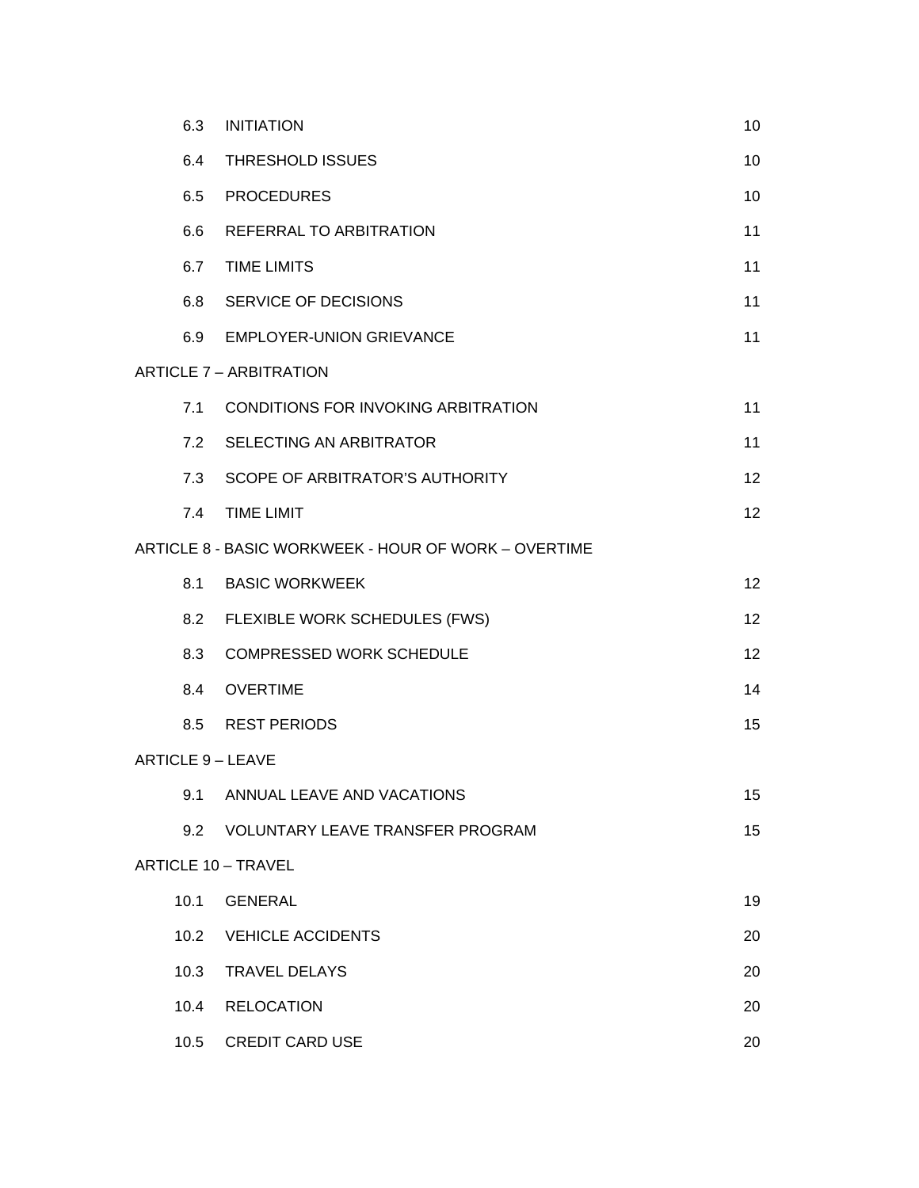| | | |
|---|---|---|
| 6.3 | INITIATION | 10 |
| 6.4 | THRESHOLD ISSUES | 10 |
| 6.5 | PROCEDURES | 10 |
| 6.6 | REFERRAL TO ARBITRATION | 11 |
| 6.7 | TIME LIMITS | 11 |
| 6.8 | SERVICE OF DECISIONS | 11 |
| 6.9 | EMPLOYER-UNION GRIEVANCE | 11 |
| ARTICLE 7 – ARBITRATION | | |
| 7.1 | CONDITIONS FOR INVOKING ARBITRATION | 11 |
| 7.2 | SELECTING AN ARBITRATOR | 11 |
| 7.3 | SCOPE OF ARBITRATOR'S AUTHORITY | 12 |
| 7.4 | TIME LIMIT | 12 |
| ARTICLE 8 - BASIC WORKWEEK - HOUR OF WORK – OVERTIME | | |
| 8.1 | BASIC WORKWEEK | 12 |
| 8.2 | FLEXIBLE WORK SCHEDULES (FWS) | 12 |
| 8.3 | COMPRESSED WORK SCHEDULE | 12 |
| 8.4 | OVERTIME | 14 |
| 8.5 | REST PERIODS | 15 |
| ARTICLE 9 – LEAVE | | |
| 9.1 | ANNUAL LEAVE AND VACATIONS | 15 |
| 9.2 | VOLUNTARY LEAVE TRANSFER PROGRAM | 15 |
| ARTICLE 10 – TRAVEL | | |
| 10.1 | GENERAL | 19 |
| 10.2 | VEHICLE ACCIDENTS | 20 |
| 10.3 | TRAVEL DELAYS | 20 |
| 10.4 | RELOCATION | 20 |
| 10.5 | CREDIT CARD USE | 20 |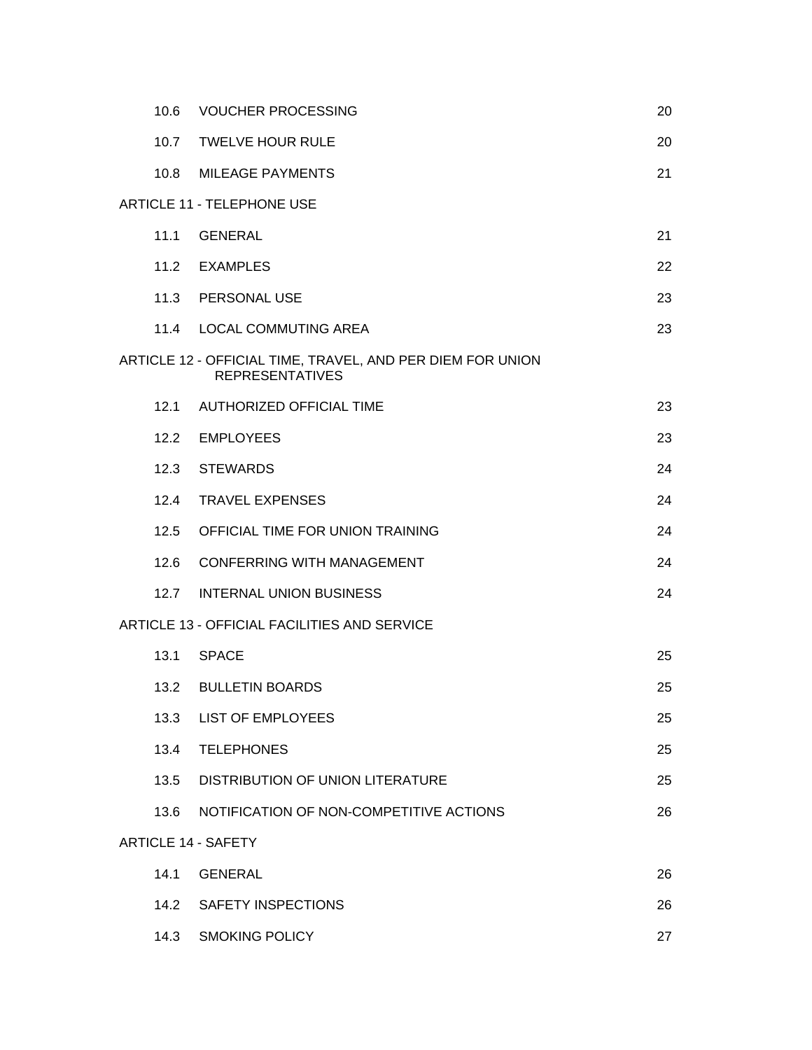| | | |
|---|---|---|
| 10.6 | VOUCHER PROCESSING | 20 |
| 10.7 | TWELVE HOUR RULE | 20 |
| 10.8 | MILEAGE PAYMENTS | 21 |
| ARTICLE 11 - TELEPHONE USE | | |
| 11.1 | GENERAL | 21 |
| 11.2 | EXAMPLES | 22 |
| 11.3 | PERSONAL USE | 23 |
| 11.4 | LOCAL COMMUTING AREA | 23 |
| ARTICLE 12 - OFFICIAL TIME, TRAVEL, AND PER DIEM FOR UNION REPRESENTATIVES | | |
| 12.1 | AUTHORIZED OFFICIAL TIME | 23 |
| 12.2 | EMPLOYEES | 23 |
| 12.3 | STEWARDS | 24 |
| 12.4 | TRAVEL EXPENSES | 24 |
| 12.5 | OFFICIAL TIME FOR UNION TRAINING | 24 |
| 12.6 | CONFERRING WITH MANAGEMENT | 24 |
| 12.7 | INTERNAL UNION BUSINESS | 24 |
| ARTICLE 13 - OFFICIAL FACILITIES AND SERVICE | | |
| 13.1 | SPACE | 25 |
| 13.2 | BULLETIN BOARDS | 25 |
| 13.3 | LIST OF EMPLOYEES | 25 |
| 13.4 | TELEPHONES | 25 |
| 13.5 | DISTRIBUTION OF UNION LITERATURE | 25 |
| 13.6 | NOTIFICATION OF NON-COMPETITIVE ACTIONS | 26 |
| ARTICLE 14 - SAFETY | | |
| 14.1 | GENERAL | 26 |
| 14.2 | SAFETY INSPECTIONS | 26 |
| 14.3 | SMOKING POLICY | 27 |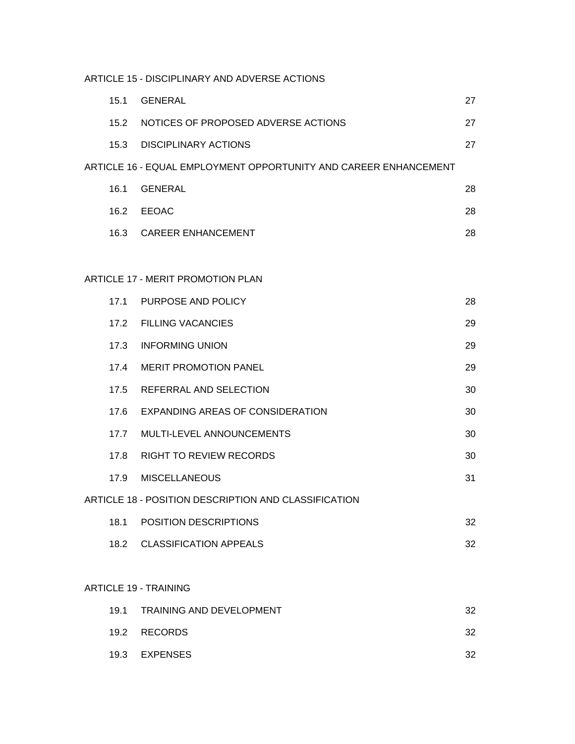ARTICLE 15 - DISCIPLINARY AND ADVERSE ACTIONS

| | | |
|---|---|---|
| 15.1 | GENERAL | 27 |
| 15.2 | NOTICES OF PROPOSED ADVERSE ACTIONS | 27 |
| 15.3 | DISCIPLINARY ACTIONS | 27 |

ARTICLE 16 - EQUAL EMPLOYMENT OPPORTUNITY AND CAREER ENHANCEMENT

| | | |
|---|---|---|
| 16.1 | GENERAL | 28 |
| 16.2 | EEOAC | 28 |
| 16.3 | CAREER ENHANCEMENT | 28 |

ARTICLE 17 - MERIT PROMOTION PLAN

| | | |
|---|---|---|
| 17.1 | PURPOSE AND POLICY | 28 |
| 17.2 | FILLING VACANCIES | 29 |
| 17.3 | INFORMING UNION | 29 |
| 17.4 | MERIT PROMOTION PANEL | 29 |
| 17.5 | REFERRAL AND SELECTION | 30 |
| 17.6 | EXPANDING AREAS OF CONSIDERATION | 30 |
| 17.7 | MULTI-LEVEL ANNOUNCEMENTS | 30 |
| 17.8 | RIGHT TO REVIEW RECORDS | 30 |
| 17.9 | MISCELLANEOUS | 31 |

ARTICLE 18 - POSITION DESCRIPTION AND CLASSIFICATION

| | | |
|---|---|---|
| 18.1 | POSITION DESCRIPTIONS | 32 |
| 18.2 | CLASSIFICATION APPEALS | 32 |

ARTICLE 19 - TRAINING

| | | |
|---|---|---|
| 19.1 | TRAINING AND DEVELOPMENT | 32 |
| 19.2 | RECORDS | 32 |
| 19.3 | EXPENSES | 32 |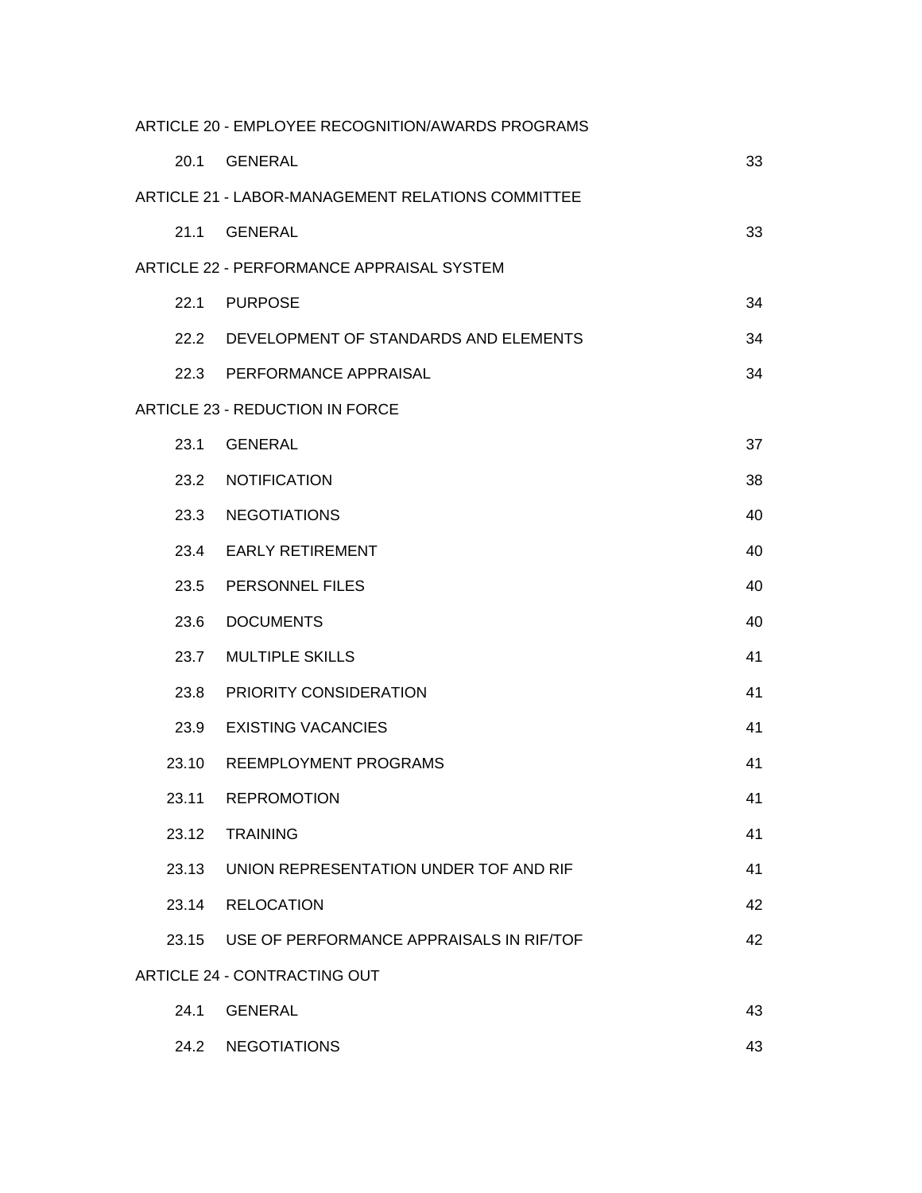ARTICLE 20 - EMPLOYEE RECOGNITION/AWARDS PROGRAMS

| | | |
|---|---|---|
| 20.1 | GENERAL | 33 |

ARTICLE 21 - LABOR-MANAGEMENT RELATIONS COMMITTEE

| | | |
|---|---|---|
| 21.1 | GENERAL | 33 |

ARTICLE 22 - PERFORMANCE APPRAISAL SYSTEM

| | | |
|---|---|---|
| 22.1 | PURPOSE | 34 |
| 22.2 | DEVELOPMENT OF STANDARDS AND ELEMENTS | 34 |
| 22.3 | PERFORMANCE APPRAISAL | 34 |

ARTICLE 23 - REDUCTION IN FORCE

| | | |
|---|---|---|
| 23.1 | GENERAL | 37 |
| 23.2 | NOTIFICATION | 38 |
| 23.3 | NEGOTIATIONS | 40 |
| 23.4 | EARLY RETIREMENT | 40 |
| 23.5 | PERSONNEL FILES | 40 |
| 23.6 | DOCUMENTS | 40 |
| 23.7 | MULTIPLE SKILLS | 41 |
| 23.8 | PRIORITY CONSIDERATION | 41 |
| 23.9 | EXISTING VACANCIES | 41 |
| 23.10 | REEMPLOYMENT PROGRAMS | 41 |
| 23.11 | REPROMOTION | 41 |
| 23.12 | TRAINING | 41 |
| 23.13 | UNION REPRESENTATION UNDER TOF AND RIF | 41 |
| 23.14 | RELOCATION | 42 |
| 23.15 | USE OF PERFORMANCE APPRAISALS IN RIF/TOF | 42 |

ARTICLE 24 - CONTRACTING OUT

| | | |
|---|---|---|
| 24.1 | GENERAL | 43 |
| 24.2 | NEGOTIATIONS | 43 |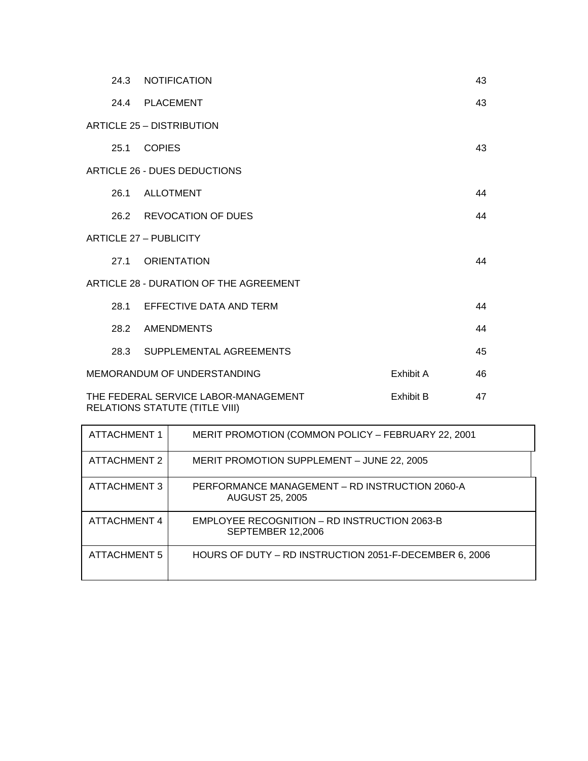24.3 NOTIFICATION 43

24.4 PLACEMENT 43

ARTICLE 25 – DISTRIBUTION

25.1 COPIES 43

ARTICLE 26 - DUES DEDUCTIONS

26.1 ALLOTMENT 44

26.2 REVOCATION OF DUES 44

ARTICLE 27 – PUBLICITY

27.1 ORIENTATION 44

ARTICLE 28 - DURATION OF THE AGREEMENT

28.1 EFFECTIVE DATA AND TERM 44

28.2 AMENDMENTS 44

28.3 SUPPLEMENTAL AGREEMENTS 45

MEMORANDUM OF UNDERSTANDING Exhibit A 46

THE FEDERAL SERVICE LABOR-MANAGEMENT RELATIONS STATUTE (TITLE VIII) Exhibit B 47

| ATTACHMENT 1 | MERIT PROMOTION (COMMON POLICY – FEBRUARY 22, 2001 |
|---|---|
| ATTACHMENT 2 | MERIT PROMOTION SUPPLEMENT – JUNE 22, 2005 |
| ATTACHMENT 3 | PERFORMANCE MANAGEMENT – RD INSTRUCTION 2060-A AUGUST 25, 2005 |
| ATTACHMENT 4 | EMPLOYEE RECOGNITION – RD INSTRUCTION 2063-B SEPTEMBER 12,2006 |
| ATTACHMENT 5 | HOURS OF DUTY – RD INSTRUCTION 2051-F-DECEMBER 6, 2006 |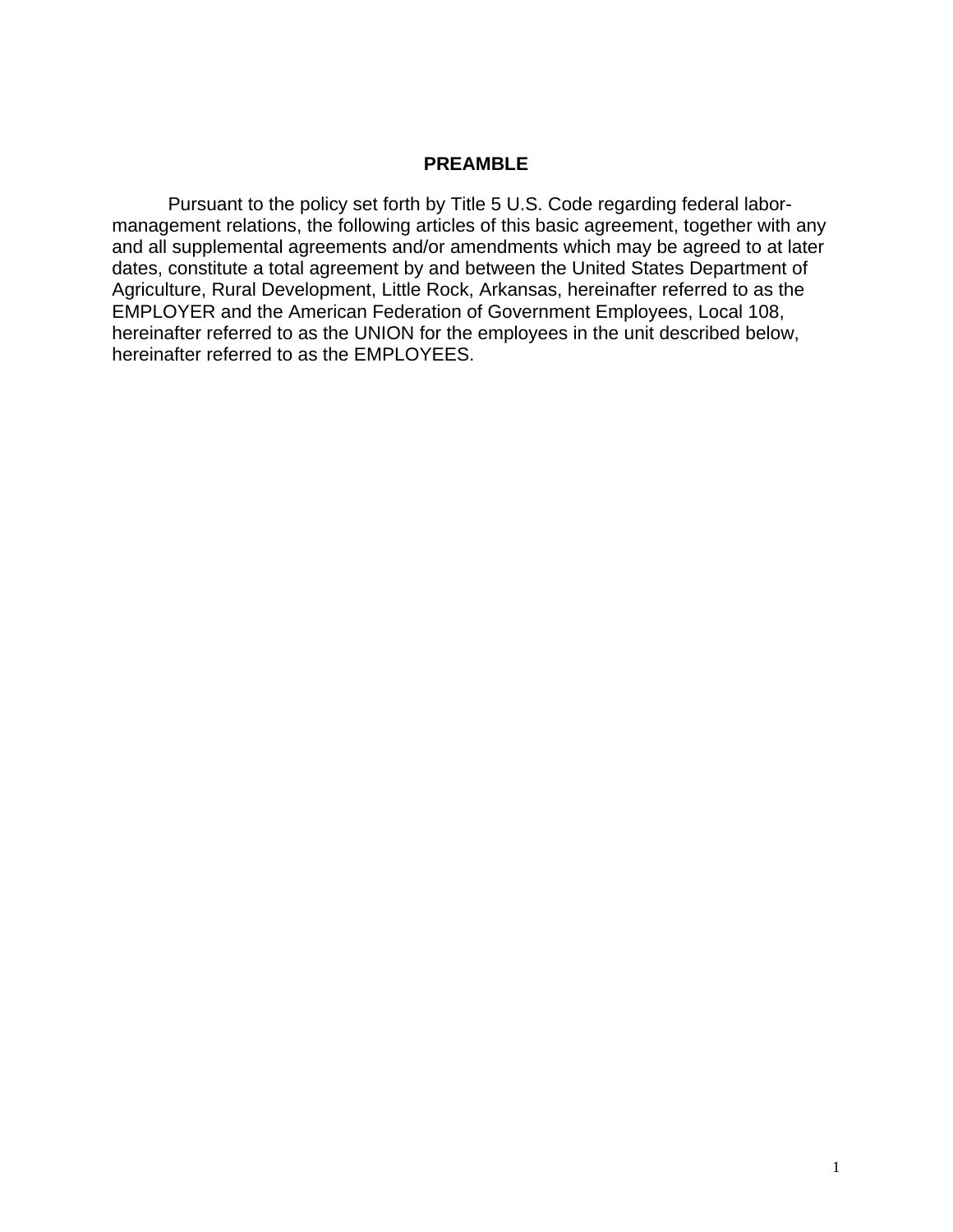# PREAMBLE

Pursuant to the policy set forth by Title 5 U.S. Code regarding federal labor-management relations, the following articles of this basic agreement, together with any and all supplemental agreements and/or amendments which may be agreed to at later dates, constitute a total agreement by and between the United States Department of Agriculture, Rural Development, Little Rock, Arkansas, hereinafter referred to as the EMPLOYER and the American Federation of Government Employees, Local 108, hereinafter referred to as the UNION for the employees in the unit described below, hereinafter referred to as the EMPLOYEES.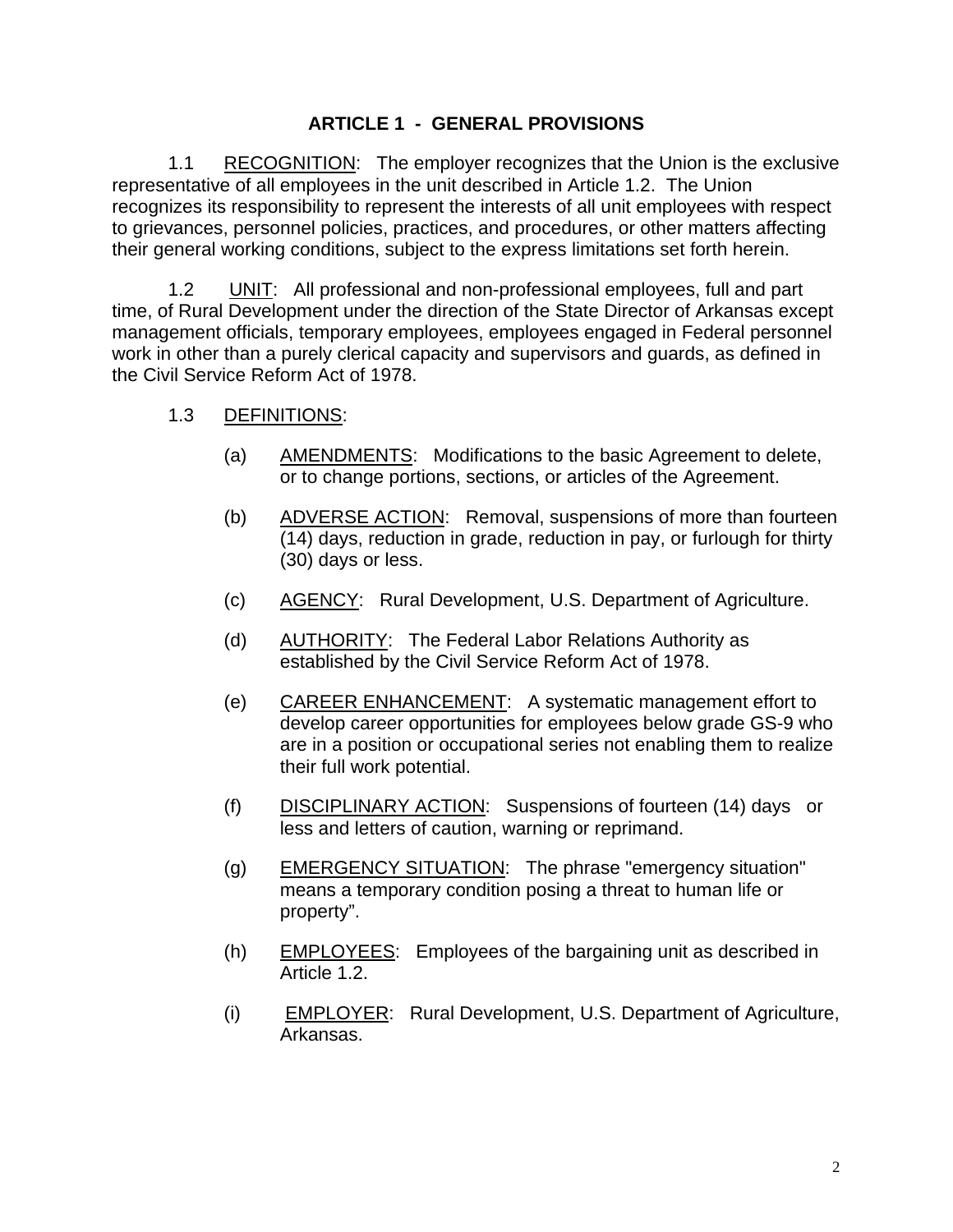# ARTICLE 1 - GENERAL PROVISIONS

1.1 RECOGNITION: The employer recognizes that the Union is the exclusive representative of all employees in the unit described in Article 1.2. The Union recognizes its responsibility to represent the interests of all unit employees with respect to grievances, personnel policies, practices, and procedures, or other matters affecting their general working conditions, subject to the express limitations set forth herein.

1.2 UNIT: All professional and non-professional employees, full and part time, of Rural Development under the direction of the State Director of Arkansas except management officials, temporary employees, employees engaged in Federal personnel work in other than a purely clerical capacity and supervisors and guards, as defined in the Civil Service Reform Act of 1978.

1.3 DEFINITIONS:

(a) AMENDMENTS: Modifications to the basic Agreement to delete, or to change portions, sections, or articles of the Agreement.

(b) ADVERSE ACTION: Removal, suspensions of more than fourteen (14) days, reduction in grade, reduction in pay, or furlough for thirty (30) days or less.

(c) AGENCY: Rural Development, U.S. Department of Agriculture.

(d) AUTHORITY: The Federal Labor Relations Authority as established by the Civil Service Reform Act of 1978.

(e) CAREER ENHANCEMENT: A systematic management effort to develop career opportunities for employees below grade GS-9 who are in a position or occupational series not enabling them to realize their full work potential.

(f) DISCIPLINARY ACTION: Suspensions of fourteen (14) days or less and letters of caution, warning or reprimand.

(g) EMERGENCY SITUATION: The phrase "emergency situation" means a temporary condition posing a threat to human life or property".

(h) EMPLOYEES: Employees of the bargaining unit as described in Article 1.2.

(i) EMPLOYER: Rural Development, U.S. Department of Agriculture, Arkansas.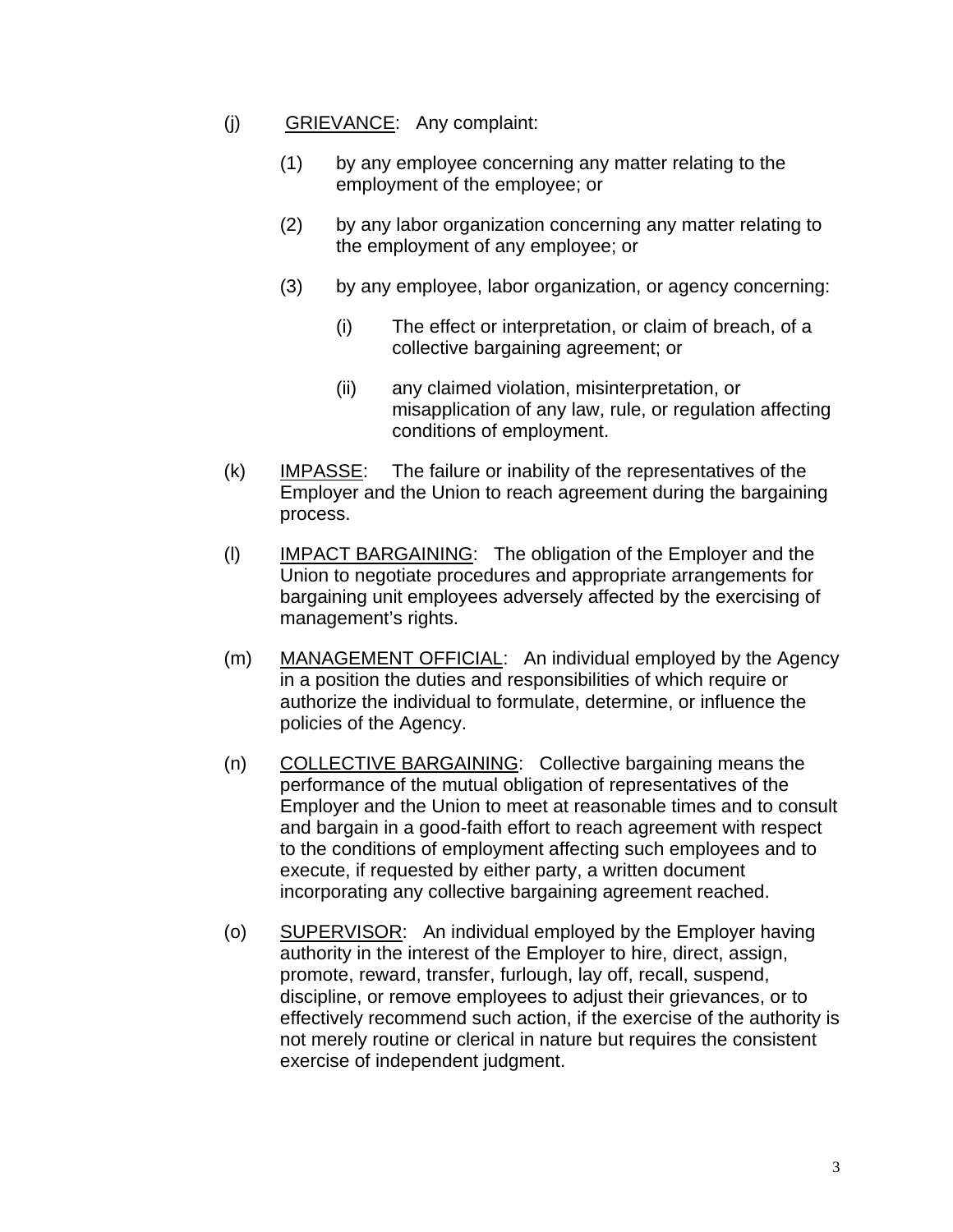(j) GRIEVANCE: Any complaint:

(1) by any employee concerning any matter relating to the employment of the employee; or

(2) by any labor organization concerning any matter relating to the employment of any employee; or

(3) by any employee, labor organization, or agency concerning:

(i) The effect or interpretation, or claim of breach, of a collective bargaining agreement; or

(ii) any claimed violation, misinterpretation, or misapplication of any law, rule, or regulation affecting conditions of employment.

(k) IMPASSE: The failure or inability of the representatives of the Employer and the Union to reach agreement during the bargaining process.

(l) IMPACT BARGAINING: The obligation of the Employer and the Union to negotiate procedures and appropriate arrangements for bargaining unit employees adversely affected by the exercising of management's rights.

(m) MANAGEMENT OFFICIAL: An individual employed by the Agency in a position the duties and responsibilities of which require or authorize the individual to formulate, determine, or influence the policies of the Agency.

(n) COLLECTIVE BARGAINING: Collective bargaining means the performance of the mutual obligation of representatives of the Employer and the Union to meet at reasonable times and to consult and bargain in a good-faith effort to reach agreement with respect to the conditions of employment affecting such employees and to execute, if requested by either party, a written document incorporating any collective bargaining agreement reached.

(o) SUPERVISOR: An individual employed by the Employer having authority in the interest of the Employer to hire, direct, assign, promote, reward, transfer, furlough, lay off, recall, suspend, discipline, or remove employees to adjust their grievances, or to effectively recommend such action, if the exercise of the authority is not merely routine or clerical in nature but requires the consistent exercise of independent judgment.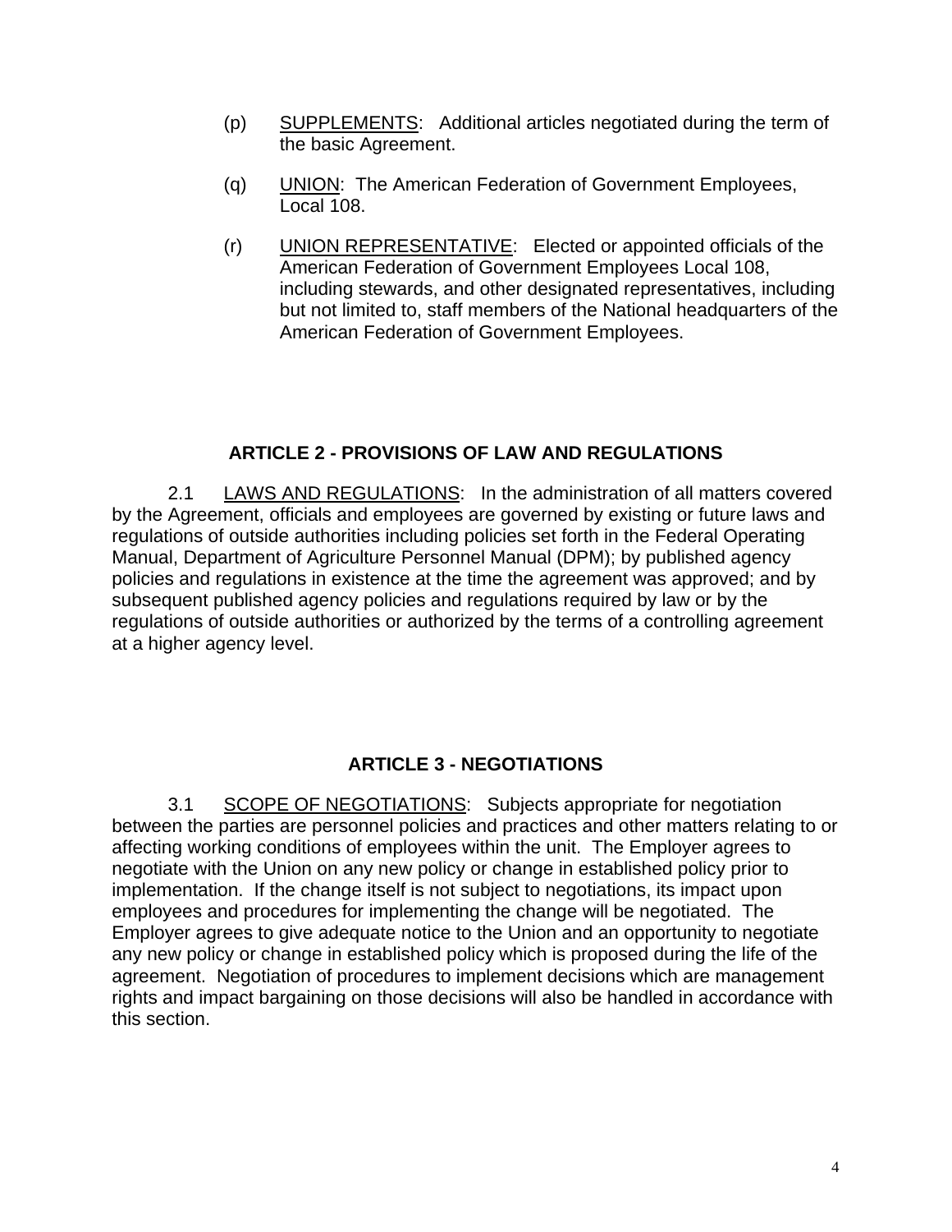(p) SUPPLEMENTS: Additional articles negotiated during the term of the basic Agreement.

(q) UNION: The American Federation of Government Employees, Local 108.

(r) UNION REPRESENTATIVE: Elected or appointed officials of the American Federation of Government Employees Local 108, including stewards, and other designated representatives, including but not limited to, staff members of the National headquarters of the American Federation of Government Employees.

## ARTICLE 2 - PROVISIONS OF LAW AND REGULATIONS

2.1 LAWS AND REGULATIONS: In the administration of all matters covered by the Agreement, officials and employees are governed by existing or future laws and regulations of outside authorities including policies set forth in the Federal Operating Manual, Department of Agriculture Personnel Manual (DPM); by published agency policies and regulations in existence at the time the agreement was approved; and by subsequent published agency policies and regulations required by law or by the regulations of outside authorities or authorized by the terms of a controlling agreement at a higher agency level.

## ARTICLE 3 - NEGOTIATIONS

3.1 SCOPE OF NEGOTIATIONS: Subjects appropriate for negotiation between the parties are personnel policies and practices and other matters relating to or affecting working conditions of employees within the unit. The Employer agrees to negotiate with the Union on any new policy or change in established policy prior to implementation. If the change itself is not subject to negotiations, its impact upon employees and procedures for implementing the change will be negotiated. The Employer agrees to give adequate notice to the Union and an opportunity to negotiate any new policy or change in established policy which is proposed during the life of the agreement. Negotiation of procedures to implement decisions which are management rights and impact bargaining on those decisions will also be handled in accordance with this section.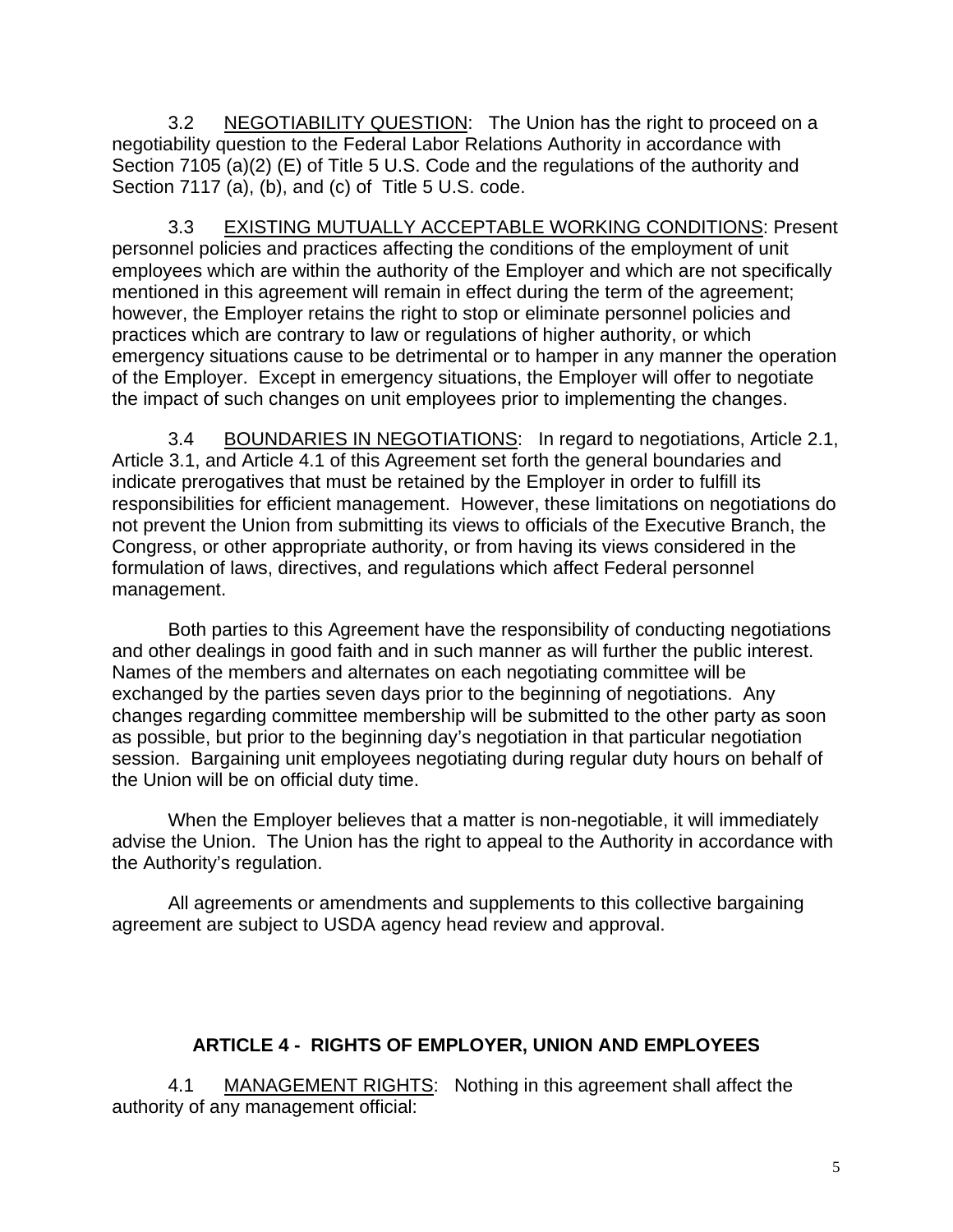3.2 NEGOTIABILITY QUESTION: The Union has the right to proceed on a negotiability question to the Federal Labor Relations Authority in accordance with Section 7105 (a)(2) (E) of Title 5 U.S. Code and the regulations of the authority and Section 7117 (a), (b), and (c) of Title 5 U.S. code.

3.3 EXISTING MUTUALLY ACCEPTABLE WORKING CONDITIONS: Present personnel policies and practices affecting the conditions of the employment of unit employees which are within the authority of the Employer and which are not specifically mentioned in this agreement will remain in effect during the term of the agreement; however, the Employer retains the right to stop or eliminate personnel policies and practices which are contrary to law or regulations of higher authority, or which emergency situations cause to be detrimental or to hamper in any manner the operation of the Employer. Except in emergency situations, the Employer will offer to negotiate the impact of such changes on unit employees prior to implementing the changes.

3.4 BOUNDARIES IN NEGOTIATIONS: In regard to negotiations, Article 2.1, Article 3.1, and Article 4.1 of this Agreement set forth the general boundaries and indicate prerogatives that must be retained by the Employer in order to fulfill its responsibilities for efficient management. However, these limitations on negotiations do not prevent the Union from submitting its views to officials of the Executive Branch, the Congress, or other appropriate authority, or from having its views considered in the formulation of laws, directives, and regulations which affect Federal personnel management.

Both parties to this Agreement have the responsibility of conducting negotiations and other dealings in good faith and in such manner as will further the public interest. Names of the members and alternates on each negotiating committee will be exchanged by the parties seven days prior to the beginning of negotiations. Any changes regarding committee membership will be submitted to the other party as soon as possible, but prior to the beginning day's negotiation in that particular negotiation session. Bargaining unit employees negotiating during regular duty hours on behalf of the Union will be on official duty time.

When the Employer believes that a matter is non-negotiable, it will immediately advise the Union. The Union has the right to appeal to the Authority in accordance with the Authority's regulation.

All agreements or amendments and supplements to this collective bargaining agreement are subject to USDA agency head review and approval.

## ARTICLE 4 - RIGHTS OF EMPLOYER, UNION AND EMPLOYEES

4.1 MANAGEMENT RIGHTS: Nothing in this agreement shall affect the authority of any management official: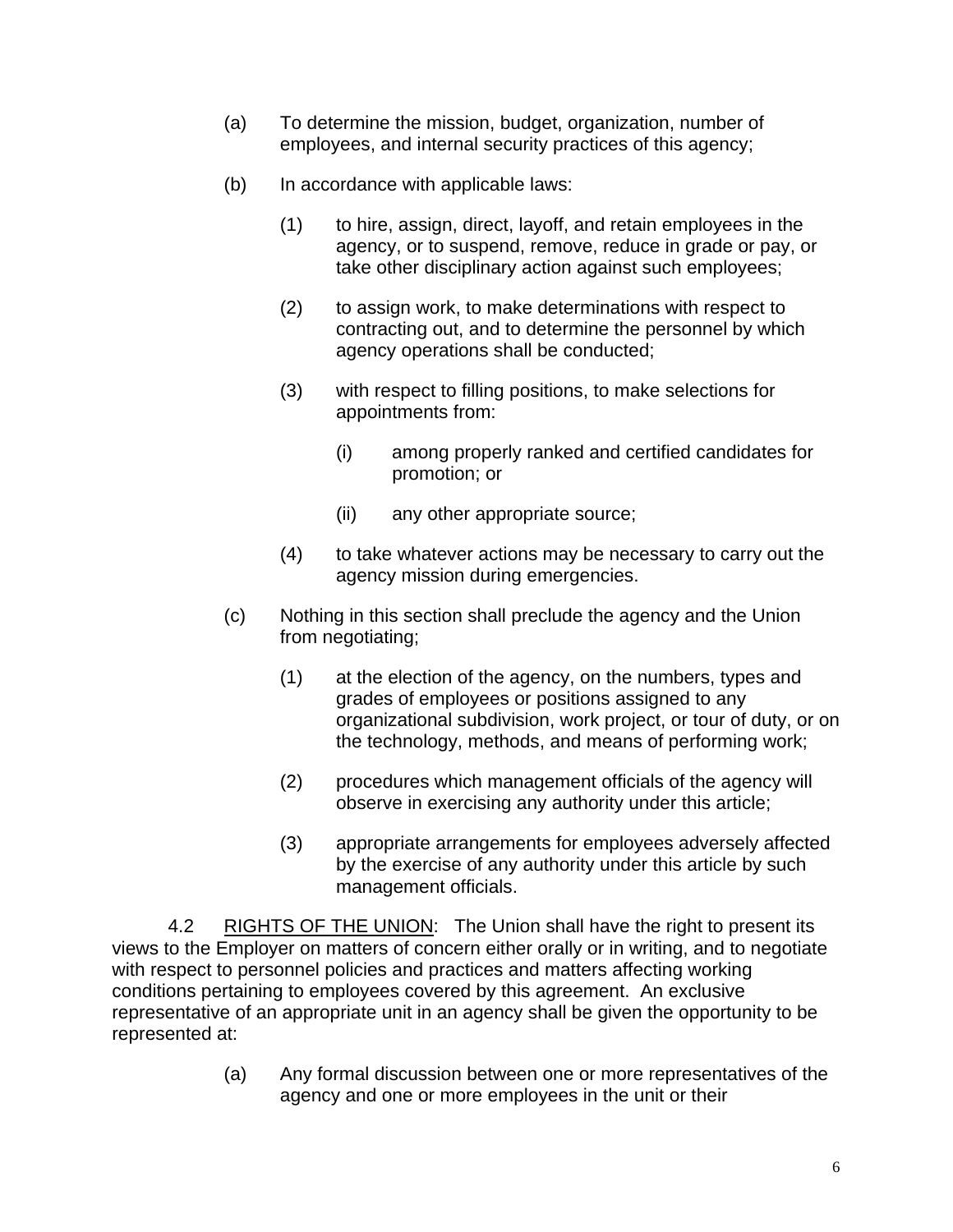(a) To determine the mission, budget, organization, number of employees, and internal security practices of this agency;

(b) In accordance with applicable laws:

    (1) to hire, assign, direct, layoff, and retain employees in the agency, or to suspend, remove, reduce in grade or pay, or take other disciplinary action against such employees;

    (2) to assign work, to make determinations with respect to contracting out, and to determine the personnel by which agency operations shall be conducted;

    (3) with respect to filling positions, to make selections for appointments from:

        (i) among properly ranked and certified candidates for promotion; or

        (ii) any other appropriate source;

    (4) to take whatever actions may be necessary to carry out the agency mission during emergencies.

(c) Nothing in this section shall preclude the agency and the Union from negotiating;

    (1) at the election of the agency, on the numbers, types and grades of employees or positions assigned to any organizational subdivision, work project, or tour of duty, or on the technology, methods, and means of performing work;

    (2) procedures which management officials of the agency will observe in exercising any authority under this article;

    (3) appropriate arrangements for employees adversely affected by the exercise of any authority under this article by such management officials.

4.2 RIGHTS OF THE UNION: The Union shall have the right to present its views to the Employer on matters of concern either orally or in writing, and to negotiate with respect to personnel policies and practices and matters affecting working conditions pertaining to employees covered by this agreement. An exclusive representative of an appropriate unit in an agency shall be given the opportunity to be represented at:

(a) Any formal discussion between one or more representatives of the agency and one or more employees in the unit or their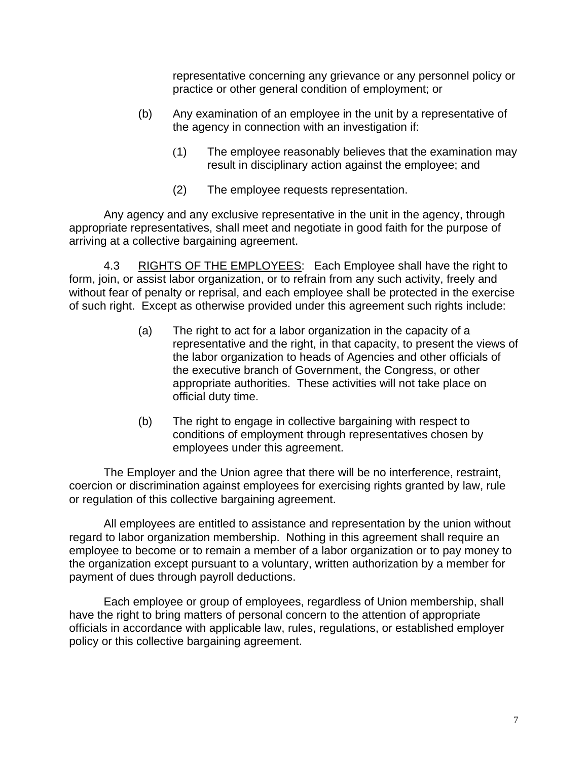representative concerning any grievance or any personnel policy or practice or other general condition of employment; or

(b) Any examination of an employee in the unit by a representative of the agency in connection with an investigation if:

(1) The employee reasonably believes that the examination may result in disciplinary action against the employee; and

(2) The employee requests representation.

Any agency and any exclusive representative in the unit in the agency, through appropriate representatives, shall meet and negotiate in good faith for the purpose of arriving at a collective bargaining agreement.

4.3 <u>RIGHTS OF THE EMPLOYEES</u>: Each Employee shall have the right to form, join, or assist labor organization, or to refrain from any such activity, freely and without fear of penalty or reprisal, and each employee shall be protected in the exercise of such right. Except as otherwise provided under this agreement such rights include:

(a) The right to act for a labor organization in the capacity of a representative and the right, in that capacity, to present the views of the labor organization to heads of Agencies and other officials of the executive branch of Government, the Congress, or other appropriate authorities. These activities will not take place on official duty time.

(b) The right to engage in collective bargaining with respect to conditions of employment through representatives chosen by employees under this agreement.

The Employer and the Union agree that there will be no interference, restraint, coercion or discrimination against employees for exercising rights granted by law, rule or regulation of this collective bargaining agreement.

All employees are entitled to assistance and representation by the union without regard to labor organization membership. Nothing in this agreement shall require an employee to become or to remain a member of a labor organization or to pay money to the organization except pursuant to a voluntary, written authorization by a member for payment of dues through payroll deductions.

Each employee or group of employees, regardless of Union membership, shall have the right to bring matters of personal concern to the attention of appropriate officials in accordance with applicable law, rules, regulations, or established employer policy or this collective bargaining agreement.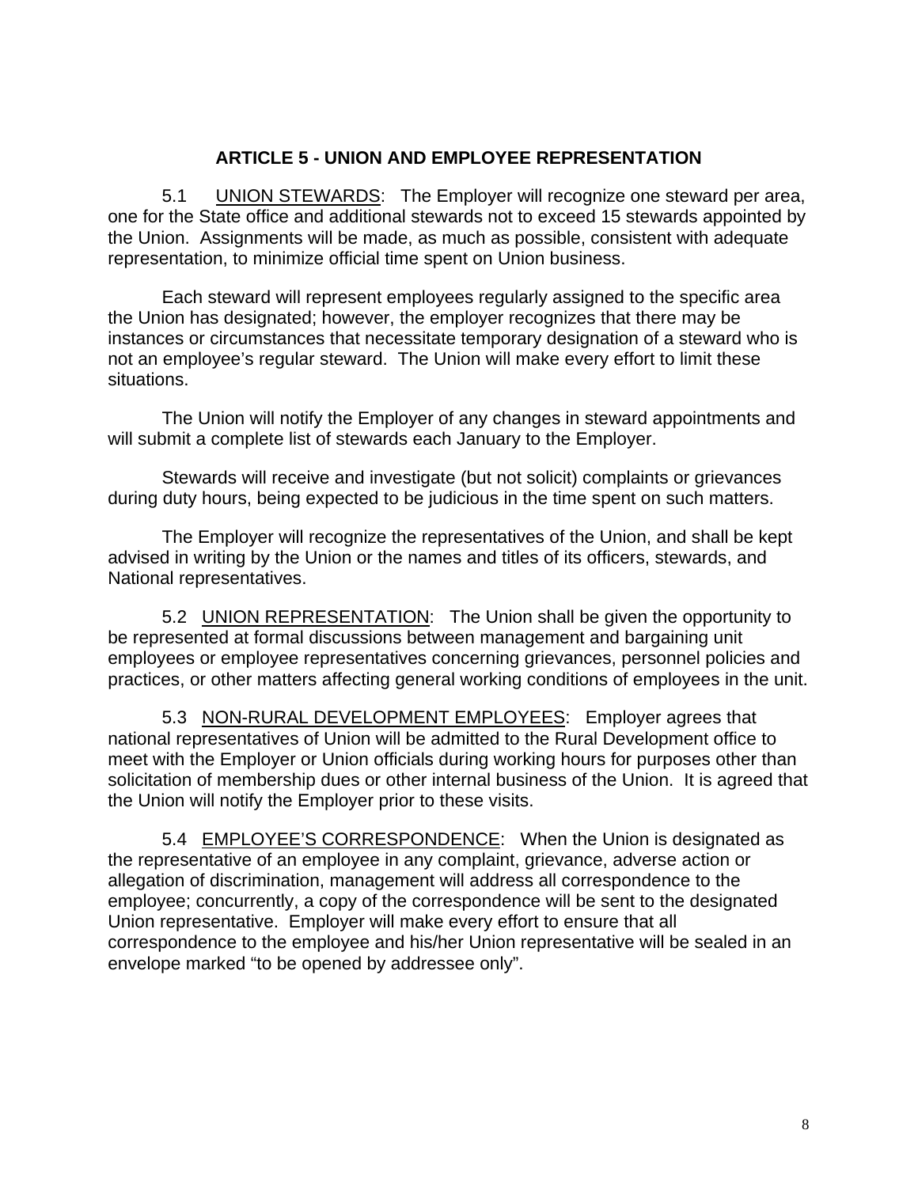## ARTICLE 5 - UNION AND EMPLOYEE REPRESENTATION

5.1 UNION STEWARDS: The Employer will recognize one steward per area, one for the State office and additional stewards not to exceed 15 stewards appointed by the Union. Assignments will be made, as much as possible, consistent with adequate representation, to minimize official time spent on Union business.

Each steward will represent employees regularly assigned to the specific area the Union has designated; however, the employer recognizes that there may be instances or circumstances that necessitate temporary designation of a steward who is not an employee's regular steward. The Union will make every effort to limit these situations.

The Union will notify the Employer of any changes in steward appointments and will submit a complete list of stewards each January to the Employer.

Stewards will receive and investigate (but not solicit) complaints or grievances during duty hours, being expected to be judicious in the time spent on such matters.

The Employer will recognize the representatives of the Union, and shall be kept advised in writing by the Union or the names and titles of its officers, stewards, and National representatives.

5.2 UNION REPRESENTATION: The Union shall be given the opportunity to be represented at formal discussions between management and bargaining unit employees or employee representatives concerning grievances, personnel policies and practices, or other matters affecting general working conditions of employees in the unit.

5.3 NON-RURAL DEVELOPMENT EMPLOYEES: Employer agrees that national representatives of Union will be admitted to the Rural Development office to meet with the Employer or Union officials during working hours for purposes other than solicitation of membership dues or other internal business of the Union. It is agreed that the Union will notify the Employer prior to these visits.

5.4 EMPLOYEE'S CORRESPONDENCE: When the Union is designated as the representative of an employee in any complaint, grievance, adverse action or allegation of discrimination, management will address all correspondence to the employee; concurrently, a copy of the correspondence will be sent to the designated Union representative. Employer will make every effort to ensure that all correspondence to the employee and his/her Union representative will be sealed in an envelope marked "to be opened by addressee only".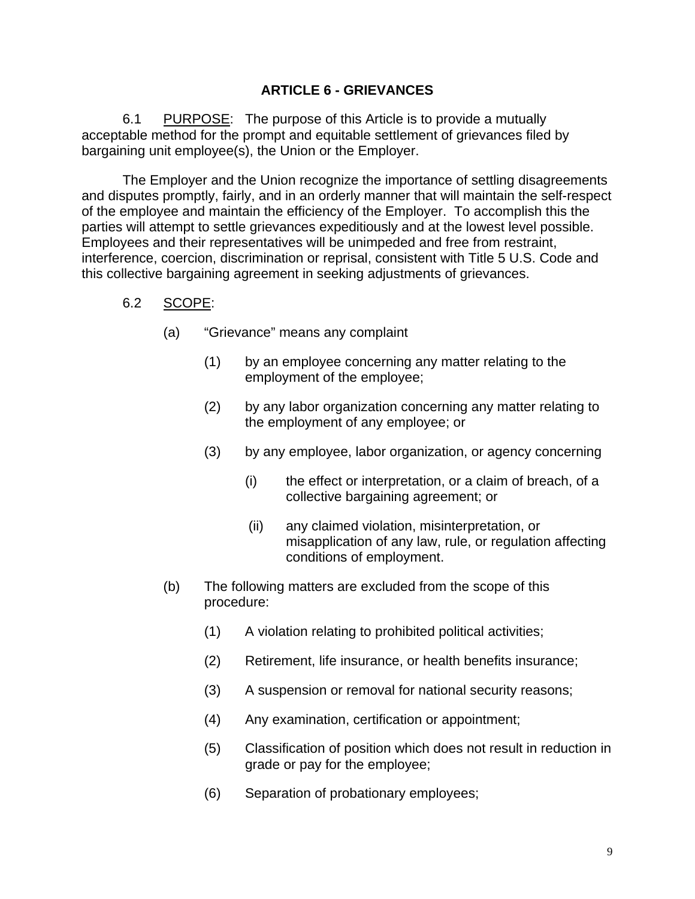## ARTICLE 6 - GRIEVANCES

6.1 PURPOSE: The purpose of this Article is to provide a mutually acceptable method for the prompt and equitable settlement of grievances filed by bargaining unit employee(s), the Union or the Employer.

The Employer and the Union recognize the importance of settling disagreements and disputes promptly, fairly, and in an orderly manner that will maintain the self-respect of the employee and maintain the efficiency of the Employer. To accomplish this the parties will attempt to settle grievances expeditiously and at the lowest level possible. Employees and their representatives will be unimpeded and free from restraint, interference, coercion, discrimination or reprisal, consistent with Title 5 U.S. Code and this collective bargaining agreement in seeking adjustments of grievances.

6.2 SCOPE:

(a) "Grievance" means any complaint

(1) by an employee concerning any matter relating to the employment of the employee;

(2) by any labor organization concerning any matter relating to the employment of any employee; or

(3) by any employee, labor organization, or agency concerning

(i) the effect or interpretation, or a claim of breach, of a collective bargaining agreement; or

(ii) any claimed violation, misinterpretation, or misapplication of any law, rule, or regulation affecting conditions of employment.

(b) The following matters are excluded from the scope of this procedure:

(1) A violation relating to prohibited political activities;

(2) Retirement, life insurance, or health benefits insurance;

(3) A suspension or removal for national security reasons;

(4) Any examination, certification or appointment;

(5) Classification of position which does not result in reduction in grade or pay for the employee;

(6) Separation of probationary employees;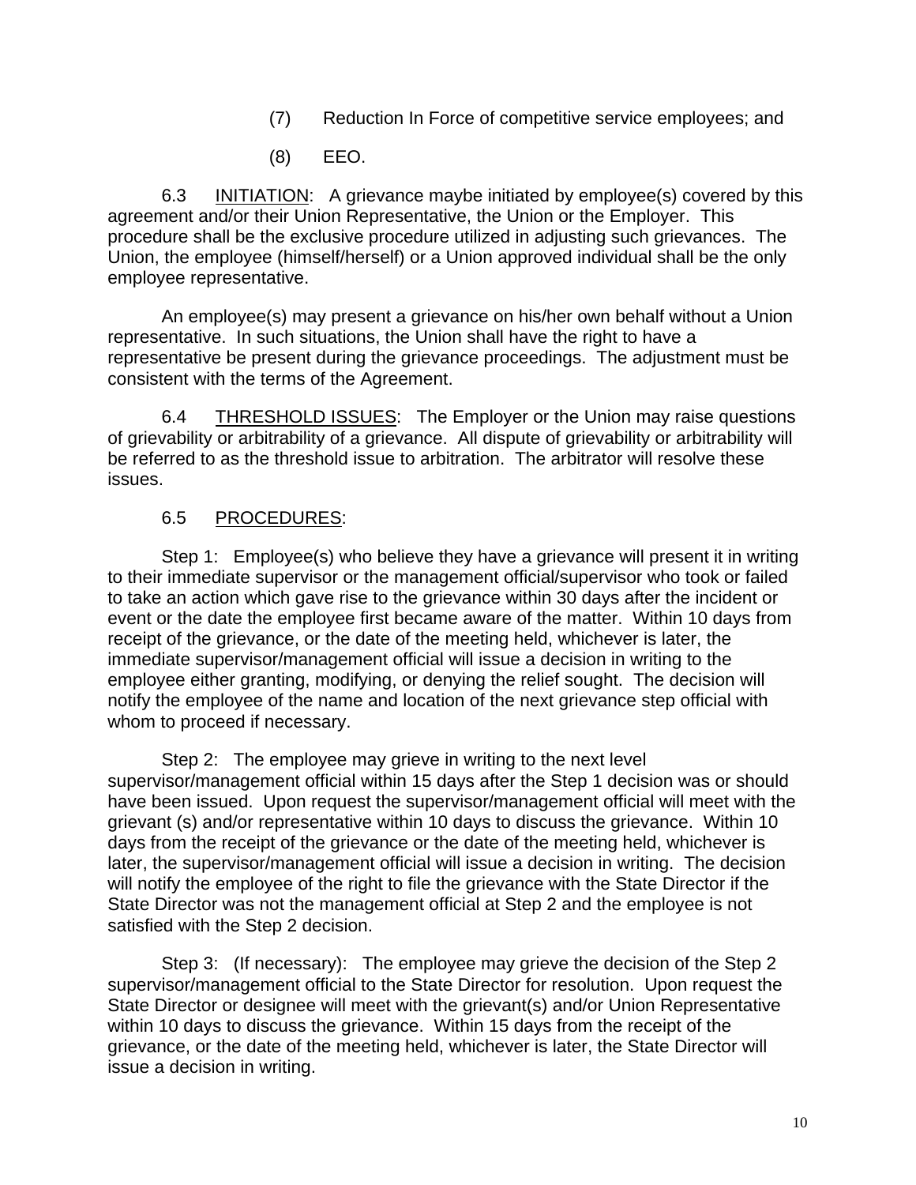(7) Reduction In Force of competitive service employees; and

(8) EEO.

6.3 INITIATION: A grievance maybe initiated by employee(s) covered by this agreement and/or their Union Representative, the Union or the Employer. This procedure shall be the exclusive procedure utilized in adjusting such grievances. The Union, the employee (himself/herself) or a Union approved individual shall be the only employee representative.

An employee(s) may present a grievance on his/her own behalf without a Union representative. In such situations, the Union shall have the right to have a representative be present during the grievance proceedings. The adjustment must be consistent with the terms of the Agreement.

6.4 THRESHOLD ISSUES: The Employer or the Union may raise questions of grievability or arbitrability of a grievance. All dispute of grievability or arbitrability will be referred to as the threshold issue to arbitration. The arbitrator will resolve these issues.

6.5 PROCEDURES:

Step 1: Employee(s) who believe they have a grievance will present it in writing to their immediate supervisor or the management official/supervisor who took or failed to take an action which gave rise to the grievance within 30 days after the incident or event or the date the employee first became aware of the matter. Within 10 days from receipt of the grievance, or the date of the meeting held, whichever is later, the immediate supervisor/management official will issue a decision in writing to the employee either granting, modifying, or denying the relief sought. The decision will notify the employee of the name and location of the next grievance step official with whom to proceed if necessary.

Step 2: The employee may grieve in writing to the next level supervisor/management official within 15 days after the Step 1 decision was or should have been issued. Upon request the supervisor/management official will meet with the grievant (s) and/or representative within 10 days to discuss the grievance. Within 10 days from the receipt of the grievance or the date of the meeting held, whichever is later, the supervisor/management official will issue a decision in writing. The decision will notify the employee of the right to file the grievance with the State Director if the State Director was not the management official at Step 2 and the employee is not satisfied with the Step 2 decision.

Step 3: (If necessary): The employee may grieve the decision of the Step 2 supervisor/management official to the State Director for resolution. Upon request the State Director or designee will meet with the grievant(s) and/or Union Representative within 10 days to discuss the grievance. Within 15 days from the receipt of the grievance, or the date of the meeting held, whichever is later, the State Director will issue a decision in writing.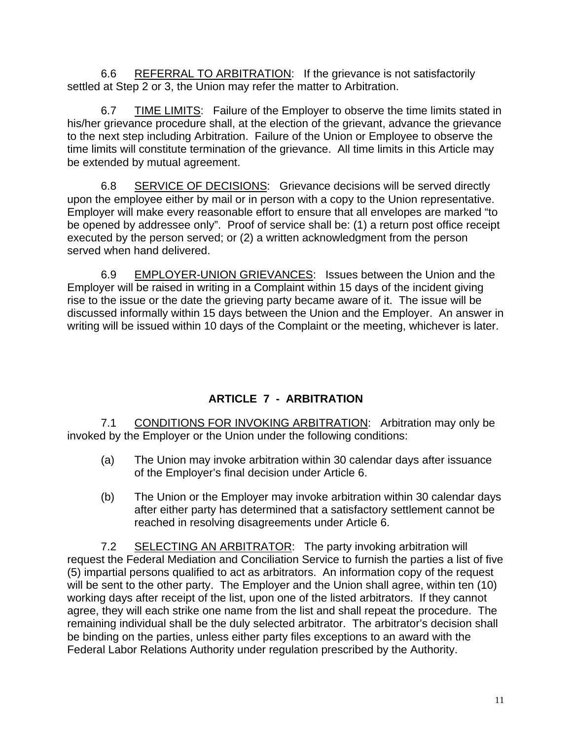6.6 REFERRAL TO ARBITRATION: If the grievance is not satisfactorily settled at Step 2 or 3, the Union may refer the matter to Arbitration.

6.7 TIME LIMITS: Failure of the Employer to observe the time limits stated in his/her grievance procedure shall, at the election of the grievant, advance the grievance to the next step including Arbitration. Failure of the Union or Employee to observe the time limits will constitute termination of the grievance. All time limits in this Article may be extended by mutual agreement.

6.8 SERVICE OF DECISIONS: Grievance decisions will be served directly upon the employee either by mail or in person with a copy to the Union representative. Employer will make every reasonable effort to ensure that all envelopes are marked "to be opened by addressee only". Proof of service shall be: (1) a return post office receipt executed by the person served; or (2) a written acknowledgment from the person served when hand delivered.

6.9 EMPLOYER-UNION GRIEVANCES: Issues between the Union and the Employer will be raised in writing in a Complaint within 15 days of the incident giving rise to the issue or the date the grieving party became aware of it. The issue will be discussed informally within 15 days between the Union and the Employer. An answer in writing will be issued within 10 days of the Complaint or the meeting, whichever is later.

## ARTICLE 7 - ARBITRATION

7.1 CONDITIONS FOR INVOKING ARBITRATION: Arbitration may only be invoked by the Employer or the Union under the following conditions:

(a) The Union may invoke arbitration within 30 calendar days after issuance of the Employer's final decision under Article 6.

(b) The Union or the Employer may invoke arbitration within 30 calendar days after either party has determined that a satisfactory settlement cannot be reached in resolving disagreements under Article 6.

7.2 SELECTING AN ARBITRATOR: The party invoking arbitration will request the Federal Mediation and Conciliation Service to furnish the parties a list of five (5) impartial persons qualified to act as arbitrators. An information copy of the request will be sent to the other party. The Employer and the Union shall agree, within ten (10) working days after receipt of the list, upon one of the listed arbitrators. If they cannot agree, they will each strike one name from the list and shall repeat the procedure. The remaining individual shall be the duly selected arbitrator. The arbitrator's decision shall be binding on the parties, unless either party files exceptions to an award with the Federal Labor Relations Authority under regulation prescribed by the Authority.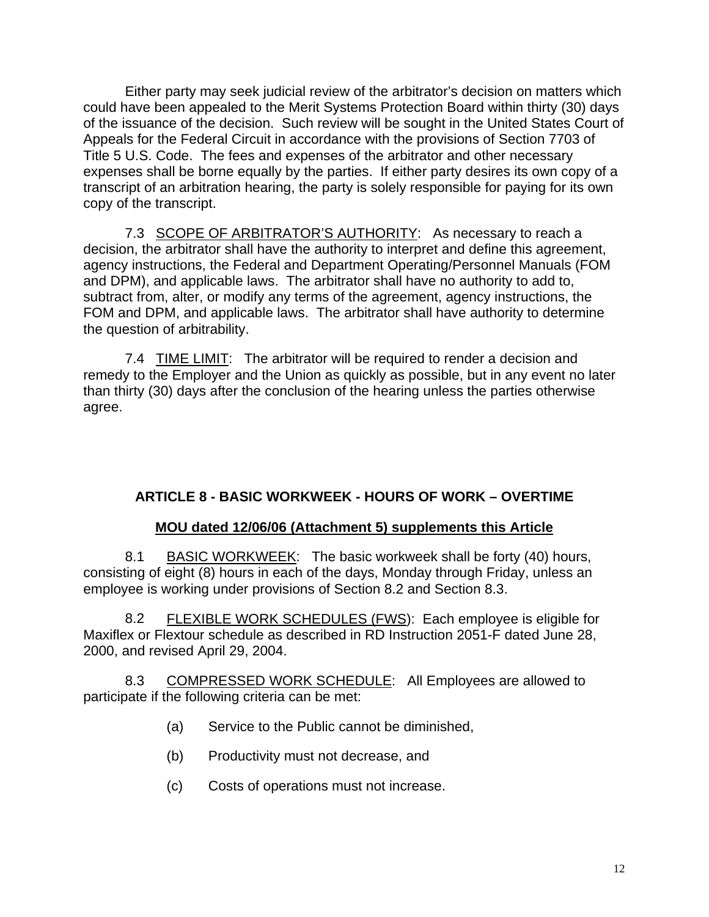Either party may seek judicial review of the arbitrator's decision on matters which could have been appealed to the Merit Systems Protection Board within thirty (30) days of the issuance of the decision. Such review will be sought in the United States Court of Appeals for the Federal Circuit in accordance with the provisions of Section 7703 of Title 5 U.S. Code. The fees and expenses of the arbitrator and other necessary expenses shall be borne equally by the parties. If either party desires its own copy of a transcript of an arbitration hearing, the party is solely responsible for paying for its own copy of the transcript.

7.3 <u>SCOPE OF ARBITRATOR'S AUTHORITY</u>: As necessary to reach a decision, the arbitrator shall have the authority to interpret and define this agreement, agency instructions, the Federal and Department Operating/Personnel Manuals (FOM and DPM), and applicable laws. The arbitrator shall have no authority to add to, subtract from, alter, or modify any terms of the agreement, agency instructions, the FOM and DPM, and applicable laws. The arbitrator shall have authority to determine the question of arbitrability.

7.4 <u>TIME LIMIT</u>: The arbitrator will be required to render a decision and remedy to the Employer and the Union as quickly as possible, but in any event no later than thirty (30) days after the conclusion of the hearing unless the parties otherwise agree.

## ARTICLE 8 - BASIC WORKWEEK - HOURS OF WORK – OVERTIME

**<u>MOU dated 12/06/06 (Attachment 5) supplements this Article</u>**

8.1 <u>BASIC WORKWEEK</u>: The basic workweek shall be forty (40) hours, consisting of eight (8) hours in each of the days, Monday through Friday, unless an employee is working under provisions of Section 8.2 and Section 8.3.

8.2 <u>FLEXIBLE WORK SCHEDULES (FWS)</u>: Each employee is eligible for Maxiflex or Flextour schedule as described in RD Instruction 2051-F dated June 28, 2000, and revised April 29, 2004.

8.3 <u>COMPRESSED WORK SCHEDULE</u>: All Employees are allowed to participate if the following criteria can be met:

(a) Service to the Public cannot be diminished,

(b) Productivity must not decrease, and

(c) Costs of operations must not increase.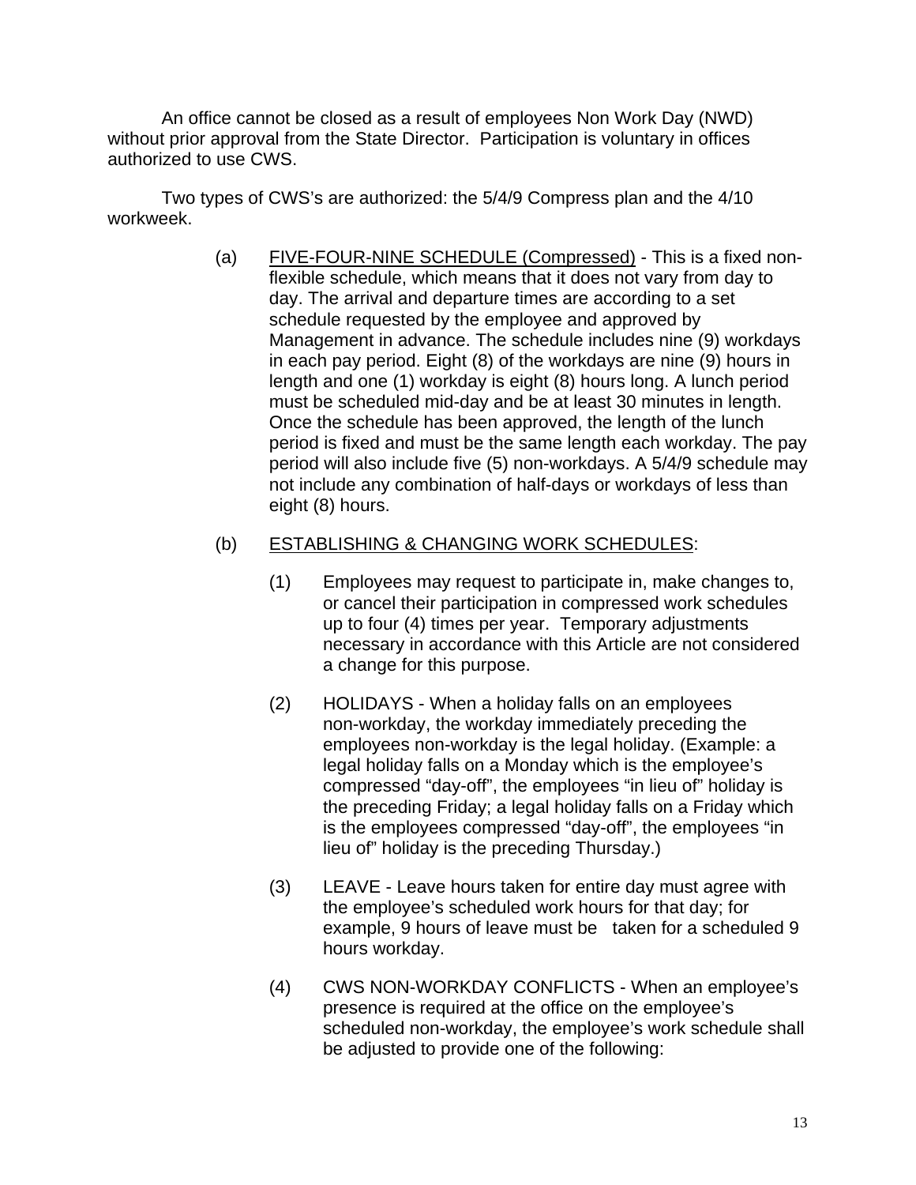An office cannot be closed as a result of employees Non Work Day (NWD) without prior approval from the State Director. Participation is voluntary in offices authorized to use CWS.

Two types of CWS's are authorized: the 5/4/9 Compress plan and the 4/10 workweek.

(a) <u>FIVE-FOUR-NINE SCHEDULE (Compressed)</u> - This is a fixed non-flexible schedule, which means that it does not vary from day to day. The arrival and departure times are according to a set schedule requested by the employee and approved by Management in advance. The schedule includes nine (9) workdays in each pay period. Eight (8) of the workdays are nine (9) hours in length and one (1) workday is eight (8) hours long. A lunch period must be scheduled mid-day and be at least 30 minutes in length. Once the schedule has been approved, the length of the lunch period is fixed and must be the same length each workday. The pay period will also include five (5) non-workdays. A 5/4/9 schedule may not include any combination of half-days or workdays of less than eight (8) hours.

(b) <u>ESTABLISHING & CHANGING WORK SCHEDULES</u>:

(1) Employees may request to participate in, make changes to, or cancel their participation in compressed work schedules up to four (4) times per year. Temporary adjustments necessary in accordance with this Article are not considered a change for this purpose.

(2) HOLIDAYS - When a holiday falls on an employees non-workday, the workday immediately preceding the employees non-workday is the legal holiday. (Example: a legal holiday falls on a Monday which is the employee's compressed "day-off", the employees "in lieu of" holiday is the preceding Friday; a legal holiday falls on a Friday which is the employees compressed "day-off", the employees "in lieu of" holiday is the preceding Thursday.)

(3) LEAVE - Leave hours taken for entire day must agree with the employee's scheduled work hours for that day; for example, 9 hours of leave must be taken for a scheduled 9 hours workday.

(4) CWS NON-WORKDAY CONFLICTS - When an employee's presence is required at the office on the employee's scheduled non-workday, the employee's work schedule shall be adjusted to provide one of the following: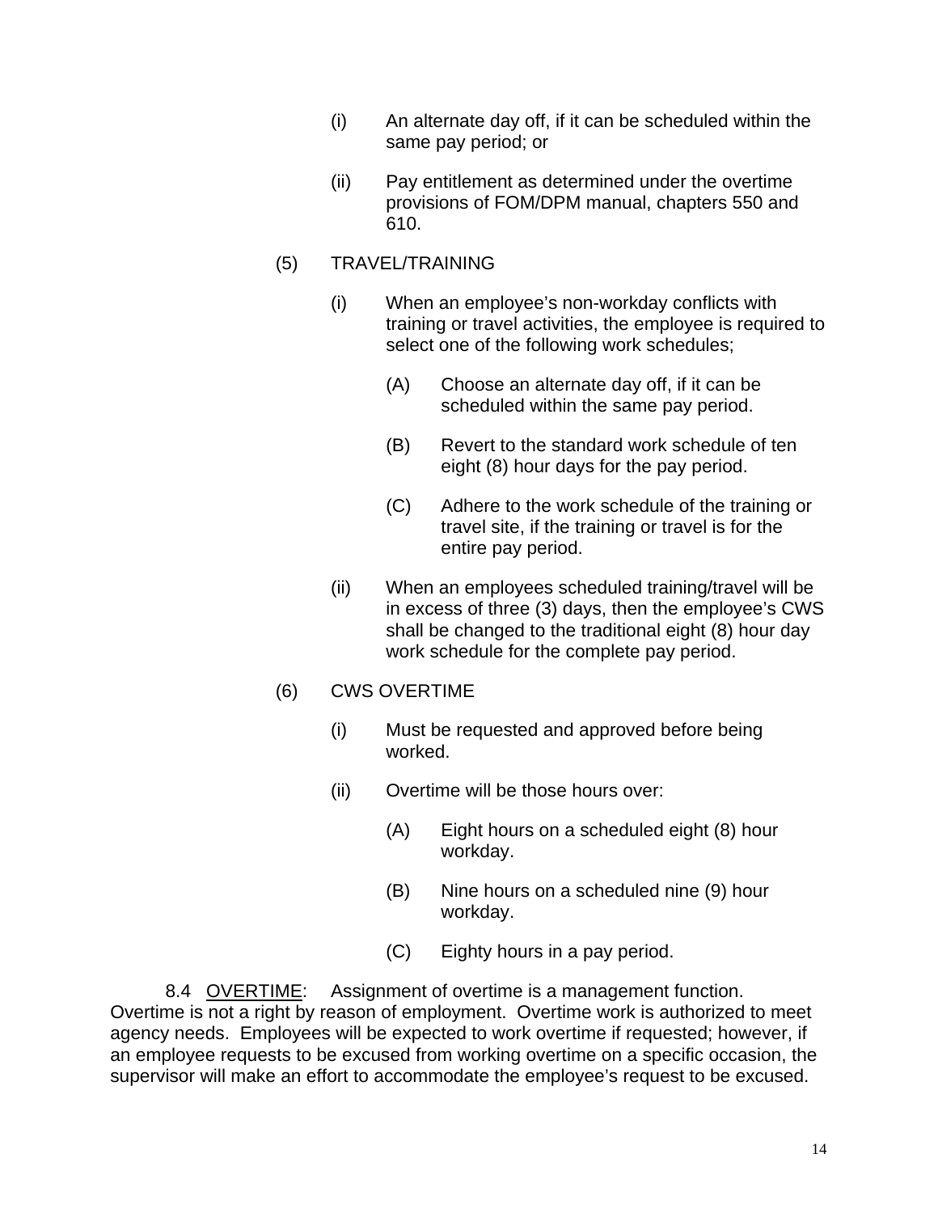(i) An alternate day off, if it can be scheduled within the same pay period; or

(ii) Pay entitlement as determined under the overtime provisions of FOM/DPM manual, chapters 550 and 610.

(5) TRAVEL/TRAINING

(i) When an employee's non-workday conflicts with training or travel activities, the employee is required to select one of the following work schedules;

(A) Choose an alternate day off, if it can be scheduled within the same pay period.

(B) Revert to the standard work schedule of ten eight (8) hour days for the pay period.

(C) Adhere to the work schedule of the training or travel site, if the training or travel is for the entire pay period.

(ii) When an employees scheduled training/travel will be in excess of three (3) days, then the employee's CWS shall be changed to the traditional eight (8) hour day work schedule for the complete pay period.

(6) CWS OVERTIME

(i) Must be requested and approved before being worked.

(ii) Overtime will be those hours over:

(A) Eight hours on a scheduled eight (8) hour workday.

(B) Nine hours on a scheduled nine (9) hour workday.

(C) Eighty hours in a pay period.

8.4 <u>OVERTIME</u>: Assignment of overtime is a management function. Overtime is not a right by reason of employment. Overtime work is authorized to meet agency needs. Employees will be expected to work overtime if requested; however, if an employee requests to be excused from working overtime on a specific occasion, the supervisor will make an effort to accommodate the employee's request to be excused.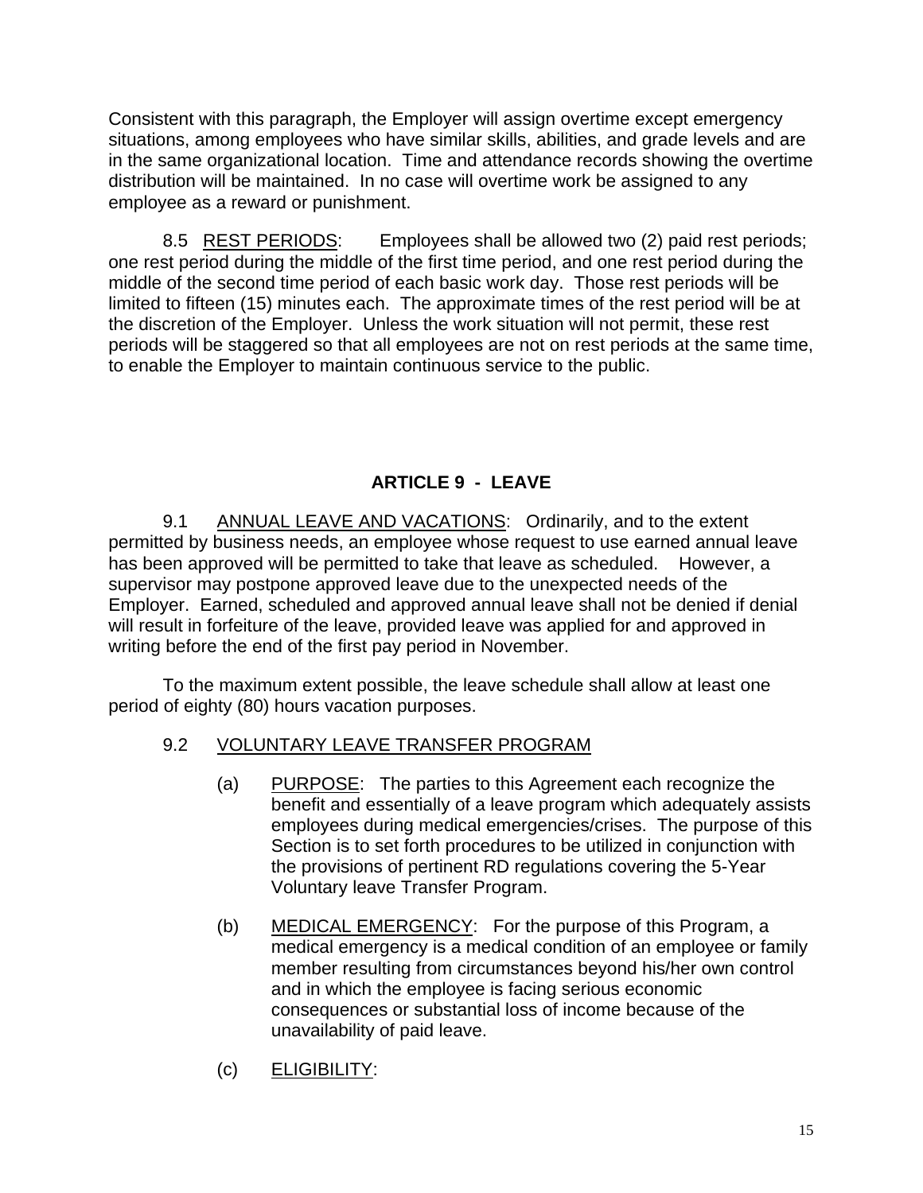Consistent with this paragraph, the Employer will assign overtime except emergency situations, among employees who have similar skills, abilities, and grade levels and are in the same organizational location. Time and attendance records showing the overtime distribution will be maintained. In no case will overtime work be assigned to any employee as a reward or punishment.

8.5 REST PERIODS: Employees shall be allowed two (2) paid rest periods; one rest period during the middle of the first time period, and one rest period during the middle of the second time period of each basic work day. Those rest periods will be limited to fifteen (15) minutes each. The approximate times of the rest period will be at the discretion of the Employer. Unless the work situation will not permit, these rest periods will be staggered so that all employees are not on rest periods at the same time, to enable the Employer to maintain continuous service to the public.

## ARTICLE 9 - LEAVE

9.1 ANNUAL LEAVE AND VACATIONS: Ordinarily, and to the extent permitted by business needs, an employee whose request to use earned annual leave has been approved will be permitted to take that leave as scheduled. However, a supervisor may postpone approved leave due to the unexpected needs of the Employer. Earned, scheduled and approved annual leave shall not be denied if denial will result in forfeiture of the leave, provided leave was applied for and approved in writing before the end of the first pay period in November.

To the maximum extent possible, the leave schedule shall allow at least one period of eighty (80) hours vacation purposes.

9.2 VOLUNTARY LEAVE TRANSFER PROGRAM

(a) PURPOSE: The parties to this Agreement each recognize the benefit and essentially of a leave program which adequately assists employees during medical emergencies/crises. The purpose of this Section is to set forth procedures to be utilized in conjunction with the provisions of pertinent RD regulations covering the 5-Year Voluntary leave Transfer Program.

(b) MEDICAL EMERGENCY: For the purpose of this Program, a medical emergency is a medical condition of an employee or family member resulting from circumstances beyond his/her own control and in which the employee is facing serious economic consequences or substantial loss of income because of the unavailability of paid leave.

(c) ELIGIBILITY: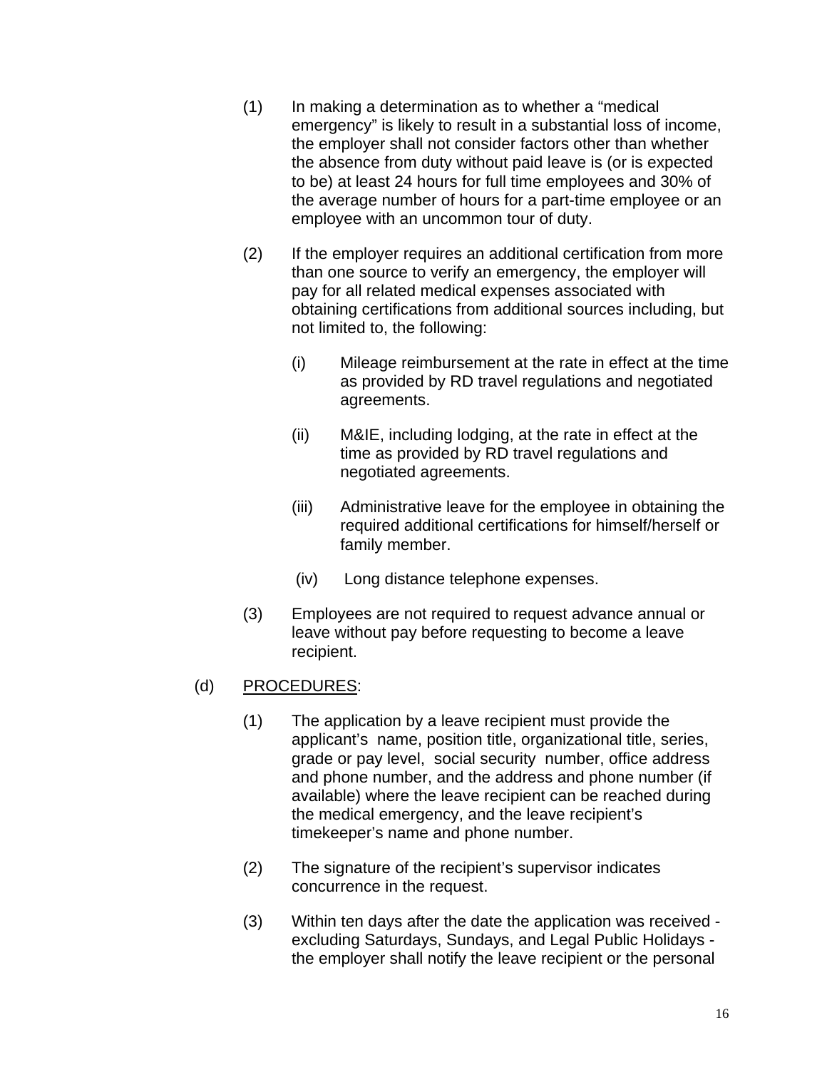(1) In making a determination as to whether a "medical emergency" is likely to result in a substantial loss of income, the employer shall not consider factors other than whether the absence from duty without paid leave is (or is expected to be) at least 24 hours for full time employees and 30% of the average number of hours for a part-time employee or an employee with an uncommon tour of duty.

(2) If the employer requires an additional certification from more than one source to verify an emergency, the employer will pay for all related medical expenses associated with obtaining certifications from additional sources including, but not limited to, the following:

   (i) Mileage reimbursement at the rate in effect at the time as provided by RD travel regulations and negotiated agreements.

   (ii) M&IE, including lodging, at the rate in effect at the time as provided by RD travel regulations and negotiated agreements.

   (iii) Administrative leave for the employee in obtaining the required additional certifications for himself/herself or family member.

   (iv) Long distance telephone expenses.

(3) Employees are not required to request advance annual or leave without pay before requesting to become a leave recipient.

(d) <u>PROCEDURES</u>:

(1) The application by a leave recipient must provide the applicant's name, position title, organizational title, series, grade or pay level, social security number, office address and phone number, and the address and phone number (if available) where the leave recipient can be reached during the medical emergency, and the leave recipient's timekeeper's name and phone number.

(2) The signature of the recipient's supervisor indicates concurrence in the request.

(3) Within ten days after the date the application was received - excluding Saturdays, Sundays, and Legal Public Holidays - the employer shall notify the leave recipient or the personal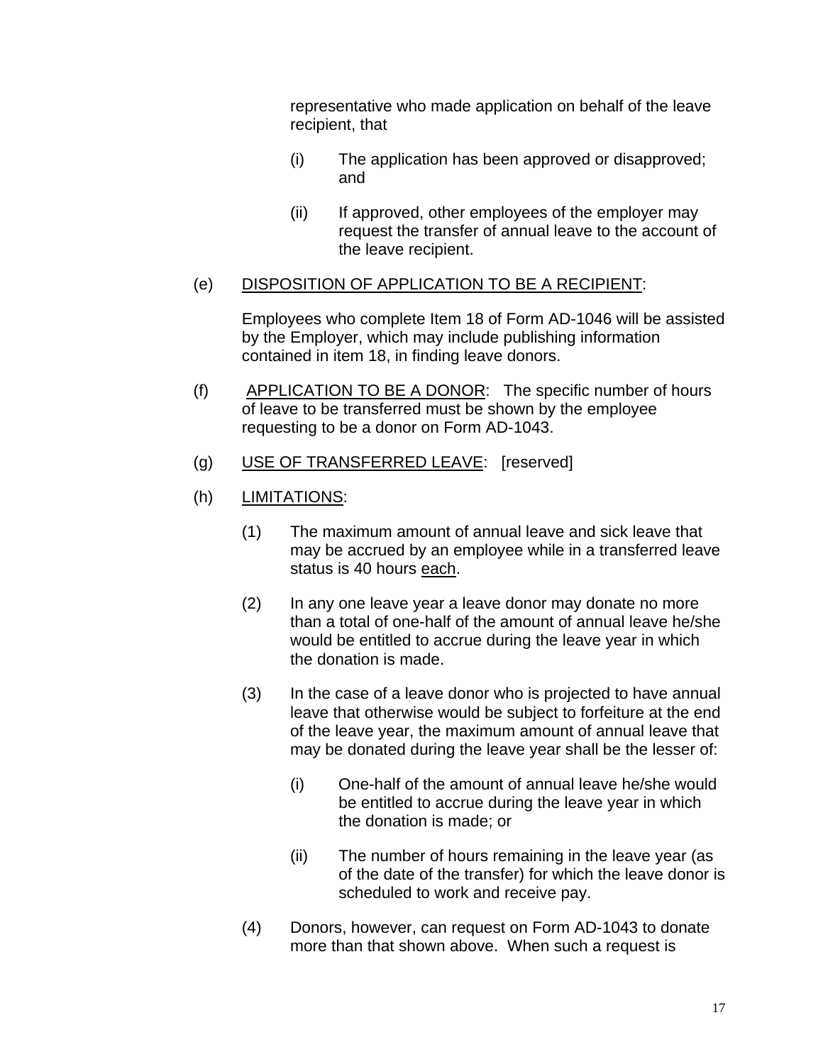representative who made application on behalf of the leave recipient, that

(i) The application has been approved or disapproved; and

(ii) If approved, other employees of the employer may request the transfer of annual leave to the account of the leave recipient.

(e) <u>DISPOSITION OF APPLICATION TO BE A RECIPIENT</u>:

Employees who complete Item 18 of Form AD-1046 will be assisted by the Employer, which may include publishing information contained in item 18, in finding leave donors.

(f) <u>APPLICATION TO BE A DONOR</u>: The specific number of hours of leave to be transferred must be shown by the employee requesting to be a donor on Form AD-1043.

(g) <u>USE OF TRANSFERRED LEAVE</u>: [reserved]

(h) <u>LIMITATIONS</u>:

(1) The maximum amount of annual leave and sick leave that may be accrued by an employee while in a transferred leave status is 40 hours <u>each</u>.

(2) In any one leave year a leave donor may donate no more than a total of one-half of the amount of annual leave he/she would be entitled to accrue during the leave year in which the donation is made.

(3) In the case of a leave donor who is projected to have annual leave that otherwise would be subject to forfeiture at the end of the leave year, the maximum amount of annual leave that may be donated during the leave year shall be the lesser of:

(i) One-half of the amount of annual leave he/she would be entitled to accrue during the leave year in which the donation is made; or

(ii) The number of hours remaining in the leave year (as of the date of the transfer) for which the leave donor is scheduled to work and receive pay.

(4) Donors, however, can request on Form AD-1043 to donate more than that shown above. When such a request is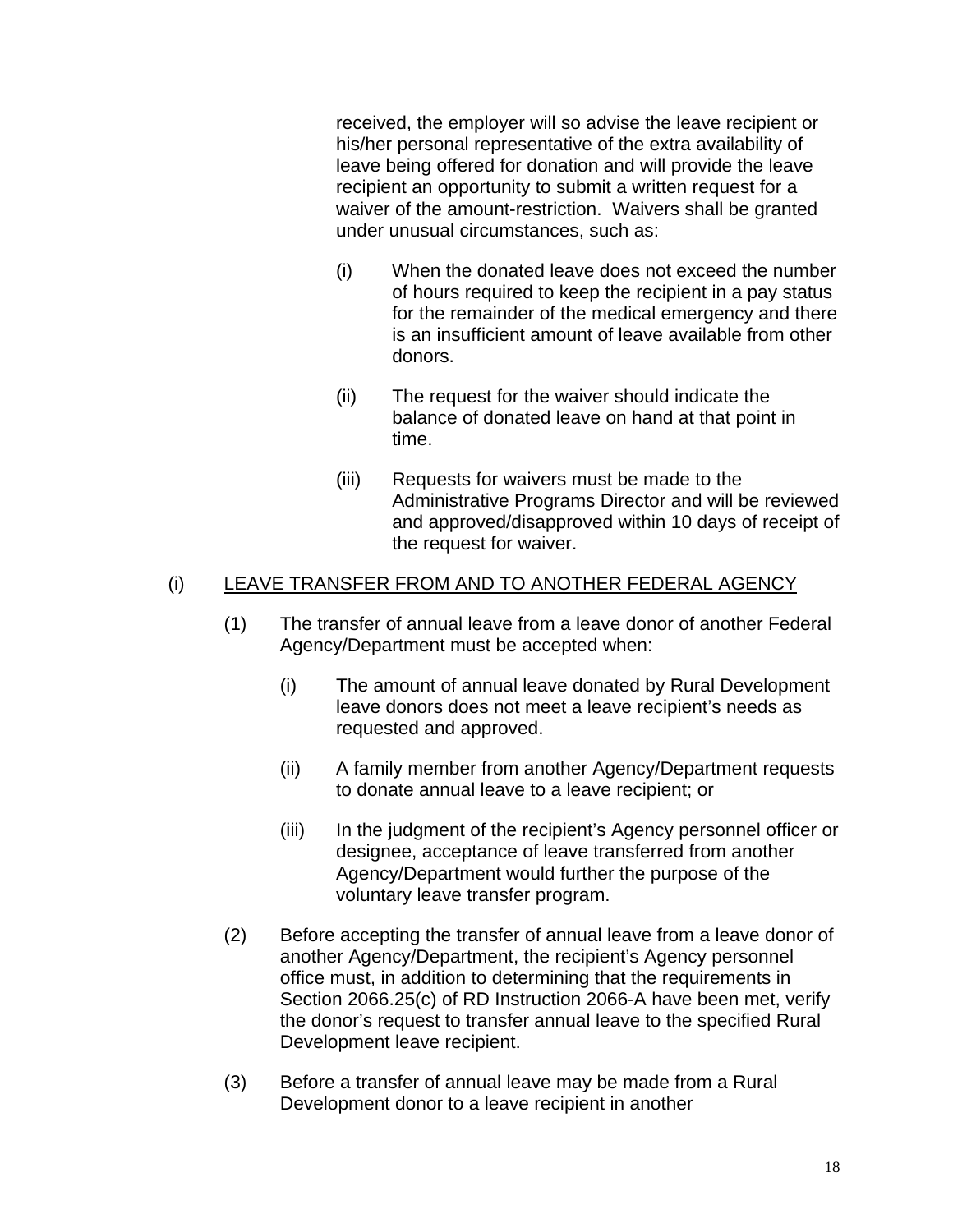received, the employer will so advise the leave recipient or his/her personal representative of the extra availability of leave being offered for donation and will provide the leave recipient an opportunity to submit a written request for a waiver of the amount-restriction. Waivers shall be granted under unusual circumstances, such as:

(i) When the donated leave does not exceed the number of hours required to keep the recipient in a pay status for the remainder of the medical emergency and there is an insufficient amount of leave available from other donors.

(ii) The request for the waiver should indicate the balance of donated leave on hand at that point in time.

(iii) Requests for waivers must be made to the Administrative Programs Director and will be reviewed and approved/disapproved within 10 days of receipt of the request for waiver.

(i) <u>LEAVE TRANSFER FROM AND TO ANOTHER FEDERAL AGENCY</u>

(1) The transfer of annual leave from a leave donor of another Federal Agency/Department must be accepted when:

(i) The amount of annual leave donated by Rural Development leave donors does not meet a leave recipient's needs as requested and approved.

(ii) A family member from another Agency/Department requests to donate annual leave to a leave recipient; or

(iii) In the judgment of the recipient's Agency personnel officer or designee, acceptance of leave transferred from another Agency/Department would further the purpose of the voluntary leave transfer program.

(2) Before accepting the transfer of annual leave from a leave donor of another Agency/Department, the recipient's Agency personnel office must, in addition to determining that the requirements in Section 2066.25(c) of RD Instruction 2066-A have been met, verify the donor's request to transfer annual leave to the specified Rural Development leave recipient.

(3) Before a transfer of annual leave may be made from a Rural Development donor to a leave recipient in another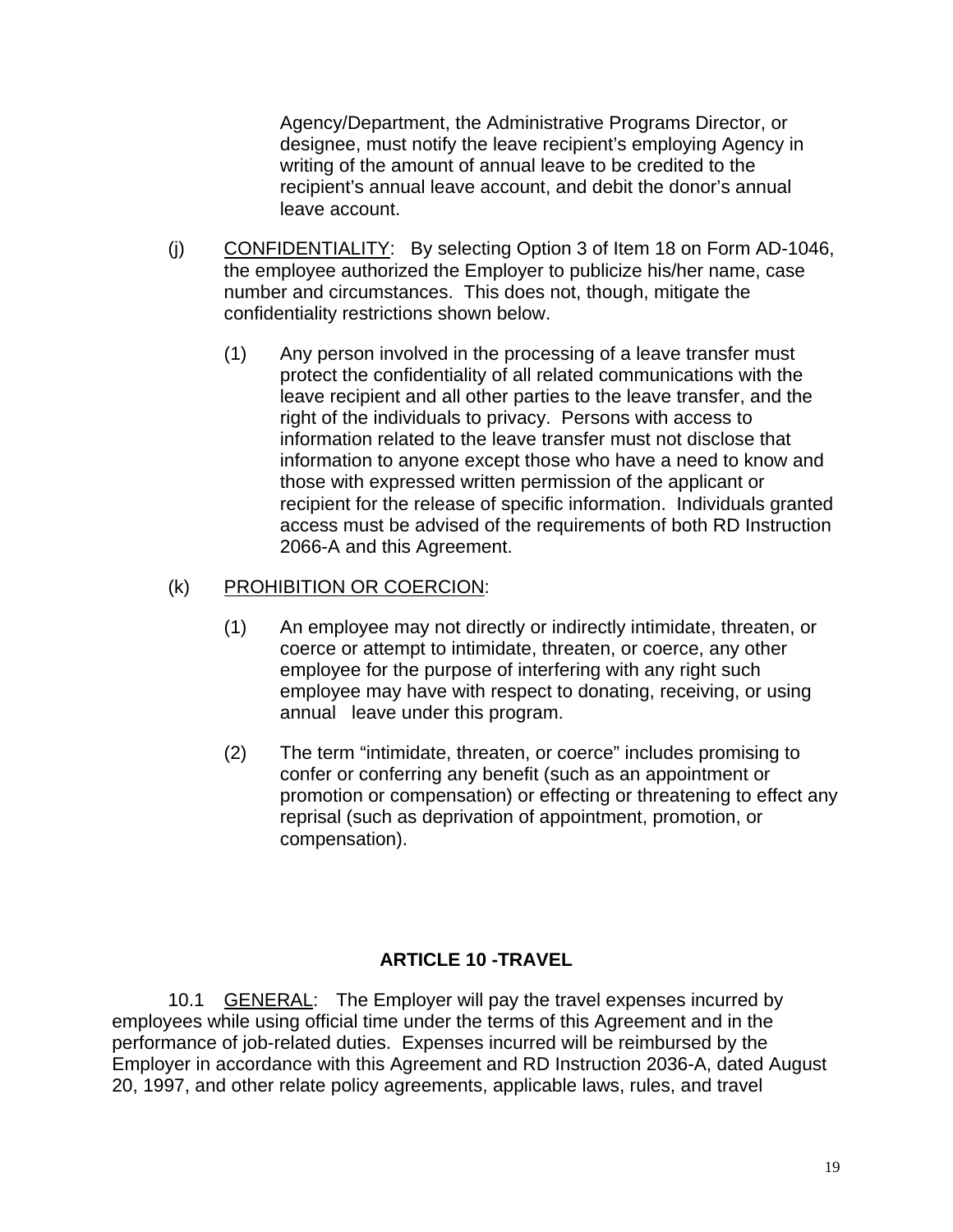Agency/Department, the Administrative Programs Director, or designee, must notify the leave recipient's employing Agency in writing of the amount of annual leave to be credited to the recipient's annual leave account, and debit the donor's annual leave account.

(j) <u>CONFIDENTIALITY</u>: By selecting Option 3 of Item 18 on Form AD-1046, the employee authorized the Employer to publicize his/her name, case number and circumstances. This does not, though, mitigate the confidentiality restrictions shown below.

(1) Any person involved in the processing of a leave transfer must protect the confidentiality of all related communications with the leave recipient and all other parties to the leave transfer, and the right of the individuals to privacy. Persons with access to information related to the leave transfer must not disclose that information to anyone except those who have a need to know and those with expressed written permission of the applicant or recipient for the release of specific information. Individuals granted access must be advised of the requirements of both RD Instruction 2066-A and this Agreement.

(k) <u>PROHIBITION OR COERCION</u>:

(1) An employee may not directly or indirectly intimidate, threaten, or coerce or attempt to intimidate, threaten, or coerce, any other employee for the purpose of interfering with any right such employee may have with respect to donating, receiving, or using annual leave under this program.

(2) The term "intimidate, threaten, or coerce" includes promising to confer or conferring any benefit (such as an appointment or promotion or compensation) or effecting or threatening to effect any reprisal (such as deprivation of appointment, promotion, or compensation).

## ARTICLE 10 -TRAVEL

10.1 <u>GENERAL</u>: The Employer will pay the travel expenses incurred by employees while using official time under the terms of this Agreement and in the performance of job-related duties. Expenses incurred will be reimbursed by the Employer in accordance with this Agreement and RD Instruction 2036-A, dated August 20, 1997, and other relate policy agreements, applicable laws, rules, and travel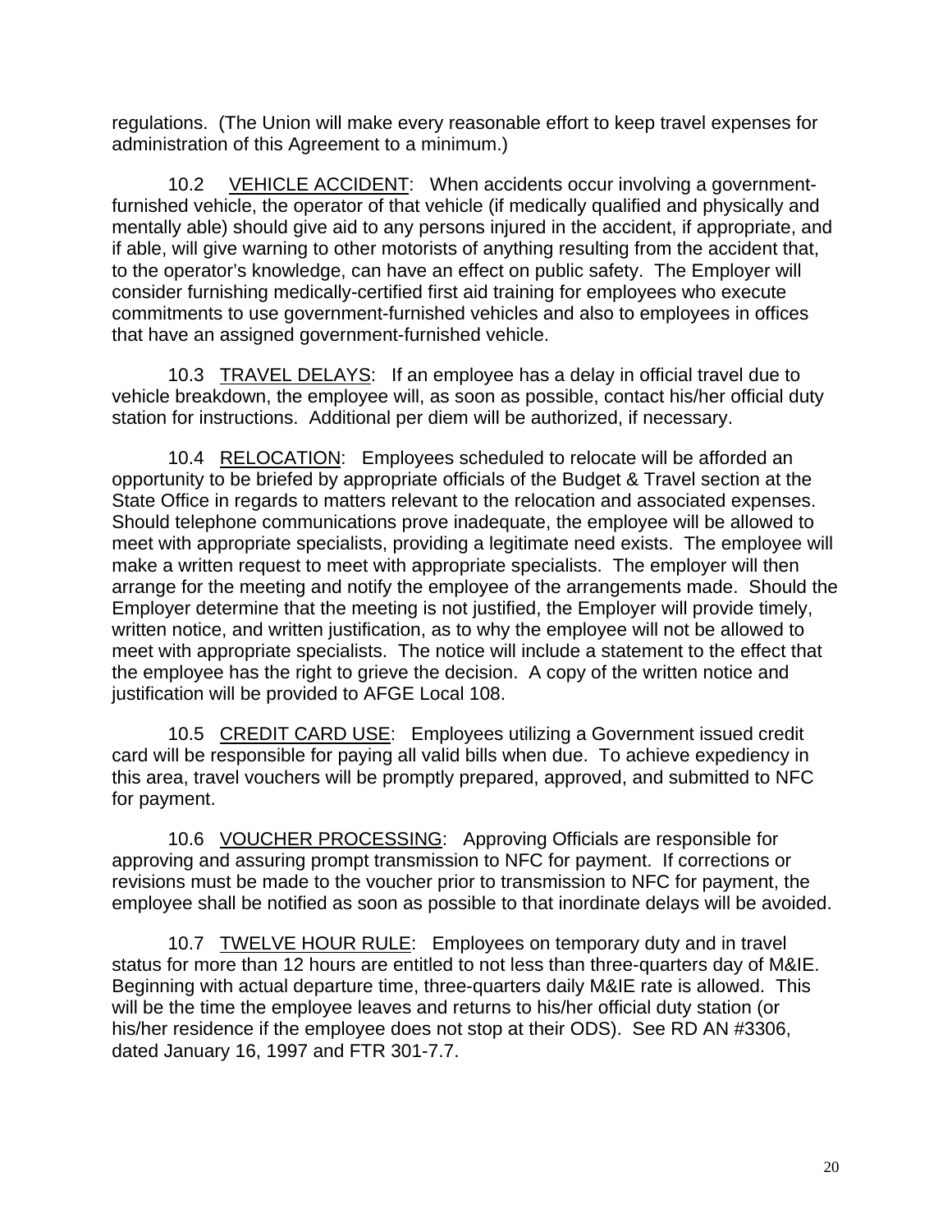regulations. (The Union will make every reasonable effort to keep travel expenses for administration of this Agreement to a minimum.)

10.2 VEHICLE ACCIDENT: When accidents occur involving a government-furnished vehicle, the operator of that vehicle (if medically qualified and physically and mentally able) should give aid to any persons injured in the accident, if appropriate, and if able, will give warning to other motorists of anything resulting from the accident that, to the operator's knowledge, can have an effect on public safety. The Employer will consider furnishing medically-certified first aid training for employees who execute commitments to use government-furnished vehicles and also to employees in offices that have an assigned government-furnished vehicle.

10.3 TRAVEL DELAYS: If an employee has a delay in official travel due to vehicle breakdown, the employee will, as soon as possible, contact his/her official duty station for instructions. Additional per diem will be authorized, if necessary.

10.4 RELOCATION: Employees scheduled to relocate will be afforded an opportunity to be briefed by appropriate officials of the Budget & Travel section at the State Office in regards to matters relevant to the relocation and associated expenses. Should telephone communications prove inadequate, the employee will be allowed to meet with appropriate specialists, providing a legitimate need exists. The employee will make a written request to meet with appropriate specialists. The employer will then arrange for the meeting and notify the employee of the arrangements made. Should the Employer determine that the meeting is not justified, the Employer will provide timely, written notice, and written justification, as to why the employee will not be allowed to meet with appropriate specialists. The notice will include a statement to the effect that the employee has the right to grieve the decision. A copy of the written notice and justification will be provided to AFGE Local 108.

10.5 CREDIT CARD USE: Employees utilizing a Government issued credit card will be responsible for paying all valid bills when due. To achieve expediency in this area, travel vouchers will be promptly prepared, approved, and submitted to NFC for payment.

10.6 VOUCHER PROCESSING: Approving Officials are responsible for approving and assuring prompt transmission to NFC for payment. If corrections or revisions must be made to the voucher prior to transmission to NFC for payment, the employee shall be notified as soon as possible to that inordinate delays will be avoided.

10.7 TWELVE HOUR RULE: Employees on temporary duty and in travel status for more than 12 hours are entitled to not less than three-quarters day of M&IE. Beginning with actual departure time, three-quarters daily M&IE rate is allowed. This will be the time the employee leaves and returns to his/her official duty station (or his/her residence if the employee does not stop at their ODS). See RD AN #3306, dated January 16, 1997 and FTR 301-7.7.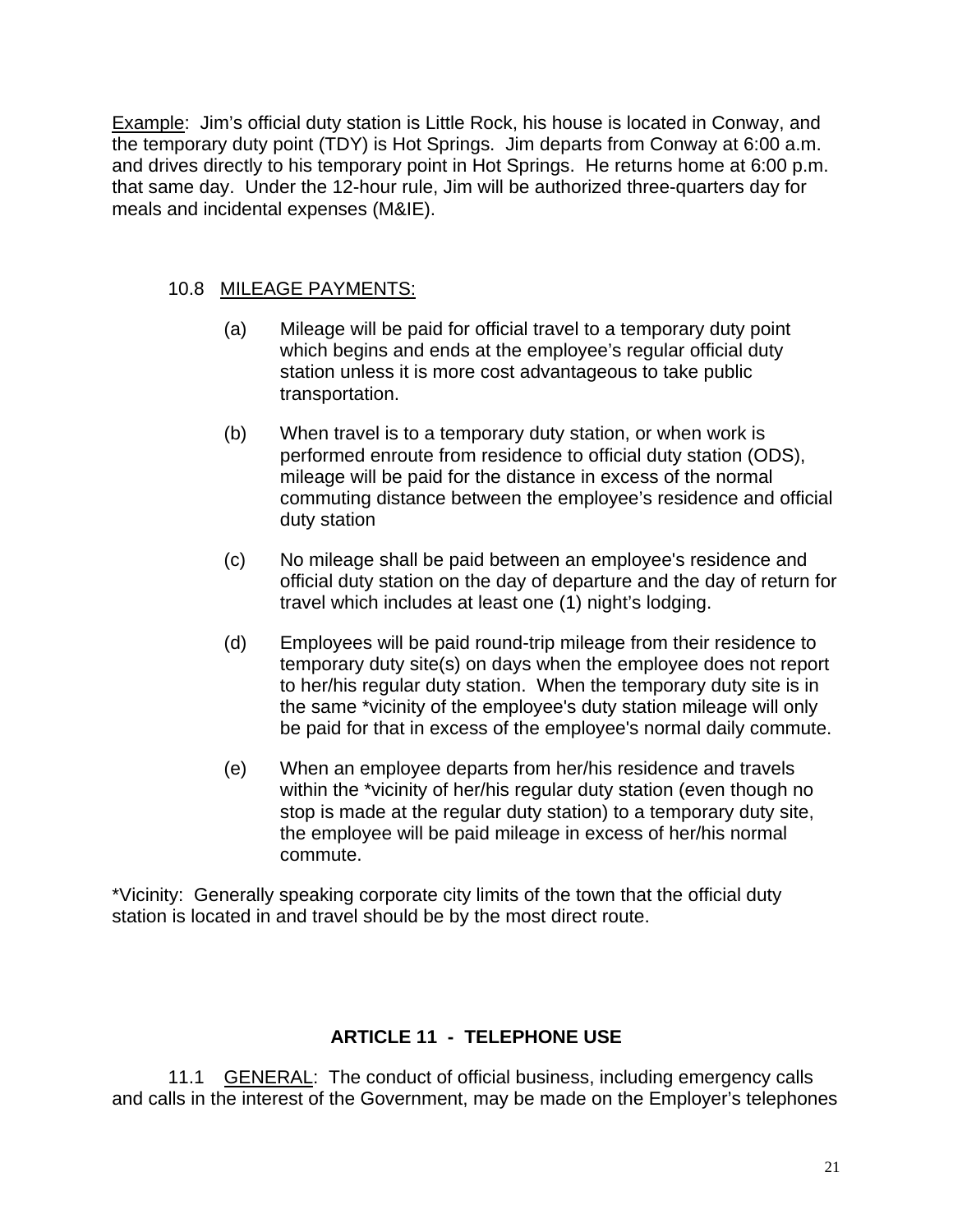Example: Jim's official duty station is Little Rock, his house is located in Conway, and the temporary duty point (TDY) is Hot Springs. Jim departs from Conway at 6:00 a.m. and drives directly to his temporary point in Hot Springs. He returns home at 6:00 p.m. that same day. Under the 12-hour rule, Jim will be authorized three-quarters day for meals and incidental expenses (M&IE).

10.8 MILEAGE PAYMENTS:

(a) Mileage will be paid for official travel to a temporary duty point which begins and ends at the employee's regular official duty station unless it is more cost advantageous to take public transportation.

(b) When travel is to a temporary duty station, or when work is performed enroute from residence to official duty station (ODS), mileage will be paid for the distance in excess of the normal commuting distance between the employee's residence and official duty station

(c) No mileage shall be paid between an employee's residence and official duty station on the day of departure and the day of return for travel which includes at least one (1) night's lodging.

(d) Employees will be paid round-trip mileage from their residence to temporary duty site(s) on days when the employee does not report to her/his regular duty station. When the temporary duty site is in the same *vicinity of the employee's duty station mileage will only be paid for that in excess of the employee's normal daily commute.

(e) When an employee departs from her/his residence and travels within the *vicinity of her/his regular duty station (even though no stop is made at the regular duty station) to a temporary duty site, the employee will be paid mileage in excess of her/his normal commute.

*Vicinity: Generally speaking corporate city limits of the town that the official duty station is located in and travel should be by the most direct route.

## ARTICLE 11 - TELEPHONE USE

11.1 GENERAL: The conduct of official business, including emergency calls and calls in the interest of the Government, may be made on the Employer's telephones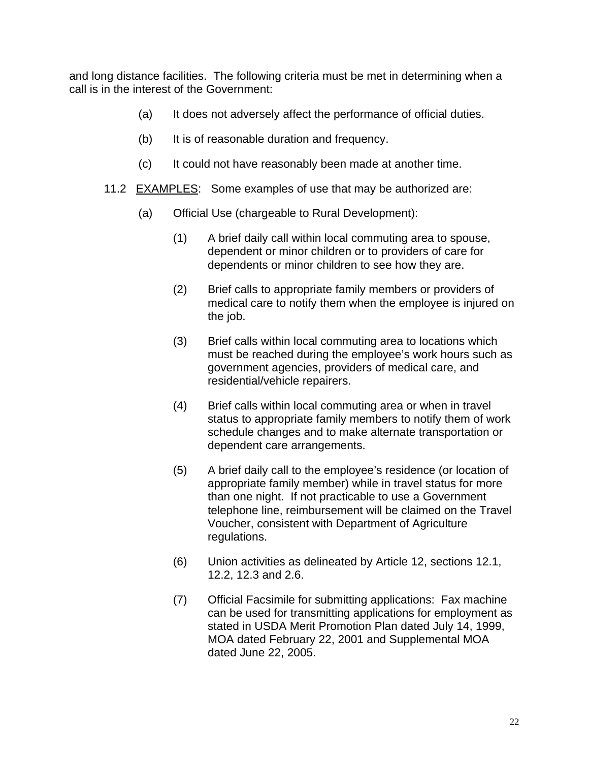and long distance facilities. The following criteria must be met in determining when a call is in the interest of the Government:

(a) It does not adversely affect the performance of official duties.

(b) It is of reasonable duration and frequency.

(c) It could not have reasonably been made at another time.

11.2 <u>EXAMPLES</u>: Some examples of use that may be authorized are:

(a) Official Use (chargeable to Rural Development):

(1) A brief daily call within local commuting area to spouse, dependent or minor children or to providers of care for dependents or minor children to see how they are.

(2) Brief calls to appropriate family members or providers of medical care to notify them when the employee is injured on the job.

(3) Brief calls within local commuting area to locations which must be reached during the employee's work hours such as government agencies, providers of medical care, and residential/vehicle repairers.

(4) Brief calls within local commuting area or when in travel status to appropriate family members to notify them of work schedule changes and to make alternate transportation or dependent care arrangements.

(5) A brief daily call to the employee's residence (or location of appropriate family member) while in travel status for more than one night. If not practicable to use a Government telephone line, reimbursement will be claimed on the Travel Voucher, consistent with Department of Agriculture regulations.

(6) Union activities as delineated by Article 12, sections 12.1, 12.2, 12.3 and 2.6.

(7) Official Facsimile for submitting applications: Fax machine can be used for transmitting applications for employment as stated in USDA Merit Promotion Plan dated July 14, 1999, MOA dated February 22, 2001 and Supplemental MOA dated June 22, 2005.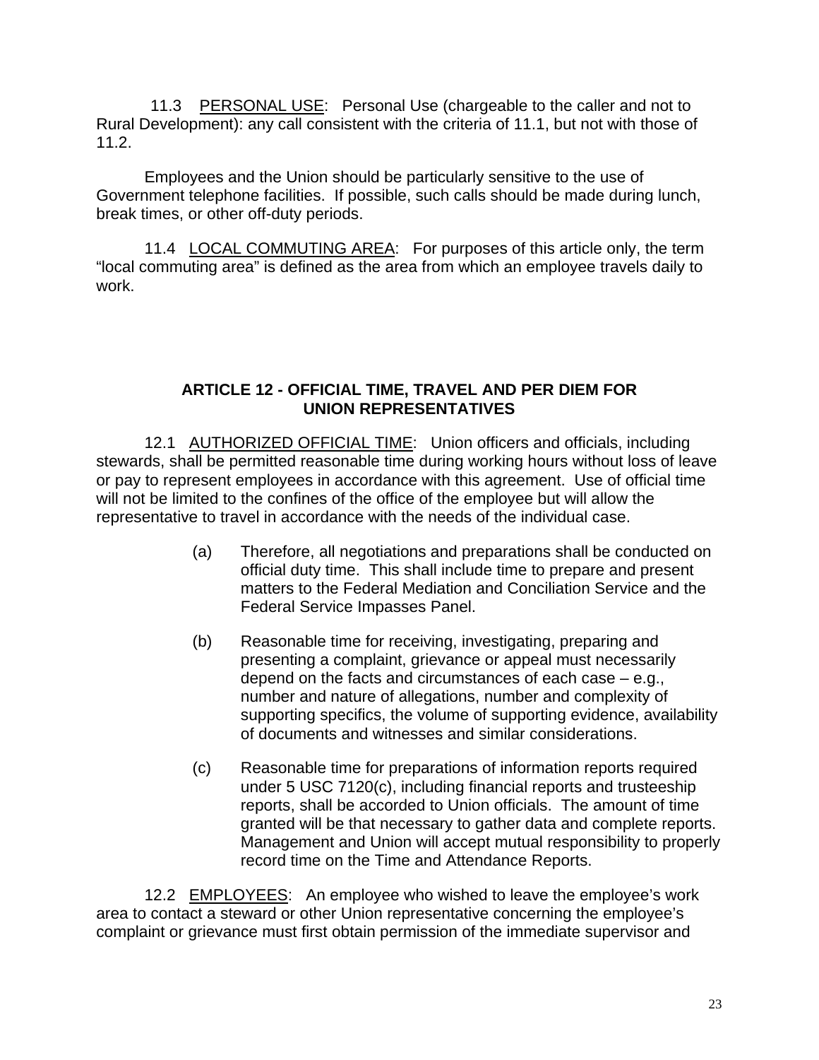11.3 PERSONAL USE: Personal Use (chargeable to the caller and not to Rural Development): any call consistent with the criteria of 11.1, but not with those of 11.2.

Employees and the Union should be particularly sensitive to the use of Government telephone facilities. If possible, such calls should be made during lunch, break times, or other off-duty periods.

11.4 LOCAL COMMUTING AREA: For purposes of this article only, the term “local commuting area” is defined as the area from which an employee travels daily to work.

## ARTICLE 12 - OFFICIAL TIME, TRAVEL AND PER DIEM FOR UNION REPRESENTATIVES

12.1 AUTHORIZED OFFICIAL TIME: Union officers and officials, including stewards, shall be permitted reasonable time during working hours without loss of leave or pay to represent employees in accordance with this agreement. Use of official time will not be limited to the confines of the office of the employee but will allow the representative to travel in accordance with the needs of the individual case.

(a) Therefore, all negotiations and preparations shall be conducted on official duty time. This shall include time to prepare and present matters to the Federal Mediation and Conciliation Service and the Federal Service Impasses Panel.

(b) Reasonable time for receiving, investigating, preparing and presenting a complaint, grievance or appeal must necessarily depend on the facts and circumstances of each case – e.g., number and nature of allegations, number and complexity of supporting specifics, the volume of supporting evidence, availability of documents and witnesses and similar considerations.

(c) Reasonable time for preparations of information reports required under 5 USC 7120(c), including financial reports and trusteeship reports, shall be accorded to Union officials. The amount of time granted will be that necessary to gather data and complete reports. Management and Union will accept mutual responsibility to properly record time on the Time and Attendance Reports.

12.2 EMPLOYEES: An employee who wished to leave the employee’s work area to contact a steward or other Union representative concerning the employee’s complaint or grievance must first obtain permission of the immediate supervisor and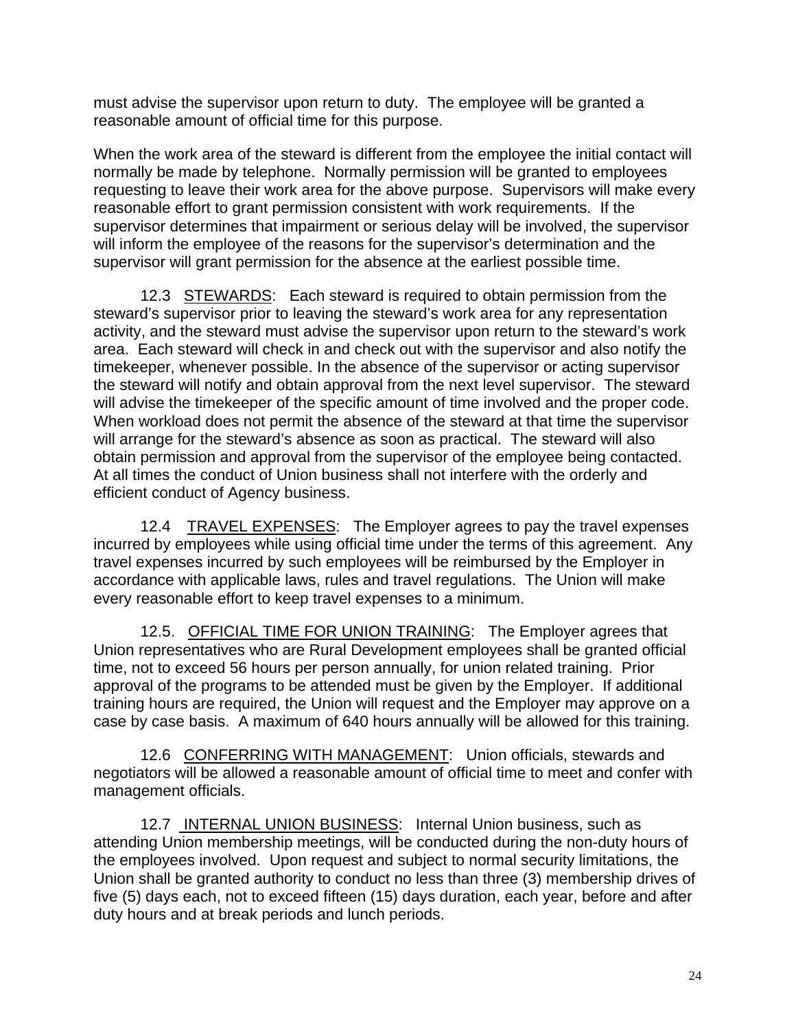must advise the supervisor upon return to duty. The employee will be granted a reasonable amount of official time for this purpose.

When the work area of the steward is different from the employee the initial contact will normally be made by telephone. Normally permission will be granted to employees requesting to leave their work area for the above purpose. Supervisors will make every reasonable effort to grant permission consistent with work requirements. If the supervisor determines that impairment or serious delay will be involved, the supervisor will inform the employee of the reasons for the supervisor's determination and the supervisor will grant permission for the absence at the earliest possible time.

12.3 STEWARDS: Each steward is required to obtain permission from the steward's supervisor prior to leaving the steward's work area for any representation activity, and the steward must advise the supervisor upon return to the steward's work area. Each steward will check in and check out with the supervisor and also notify the timekeeper, whenever possible. In the absence of the supervisor or acting supervisor the steward will notify and obtain approval from the next level supervisor. The steward will advise the timekeeper of the specific amount of time involved and the proper code. When workload does not permit the absence of the steward at that time the supervisor will arrange for the steward's absence as soon as practical. The steward will also obtain permission and approval from the supervisor of the employee being contacted. At all times the conduct of Union business shall not interfere with the orderly and efficient conduct of Agency business.

12.4 TRAVEL EXPENSES: The Employer agrees to pay the travel expenses incurred by employees while using official time under the terms of this agreement. Any travel expenses incurred by such employees will be reimbursed by the Employer in accordance with applicable laws, rules and travel regulations. The Union will make every reasonable effort to keep travel expenses to a minimum.

12.5. OFFICIAL TIME FOR UNION TRAINING: The Employer agrees that Union representatives who are Rural Development employees shall be granted official time, not to exceed 56 hours per person annually, for union related training. Prior approval of the programs to be attended must be given by the Employer. If additional training hours are required, the Union will request and the Employer may approve on a case by case basis. A maximum of 640 hours annually will be allowed for this training.

12.6 CONFERRING WITH MANAGEMENT: Union officials, stewards and negotiators will be allowed a reasonable amount of official time to meet and confer with management officials.

12.7 INTERNAL UNION BUSINESS: Internal Union business, such as attending Union membership meetings, will be conducted during the non-duty hours of the employees involved. Upon request and subject to normal security limitations, the Union shall be granted authority to conduct no less than three (3) membership drives of five (5) days each, not to exceed fifteen (15) days duration, each year, before and after duty hours and at break periods and lunch periods.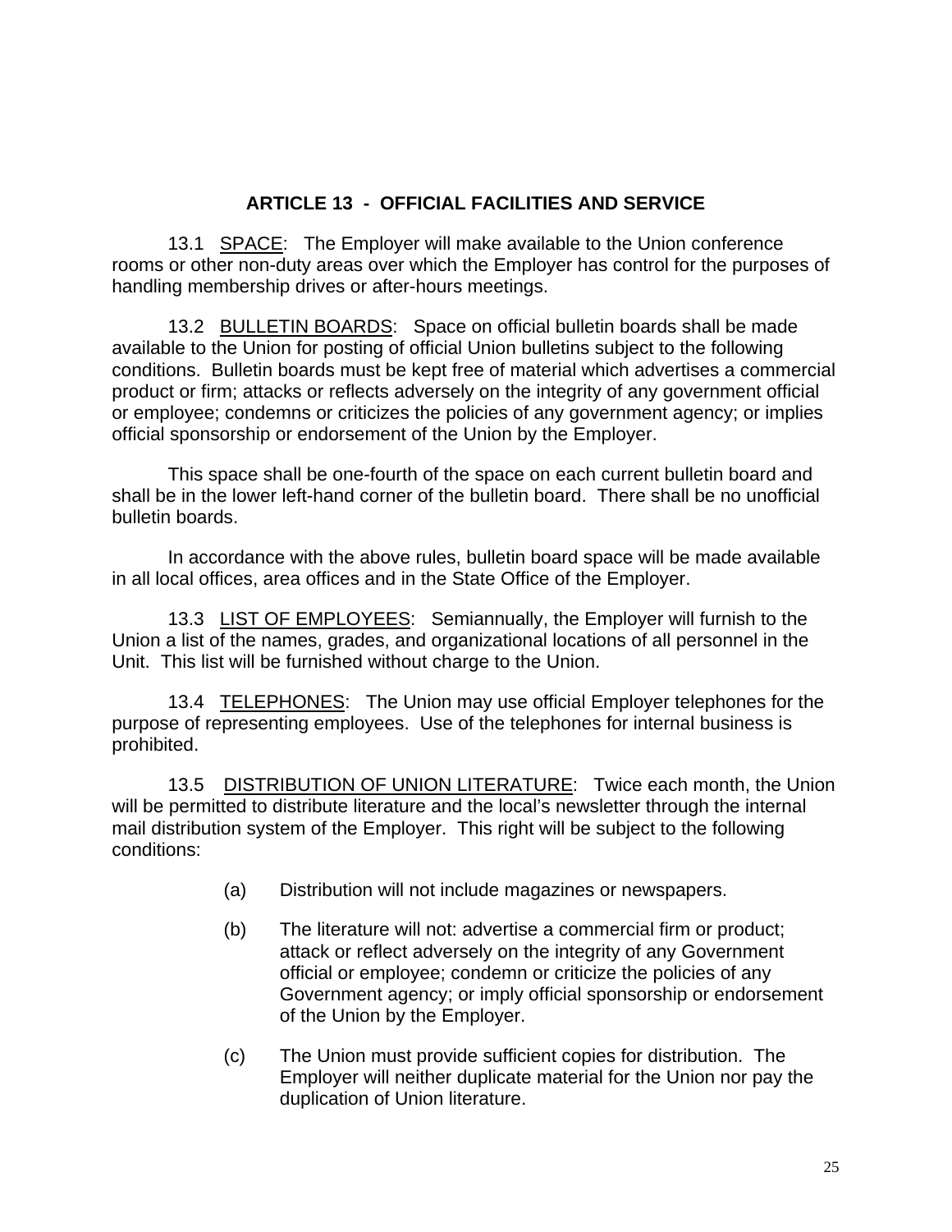## ARTICLE 13 - OFFICIAL FACILITIES AND SERVICE

13.1 SPACE: The Employer will make available to the Union conference rooms or other non-duty areas over which the Employer has control for the purposes of handling membership drives or after-hours meetings.

13.2 BULLETIN BOARDS: Space on official bulletin boards shall be made available to the Union for posting of official Union bulletins subject to the following conditions. Bulletin boards must be kept free of material which advertises a commercial product or firm; attacks or reflects adversely on the integrity of any government official or employee; condemns or criticizes the policies of any government agency; or implies official sponsorship or endorsement of the Union by the Employer.

This space shall be one-fourth of the space on each current bulletin board and shall be in the lower left-hand corner of the bulletin board. There shall be no unofficial bulletin boards.

In accordance with the above rules, bulletin board space will be made available in all local offices, area offices and in the State Office of the Employer.

13.3 LIST OF EMPLOYEES: Semiannually, the Employer will furnish to the Union a list of the names, grades, and organizational locations of all personnel in the Unit. This list will be furnished without charge to the Union.

13.4 TELEPHONES: The Union may use official Employer telephones for the purpose of representing employees. Use of the telephones for internal business is prohibited.

13.5 DISTRIBUTION OF UNION LITERATURE: Twice each month, the Union will be permitted to distribute literature and the local's newsletter through the internal mail distribution system of the Employer. This right will be subject to the following conditions:

(a) Distribution will not include magazines or newspapers.

(b) The literature will not: advertise a commercial firm or product; attack or reflect adversely on the integrity of any Government official or employee; condemn or criticize the policies of any Government agency; or imply official sponsorship or endorsement of the Union by the Employer.

(c) The Union must provide sufficient copies for distribution. The Employer will neither duplicate material for the Union nor pay the duplication of Union literature.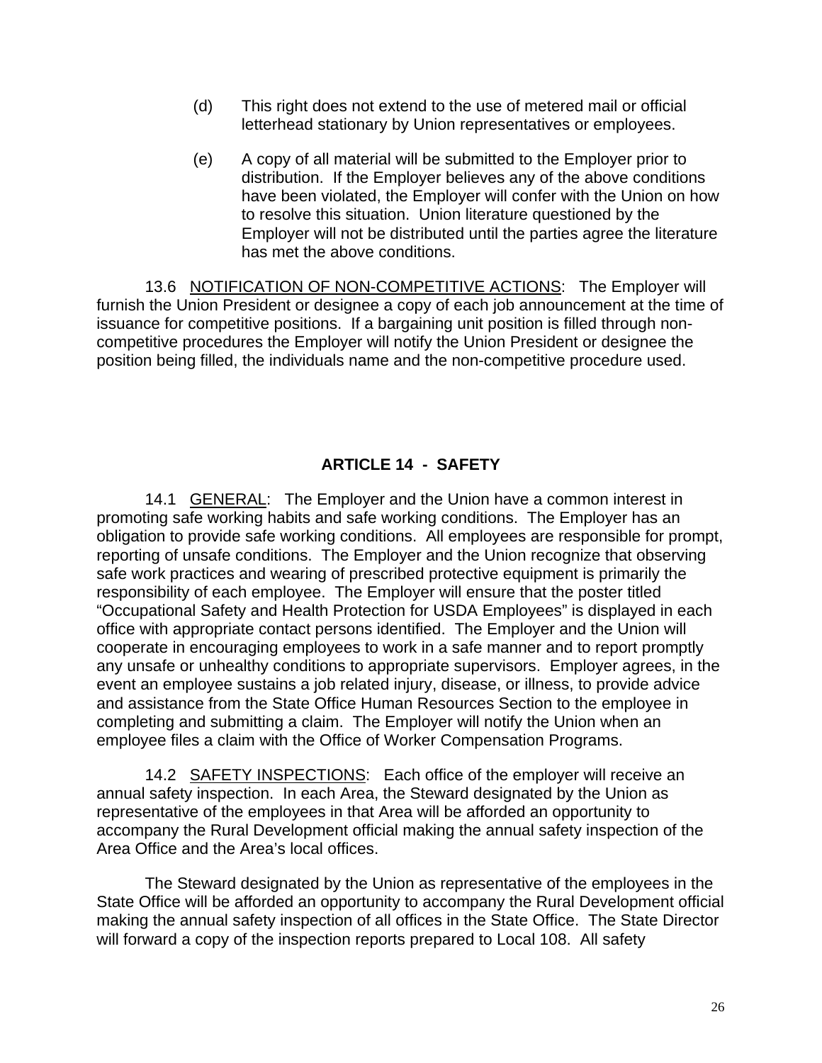(d) This right does not extend to the use of metered mail or official letterhead stationary by Union representatives or employees.

(e) A copy of all material will be submitted to the Employer prior to distribution. If the Employer believes any of the above conditions have been violated, the Employer will confer with the Union on how to resolve this situation. Union literature questioned by the Employer will not be distributed until the parties agree the literature has met the above conditions.

13.6 NOTIFICATION OF NON-COMPETITIVE ACTIONS: The Employer will furnish the Union President or designee a copy of each job announcement at the time of issuance for competitive positions. If a bargaining unit position is filled through non-competitive procedures the Employer will notify the Union President or designee the position being filled, the individuals name and the non-competitive procedure used.

## ARTICLE 14 - SAFETY

14.1 GENERAL: The Employer and the Union have a common interest in promoting safe working habits and safe working conditions. The Employer has an obligation to provide safe working conditions. All employees are responsible for prompt, reporting of unsafe conditions. The Employer and the Union recognize that observing safe work practices and wearing of prescribed protective equipment is primarily the responsibility of each employee. The Employer will ensure that the poster titled "Occupational Safety and Health Protection for USDA Employees" is displayed in each office with appropriate contact persons identified. The Employer and the Union will cooperate in encouraging employees to work in a safe manner and to report promptly any unsafe or unhealthy conditions to appropriate supervisors. Employer agrees, in the event an employee sustains a job related injury, disease, or illness, to provide advice and assistance from the State Office Human Resources Section to the employee in completing and submitting a claim. The Employer will notify the Union when an employee files a claim with the Office of Worker Compensation Programs.

14.2 SAFETY INSPECTIONS: Each office of the employer will receive an annual safety inspection. In each Area, the Steward designated by the Union as representative of the employees in that Area will be afforded an opportunity to accompany the Rural Development official making the annual safety inspection of the Area Office and the Area's local offices.

The Steward designated by the Union as representative of the employees in the State Office will be afforded an opportunity to accompany the Rural Development official making the annual safety inspection of all offices in the State Office. The State Director will forward a copy of the inspection reports prepared to Local 108. All safety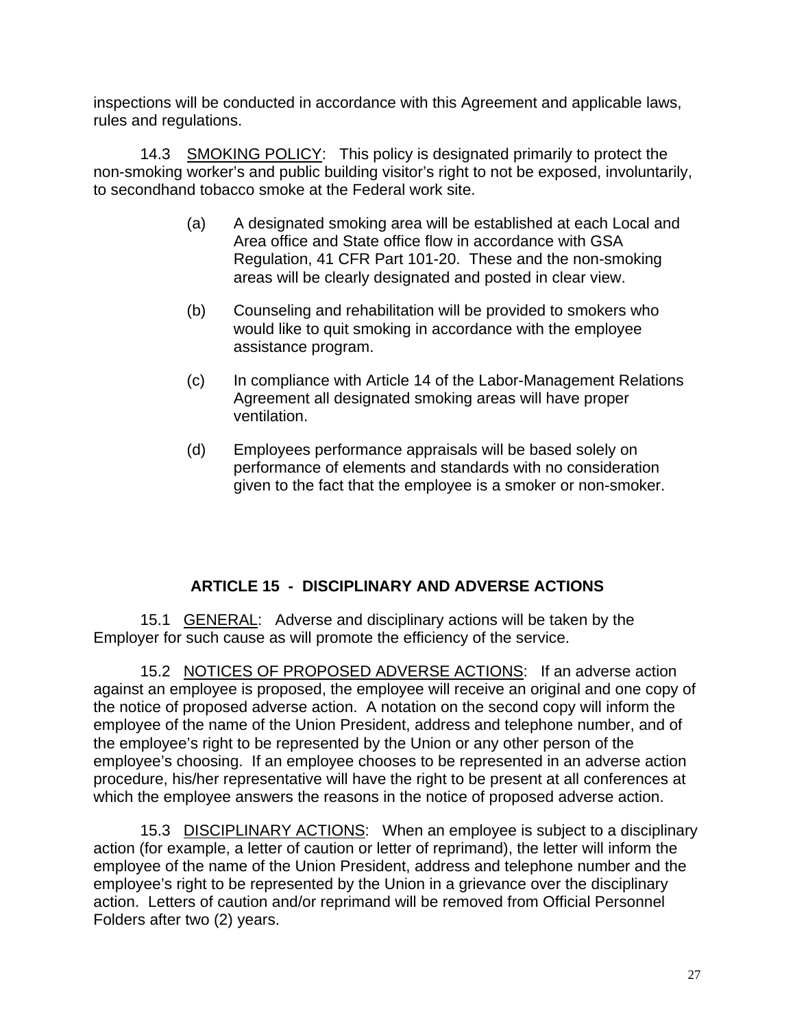inspections will be conducted in accordance with this Agreement and applicable laws, rules and regulations.

14.3 SMOKING POLICY: This policy is designated primarily to protect the non-smoking worker's and public building visitor's right to not be exposed, involuntarily, to secondhand tobacco smoke at the Federal work site.

(a) A designated smoking area will be established at each Local and Area office and State office flow in accordance with GSA Regulation, 41 CFR Part 101-20. These and the non-smoking areas will be clearly designated and posted in clear view.

(b) Counseling and rehabilitation will be provided to smokers who would like to quit smoking in accordance with the employee assistance program.

(c) In compliance with Article 14 of the Labor-Management Relations Agreement all designated smoking areas will have proper ventilation.

(d) Employees performance appraisals will be based solely on performance of elements and standards with no consideration given to the fact that the employee is a smoker or non-smoker.

## ARTICLE 15 - DISCIPLINARY AND ADVERSE ACTIONS

15.1 GENERAL: Adverse and disciplinary actions will be taken by the Employer for such cause as will promote the efficiency of the service.

15.2 NOTICES OF PROPOSED ADVERSE ACTIONS: If an adverse action against an employee is proposed, the employee will receive an original and one copy of the notice of proposed adverse action. A notation on the second copy will inform the employee of the name of the Union President, address and telephone number, and of the employee's right to be represented by the Union or any other person of the employee's choosing. If an employee chooses to be represented in an adverse action procedure, his/her representative will have the right to be present at all conferences at which the employee answers the reasons in the notice of proposed adverse action.

15.3 DISCIPLINARY ACTIONS: When an employee is subject to a disciplinary action (for example, a letter of caution or letter of reprimand), the letter will inform the employee of the name of the Union President, address and telephone number and the employee's right to be represented by the Union in a grievance over the disciplinary action. Letters of caution and/or reprimand will be removed from Official Personnel Folders after two (2) years.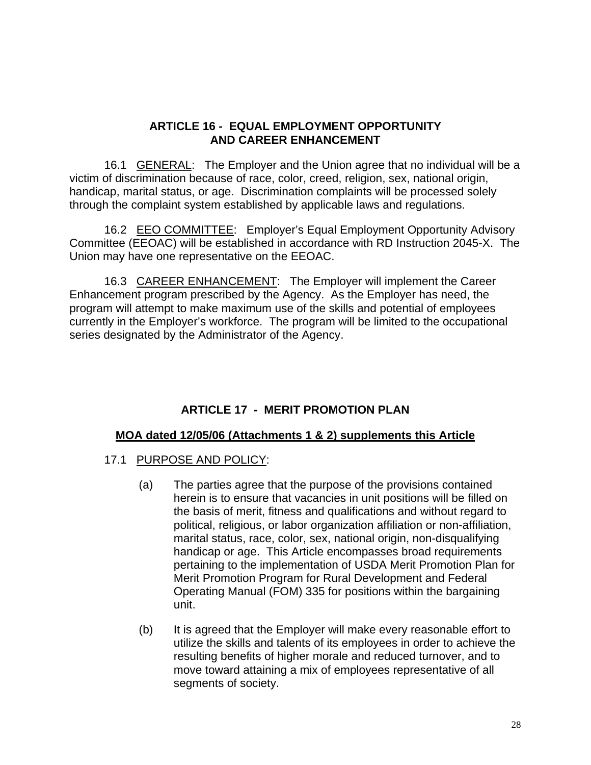## ARTICLE 16 - EQUAL EMPLOYMENT OPPORTUNITY AND CAREER ENHANCEMENT

16.1 GENERAL: The Employer and the Union agree that no individual will be a victim of discrimination because of race, color, creed, religion, sex, national origin, handicap, marital status, or age. Discrimination complaints will be processed solely through the complaint system established by applicable laws and regulations.

16.2 EEO COMMITTEE: Employer's Equal Employment Opportunity Advisory Committee (EEOAC) will be established in accordance with RD Instruction 2045-X. The Union may have one representative on the EEOAC.

16.3 CAREER ENHANCEMENT: The Employer will implement the Career Enhancement program prescribed by the Agency. As the Employer has need, the program will attempt to make maximum use of the skills and potential of employees currently in the Employer's workforce. The program will be limited to the occupational series designated by the Administrator of the Agency.

## ARTICLE 17 - MERIT PROMOTION PLAN

**MOA dated 12/05/06 (Attachments 1 & 2) supplements this Article**

17.1 PURPOSE AND POLICY:

(a) The parties agree that the purpose of the provisions contained herein is to ensure that vacancies in unit positions will be filled on the basis of merit, fitness and qualifications and without regard to political, religious, or labor organization affiliation or non-affiliation, marital status, race, color, sex, national origin, non-disqualifying handicap or age. This Article encompasses broad requirements pertaining to the implementation of USDA Merit Promotion Plan for Merit Promotion Program for Rural Development and Federal Operating Manual (FOM) 335 for positions within the bargaining unit.

(b) It is agreed that the Employer will make every reasonable effort to utilize the skills and talents of its employees in order to achieve the resulting benefits of higher morale and reduced turnover, and to move toward attaining a mix of employees representative of all segments of society.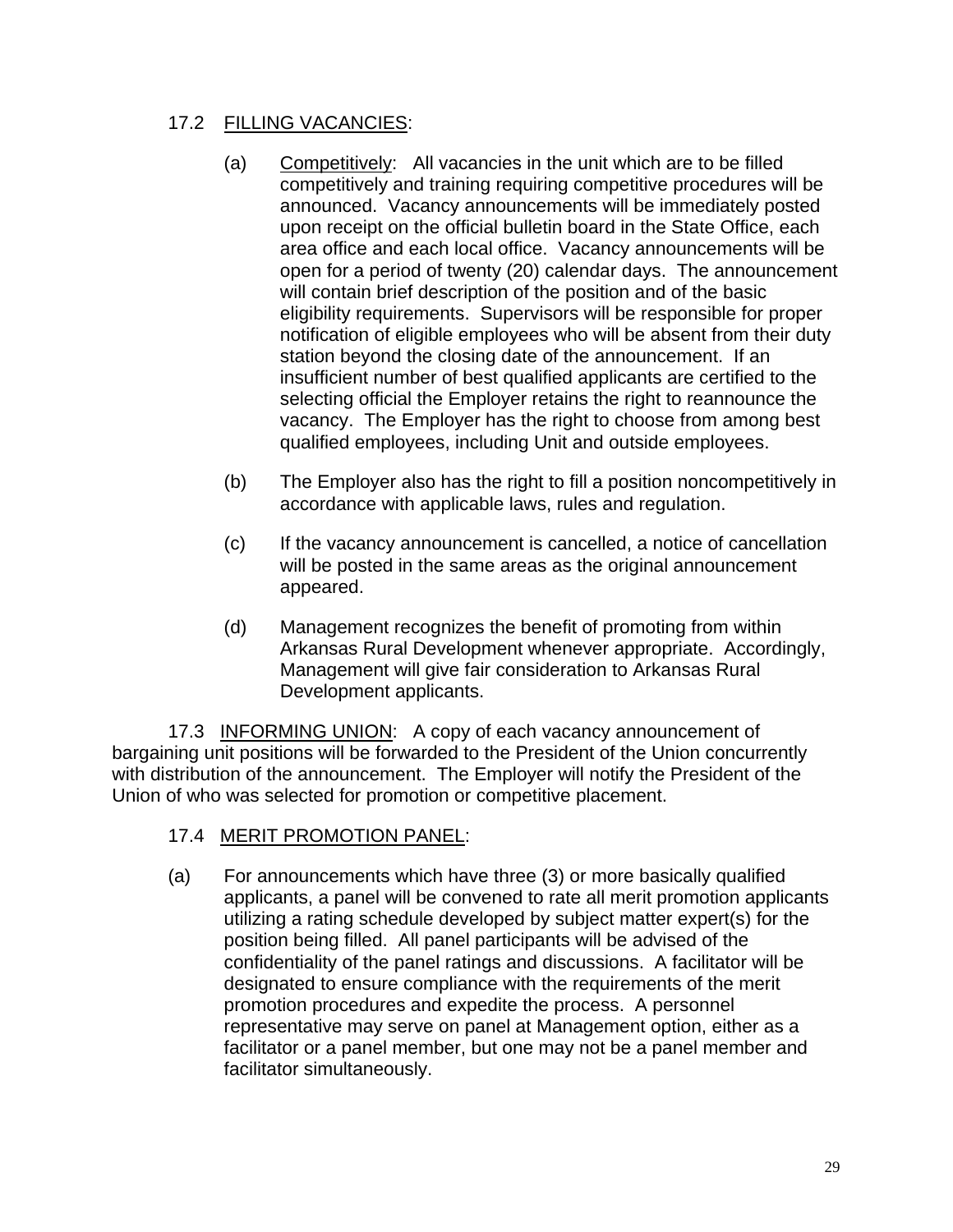17.2 <u>FILLING VACANCIES</u>:

(a) <u>Competitively</u>: All vacancies in the unit which are to be filled competitively and training requiring competitive procedures will be announced. Vacancy announcements will be immediately posted upon receipt on the official bulletin board in the State Office, each area office and each local office. Vacancy announcements will be open for a period of twenty (20) calendar days. The announcement will contain brief description of the position and of the basic eligibility requirements. Supervisors will be responsible for proper notification of eligible employees who will be absent from their duty station beyond the closing date of the announcement. If an insufficient number of best qualified applicants are certified to the selecting official the Employer retains the right to reannounce the vacancy. The Employer has the right to choose from among best qualified employees, including Unit and outside employees.

(b) The Employer also has the right to fill a position noncompetitively in accordance with applicable laws, rules and regulation.

(c) If the vacancy announcement is cancelled, a notice of cancellation will be posted in the same areas as the original announcement appeared.

(d) Management recognizes the benefit of promoting from within Arkansas Rural Development whenever appropriate. Accordingly, Management will give fair consideration to Arkansas Rural Development applicants.

17.3 <u>INFORMING UNION</u>: A copy of each vacancy announcement of bargaining unit positions will be forwarded to the President of the Union concurrently with distribution of the announcement. The Employer will notify the President of the Union of who was selected for promotion or competitive placement.

17.4 <u>MERIT PROMOTION PANEL</u>:

(a) For announcements which have three (3) or more basically qualified applicants, a panel will be convened to rate all merit promotion applicants utilizing a rating schedule developed by subject matter expert(s) for the position being filled. All panel participants will be advised of the confidentiality of the panel ratings and discussions. A facilitator will be designated to ensure compliance with the requirements of the merit promotion procedures and expedite the process. A personnel representative may serve on panel at Management option, either as a facilitator or a panel member, but one may not be a panel member and facilitator simultaneously.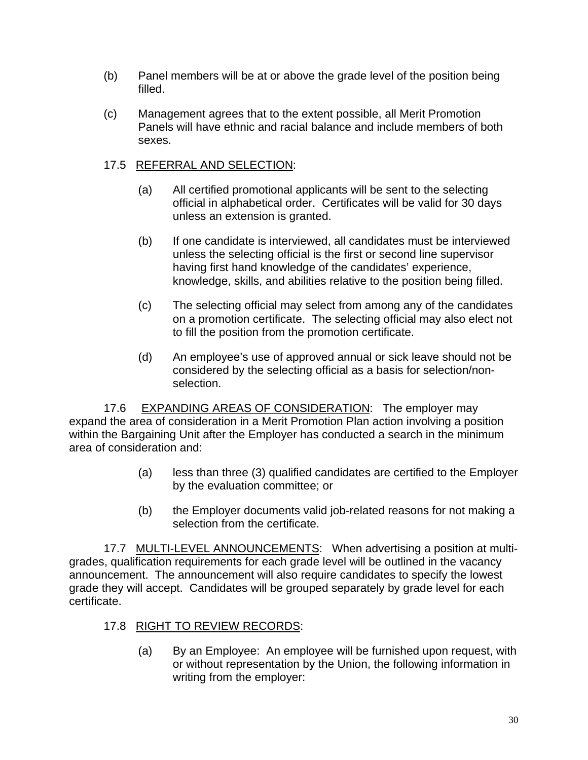(b) Panel members will be at or above the grade level of the position being filled.

(c) Management agrees that to the extent possible, all Merit Promotion Panels will have ethnic and racial balance and include members of both sexes.

17.5 REFERRAL AND SELECTION:

(a) All certified promotional applicants will be sent to the selecting official in alphabetical order. Certificates will be valid for 30 days unless an extension is granted.

(b) If one candidate is interviewed, all candidates must be interviewed unless the selecting official is the first or second line supervisor having first hand knowledge of the candidates' experience, knowledge, skills, and abilities relative to the position being filled.

(c) The selecting official may select from among any of the candidates on a promotion certificate. The selecting official may also elect not to fill the position from the promotion certificate.

(d) An employee's use of approved annual or sick leave should not be considered by the selecting official as a basis for selection/non-selection.

17.6 EXPANDING AREAS OF CONSIDERATION: The employer may expand the area of consideration in a Merit Promotion Plan action involving a position within the Bargaining Unit after the Employer has conducted a search in the minimum area of consideration and:

(a) less than three (3) qualified candidates are certified to the Employer by the evaluation committee; or

(b) the Employer documents valid job-related reasons for not making a selection from the certificate.

17.7 MULTI-LEVEL ANNOUNCEMENTS: When advertising a position at multi-grades, qualification requirements for each grade level will be outlined in the vacancy announcement. The announcement will also require candidates to specify the lowest grade they will accept. Candidates will be grouped separately by grade level for each certificate.

17.8 RIGHT TO REVIEW RECORDS:

(a) By an Employee: An employee will be furnished upon request, with or without representation by the Union, the following information in writing from the employer: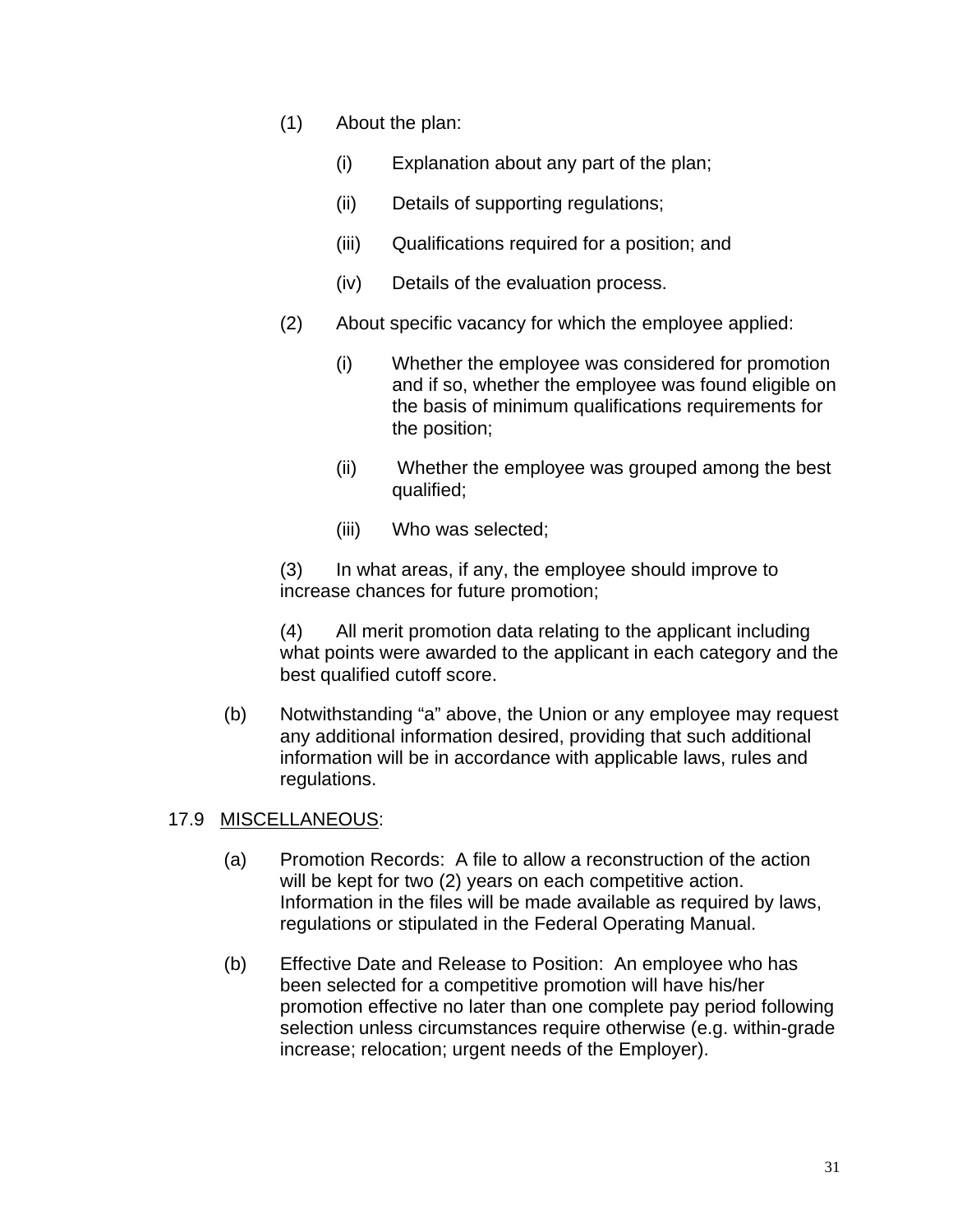(1) About the plan:

(i) Explanation about any part of the plan;

(ii) Details of supporting regulations;

(iii) Qualifications required for a position; and

(iv) Details of the evaluation process.

(2) About specific vacancy for which the employee applied:

(i) Whether the employee was considered for promotion and if so, whether the employee was found eligible on the basis of minimum qualifications requirements for the position;

(ii) Whether the employee was grouped among the best qualified;

(iii) Who was selected;

(3) In what areas, if any, the employee should improve to increase chances for future promotion;

(4) All merit promotion data relating to the applicant including what points were awarded to the applicant in each category and the best qualified cutoff score.

(b) Notwithstanding "a" above, the Union or any employee may request any additional information desired, providing that such additional information will be in accordance with applicable laws, rules and regulations.

17.9 <u>MISCELLANEOUS</u>:

(a) Promotion Records: A file to allow a reconstruction of the action will be kept for two (2) years on each competitive action. Information in the files will be made available as required by laws, regulations or stipulated in the Federal Operating Manual.

(b) Effective Date and Release to Position: An employee who has been selected for a competitive promotion will have his/her promotion effective no later than one complete pay period following selection unless circumstances require otherwise (e.g. within-grade increase; relocation; urgent needs of the Employer).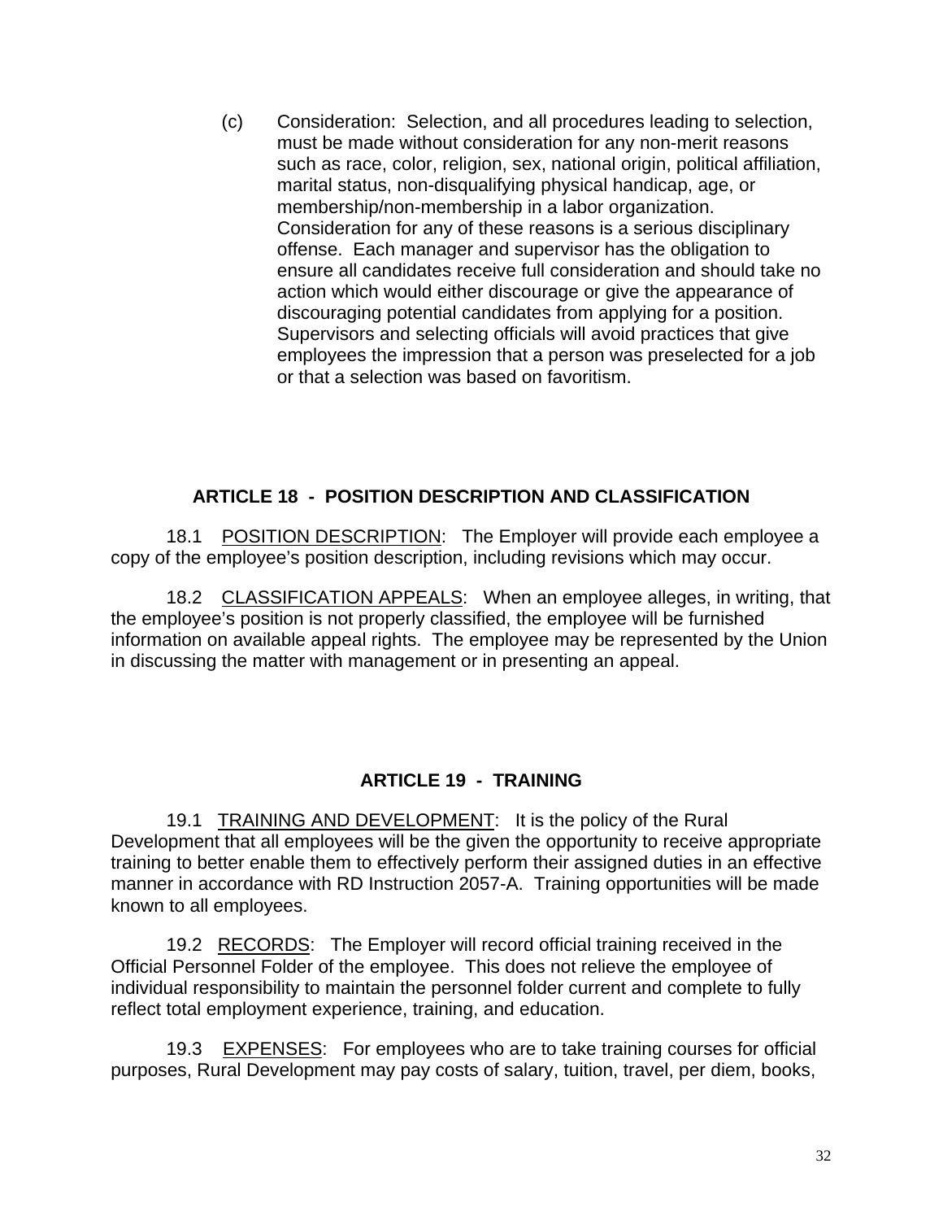(c) Consideration: Selection, and all procedures leading to selection, must be made without consideration for any non-merit reasons such as race, color, religion, sex, national origin, political affiliation, marital status, non-disqualifying physical handicap, age, or membership/non-membership in a labor organization. Consideration for any of these reasons is a serious disciplinary offense. Each manager and supervisor has the obligation to ensure all candidates receive full consideration and should take no action which would either discourage or give the appearance of discouraging potential candidates from applying for a position. Supervisors and selecting officials will avoid practices that give employees the impression that a person was preselected for a job or that a selection was based on favoritism.

## ARTICLE 18 - POSITION DESCRIPTION AND CLASSIFICATION

18.1 POSITION DESCRIPTION: The Employer will provide each employee a copy of the employee's position description, including revisions which may occur.

18.2 CLASSIFICATION APPEALS: When an employee alleges, in writing, that the employee's position is not properly classified, the employee will be furnished information on available appeal rights. The employee may be represented by the Union in discussing the matter with management or in presenting an appeal.

## ARTICLE 19 - TRAINING

19.1 TRAINING AND DEVELOPMENT: It is the policy of the Rural Development that all employees will be the given the opportunity to receive appropriate training to better enable them to effectively perform their assigned duties in an effective manner in accordance with RD Instruction 2057-A. Training opportunities will be made known to all employees.

19.2 RECORDS: The Employer will record official training received in the Official Personnel Folder of the employee. This does not relieve the employee of individual responsibility to maintain the personnel folder current and complete to fully reflect total employment experience, training, and education.

19.3 EXPENSES: For employees who are to take training courses for official purposes, Rural Development may pay costs of salary, tuition, travel, per diem, books,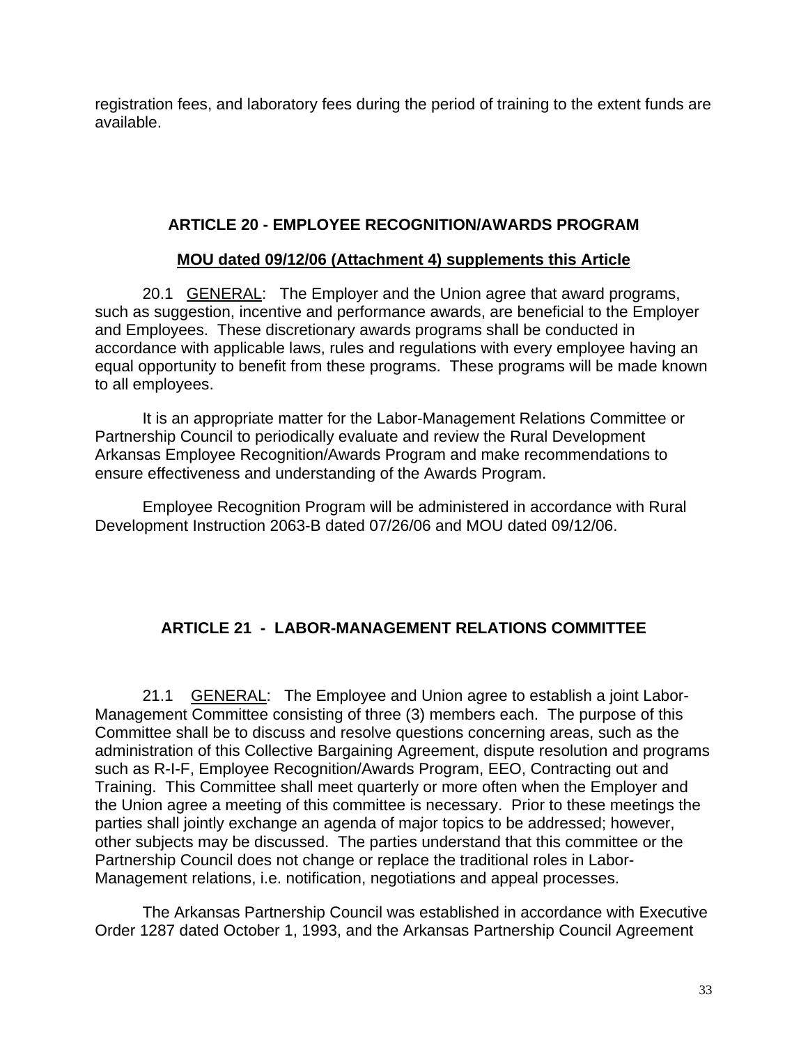registration fees, and laboratory fees during the period of training to the extent funds are available.

## ARTICLE 20 - EMPLOYEE RECOGNITION/AWARDS PROGRAM

**MOU dated 09/12/06 (Attachment 4) supplements this Article**

20.1 GENERAL: The Employer and the Union agree that award programs, such as suggestion, incentive and performance awards, are beneficial to the Employer and Employees. These discretionary awards programs shall be conducted in accordance with applicable laws, rules and regulations with every employee having an equal opportunity to benefit from these programs. These programs will be made known to all employees.

It is an appropriate matter for the Labor-Management Relations Committee or Partnership Council to periodically evaluate and review the Rural Development Arkansas Employee Recognition/Awards Program and make recommendations to ensure effectiveness and understanding of the Awards Program.

Employee Recognition Program will be administered in accordance with Rural Development Instruction 2063-B dated 07/26/06 and MOU dated 09/12/06.

## ARTICLE 21 - LABOR-MANAGEMENT RELATIONS COMMITTEE

21.1 GENERAL: The Employee and Union agree to establish a joint Labor-Management Committee consisting of three (3) members each. The purpose of this Committee shall be to discuss and resolve questions concerning areas, such as the administration of this Collective Bargaining Agreement, dispute resolution and programs such as R-I-F, Employee Recognition/Awards Program, EEO, Contracting out and Training. This Committee shall meet quarterly or more often when the Employer and the Union agree a meeting of this committee is necessary. Prior to these meetings the parties shall jointly exchange an agenda of major topics to be addressed; however, other subjects may be discussed. The parties understand that this committee or the Partnership Council does not change or replace the traditional roles in Labor-Management relations, i.e. notification, negotiations and appeal processes.

The Arkansas Partnership Council was established in accordance with Executive Order 1287 dated October 1, 1993, and the Arkansas Partnership Council Agreement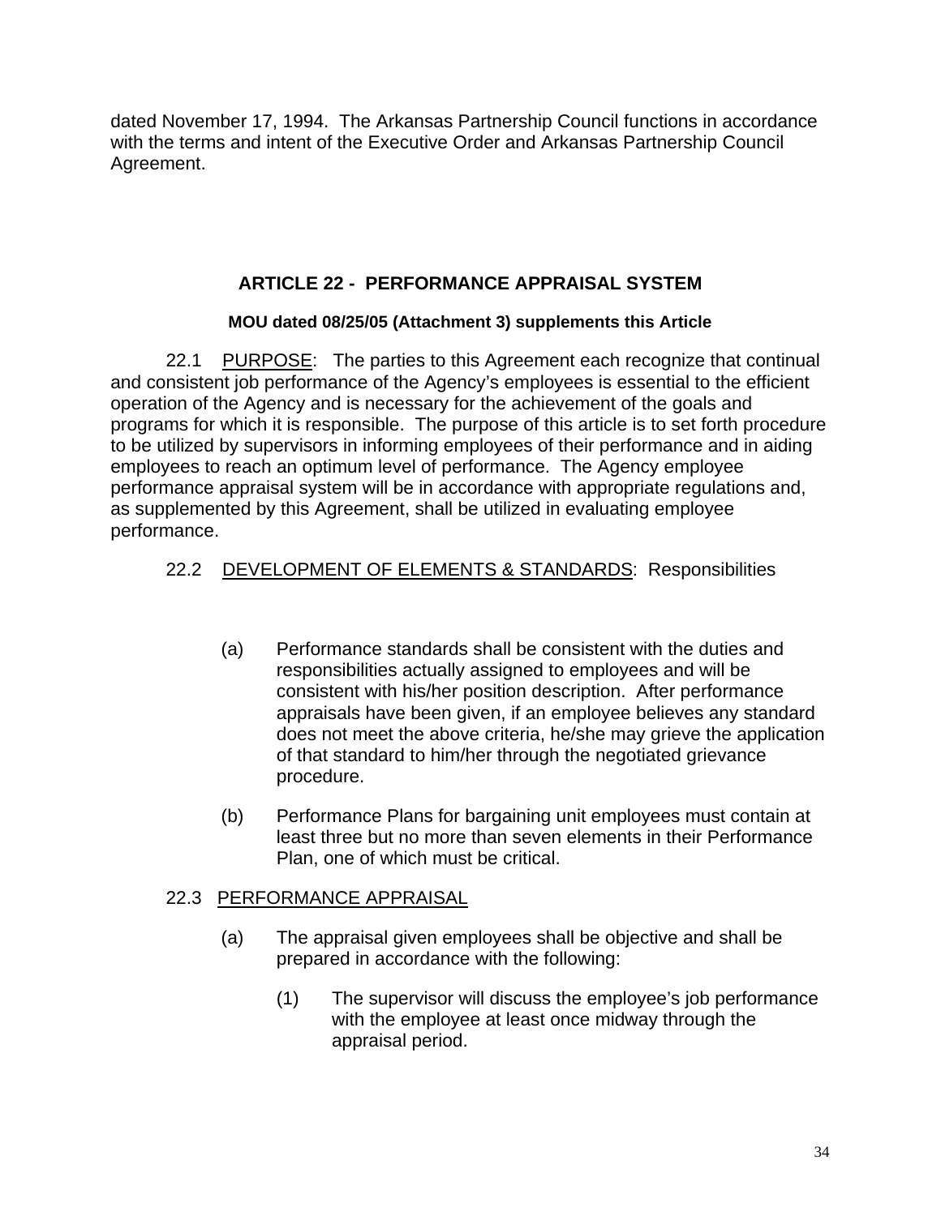dated November 17, 1994. The Arkansas Partnership Council functions in accordance with the terms and intent of the Executive Order and Arkansas Partnership Council Agreement.

## ARTICLE 22 - PERFORMANCE APPRAISAL SYSTEM

**MOU dated 08/25/05 (Attachment 3) supplements this Article**

22.1 PURPOSE: The parties to this Agreement each recognize that continual and consistent job performance of the Agency's employees is essential to the efficient operation of the Agency and is necessary for the achievement of the goals and programs for which it is responsible. The purpose of this article is to set forth procedure to be utilized by supervisors in informing employees of their performance and in aiding employees to reach an optimum level of performance. The Agency employee performance appraisal system will be in accordance with appropriate regulations and, as supplemented by this Agreement, shall be utilized in evaluating employee performance.

22.2 DEVELOPMENT OF ELEMENTS & STANDARDS: Responsibilities

(a) Performance standards shall be consistent with the duties and responsibilities actually assigned to employees and will be consistent with his/her position description. After performance appraisals have been given, if an employee believes any standard does not meet the above criteria, he/she may grieve the application of that standard to him/her through the negotiated grievance procedure.

(b) Performance Plans for bargaining unit employees must contain at least three but no more than seven elements in their Performance Plan, one of which must be critical.

22.3 PERFORMANCE APPRAISAL

(a) The appraisal given employees shall be objective and shall be prepared in accordance with the following:

(1) The supervisor will discuss the employee's job performance with the employee at least once midway through the appraisal period.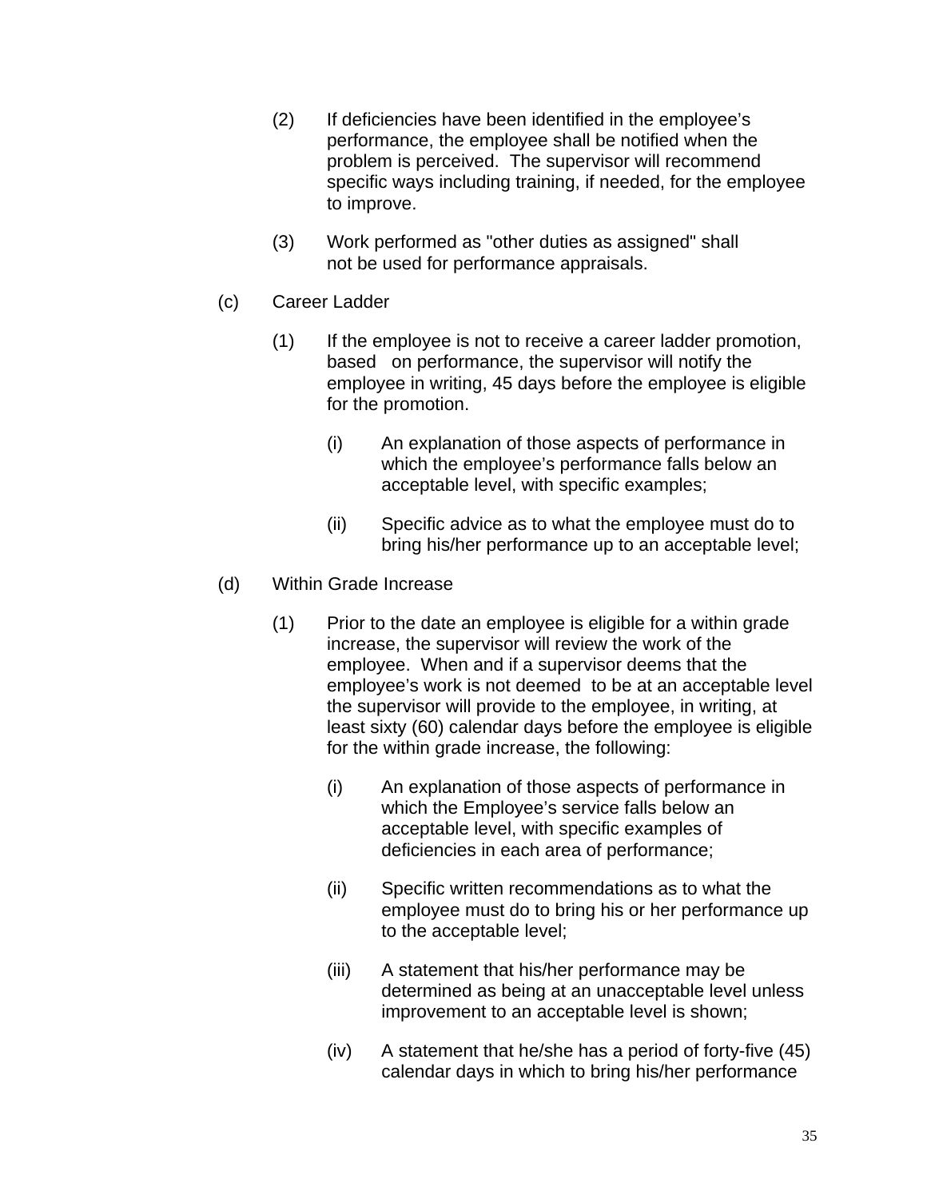(2) If deficiencies have been identified in the employee's performance, the employee shall be notified when the problem is perceived. The supervisor will recommend specific ways including training, if needed, for the employee to improve.

(3) Work performed as "other duties as assigned" shall not be used for performance appraisals.

(c) Career Ladder

(1) If the employee is not to receive a career ladder promotion, based on performance, the supervisor will notify the employee in writing, 45 days before the employee is eligible for the promotion.

(i) An explanation of those aspects of performance in which the employee's performance falls below an acceptable level, with specific examples;

(ii) Specific advice as to what the employee must do to bring his/her performance up to an acceptable level;

(d) Within Grade Increase

(1) Prior to the date an employee is eligible for a within grade increase, the supervisor will review the work of the employee. When and if a supervisor deems that the employee's work is not deemed to be at an acceptable level the supervisor will provide to the employee, in writing, at least sixty (60) calendar days before the employee is eligible for the within grade increase, the following:

(i) An explanation of those aspects of performance in which the Employee's service falls below an acceptable level, with specific examples of deficiencies in each area of performance;

(ii) Specific written recommendations as to what the employee must do to bring his or her performance up to the acceptable level;

(iii) A statement that his/her performance may be determined as being at an unacceptable level unless improvement to an acceptable level is shown;

(iv) A statement that he/she has a period of forty-five (45) calendar days in which to bring his/her performance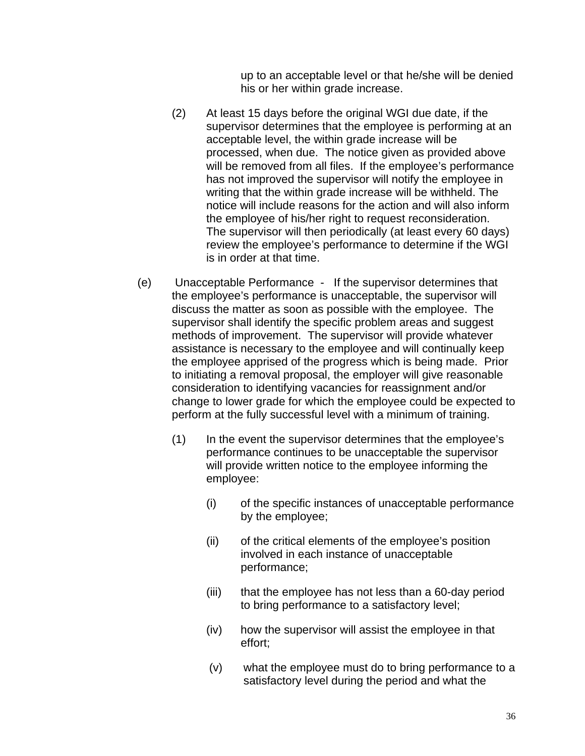up to an acceptable level or that he/she will be denied his or her within grade increase.

(2) At least 15 days before the original WGI due date, if the supervisor determines that the employee is performing at an acceptable level, the within grade increase will be processed, when due. The notice given as provided above will be removed from all files. If the employee's performance has not improved the supervisor will notify the employee in writing that the within grade increase will be withheld. The notice will include reasons for the action and will also inform the employee of his/her right to request reconsideration. The supervisor will then periodically (at least every 60 days) review the employee's performance to determine if the WGI is in order at that time.

(e) Unacceptable Performance - If the supervisor determines that the employee's performance is unacceptable, the supervisor will discuss the matter as soon as possible with the employee. The supervisor shall identify the specific problem areas and suggest methods of improvement. The supervisor will provide whatever assistance is necessary to the employee and will continually keep the employee apprised of the progress which is being made. Prior to initiating a removal proposal, the employer will give reasonable consideration to identifying vacancies for reassignment and/or change to lower grade for which the employee could be expected to perform at the fully successful level with a minimum of training.

(1) In the event the supervisor determines that the employee's performance continues to be unacceptable the supervisor will provide written notice to the employee informing the employee:

(i) of the specific instances of unacceptable performance by the employee;

(ii) of the critical elements of the employee's position involved in each instance of unacceptable performance;

(iii) that the employee has not less than a 60-day period to bring performance to a satisfactory level;

(iv) how the supervisor will assist the employee in that effort;

(v) what the employee must do to bring performance to a satisfactory level during the period and what the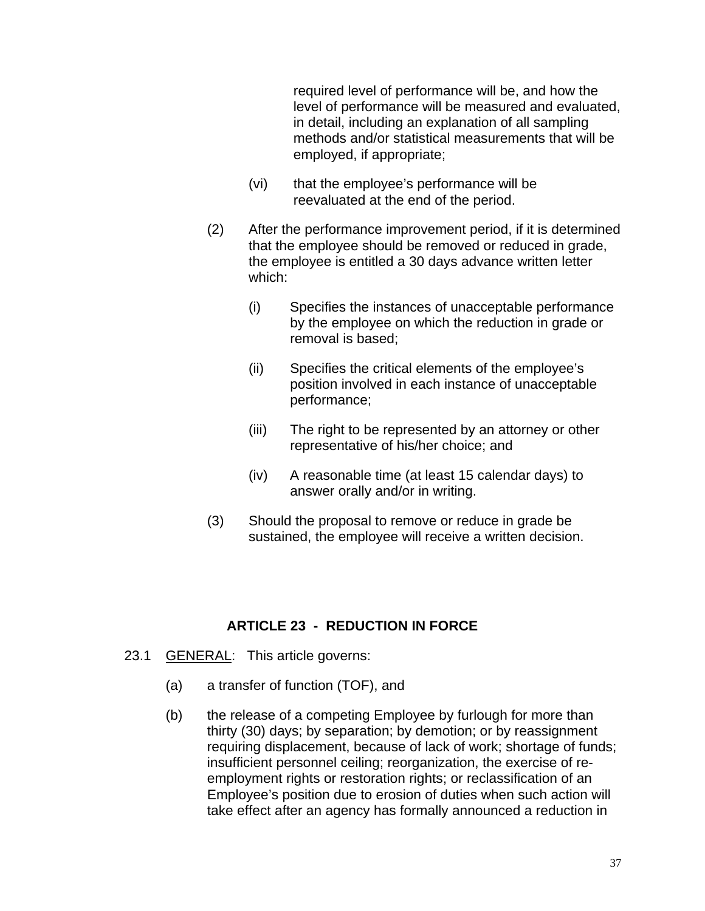required level of performance will be, and how the level of performance will be measured and evaluated, in detail, including an explanation of all sampling methods and/or statistical measurements that will be employed, if appropriate;

(vi) that the employee's performance will be reevaluated at the end of the period.

(2) After the performance improvement period, if it is determined that the employee should be removed or reduced in grade, the employee is entitled a 30 days advance written letter which:

(i) Specifies the instances of unacceptable performance by the employee on which the reduction in grade or removal is based;

(ii) Specifies the critical elements of the employee's position involved in each instance of unacceptable performance;

(iii) The right to be represented by an attorney or other representative of his/her choice; and

(iv) A reasonable time (at least 15 calendar days) to answer orally and/or in writing.

(3) Should the proposal to remove or reduce in grade be sustained, the employee will receive a written decision.

## ARTICLE 23 - REDUCTION IN FORCE

23.1 GENERAL: This article governs:

(a) a transfer of function (TOF), and

(b) the release of a competing Employee by furlough for more than thirty (30) days; by separation; by demotion; or by reassignment requiring displacement, because of lack of work; shortage of funds; insufficient personnel ceiling; reorganization, the exercise of re-employment rights or restoration rights; or reclassification of an Employee's position due to erosion of duties when such action will take effect after an agency has formally announced a reduction in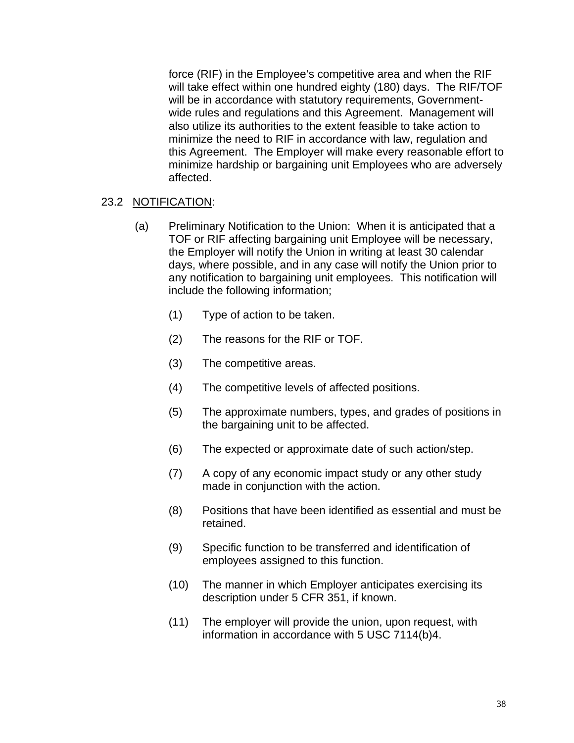force (RIF) in the Employee's competitive area and when the RIF will take effect within one hundred eighty (180) days. The RIF/TOF will be in accordance with statutory requirements, Government-wide rules and regulations and this Agreement. Management will also utilize its authorities to the extent feasible to take action to minimize the need to RIF in accordance with law, regulation and this Agreement. The Employer will make every reasonable effort to minimize hardship or bargaining unit Employees who are adversely affected.

23.2 <u>NOTIFICATION</u>:

(a) Preliminary Notification to the Union: When it is anticipated that a TOF or RIF affecting bargaining unit Employee will be necessary, the Employer will notify the Union in writing at least 30 calendar days, where possible, and in any case will notify the Union prior to any notification to bargaining unit employees. This notification will include the following information;

(1) Type of action to be taken.

(2) The reasons for the RIF or TOF.

(3) The competitive areas.

(4) The competitive levels of affected positions.

(5) The approximate numbers, types, and grades of positions in the bargaining unit to be affected.

(6) The expected or approximate date of such action/step.

(7) A copy of any economic impact study or any other study made in conjunction with the action.

(8) Positions that have been identified as essential and must be retained.

(9) Specific function to be transferred and identification of employees assigned to this function.

(10) The manner in which Employer anticipates exercising its description under 5 CFR 351, if known.

(11) The employer will provide the union, upon request, with information in accordance with 5 USC 7114(b)4.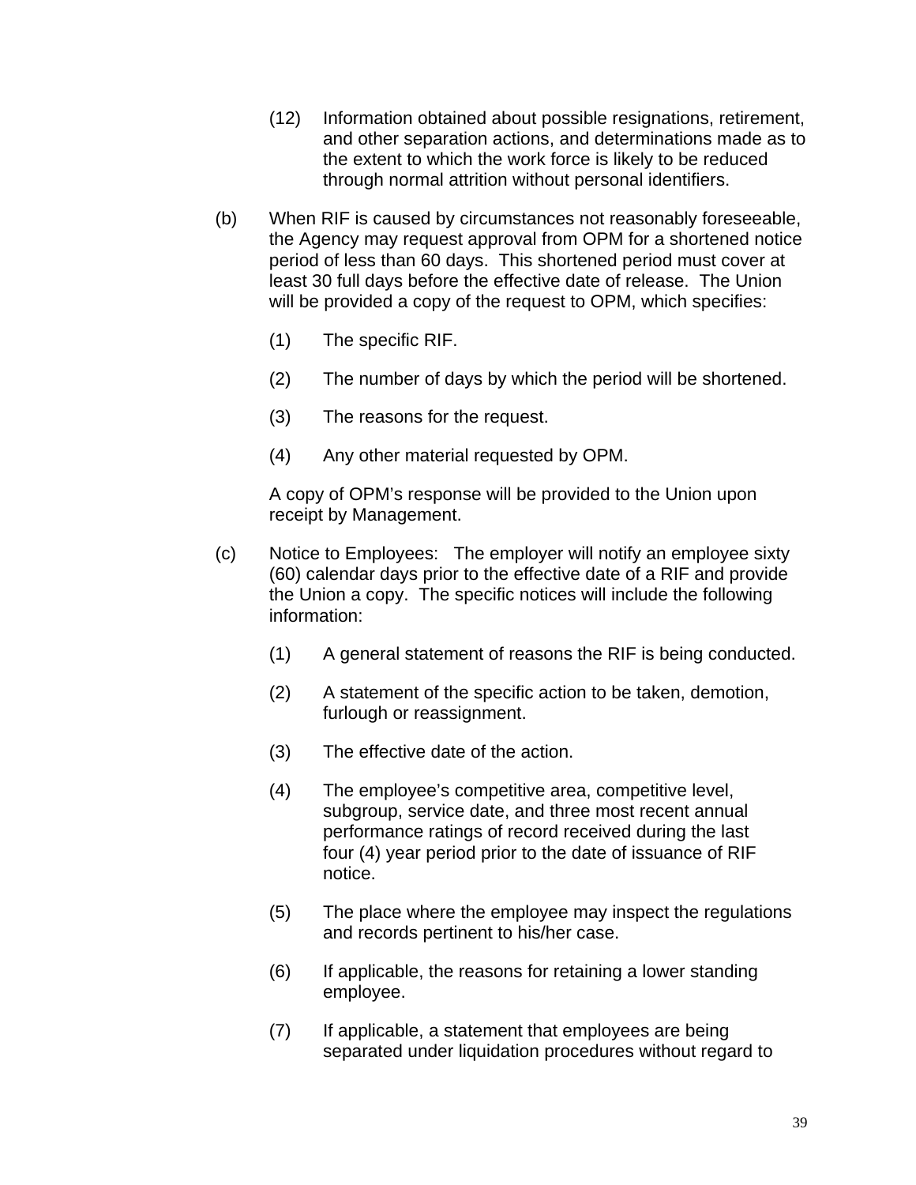(12) Information obtained about possible resignations, retirement, and other separation actions, and determinations made as to the extent to which the work force is likely to be reduced through normal attrition without personal identifiers.

(b) When RIF is caused by circumstances not reasonably foreseeable, the Agency may request approval from OPM for a shortened notice period of less than 60 days. This shortened period must cover at least 30 full days before the effective date of release. The Union will be provided a copy of the request to OPM, which specifies:

(1) The specific RIF.

(2) The number of days by which the period will be shortened.

(3) The reasons for the request.

(4) Any other material requested by OPM.

A copy of OPM's response will be provided to the Union upon receipt by Management.

(c) Notice to Employees: The employer will notify an employee sixty (60) calendar days prior to the effective date of a RIF and provide the Union a copy. The specific notices will include the following information:

(1) A general statement of reasons the RIF is being conducted.

(2) A statement of the specific action to be taken, demotion, furlough or reassignment.

(3) The effective date of the action.

(4) The employee's competitive area, competitive level, subgroup, service date, and three most recent annual performance ratings of record received during the last four (4) year period prior to the date of issuance of RIF notice.

(5) The place where the employee may inspect the regulations and records pertinent to his/her case.

(6) If applicable, the reasons for retaining a lower standing employee.

(7) If applicable, a statement that employees are being separated under liquidation procedures without regard to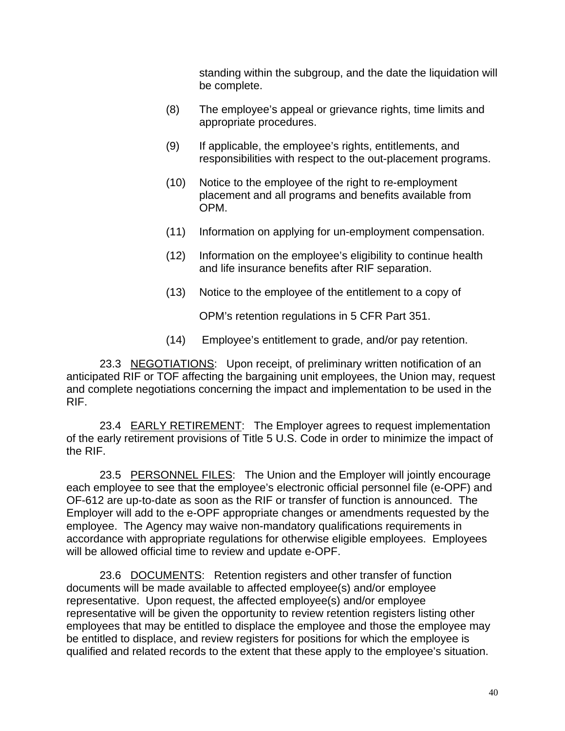standing within the subgroup, and the date the liquidation will be complete.

(8) The employee's appeal or grievance rights, time limits and appropriate procedures.

(9) If applicable, the employee's rights, entitlements, and responsibilities with respect to the out-placement programs.

(10) Notice to the employee of the right to re-employment placement and all programs and benefits available from OPM.

(11) Information on applying for un-employment compensation.

(12) Information on the employee's eligibility to continue health and life insurance benefits after RIF separation.

(13) Notice to the employee of the entitlement to a copy of

OPM's retention regulations in 5 CFR Part 351.

(14) Employee's entitlement to grade, and/or pay retention.

23.3 <u>NEGOTIATIONS</u>: Upon receipt, of preliminary written notification of an anticipated RIF or TOF affecting the bargaining unit employees, the Union may, request and complete negotiations concerning the impact and implementation to be used in the RIF.

23.4 <u>EARLY RETIREMENT</u>: The Employer agrees to request implementation of the early retirement provisions of Title 5 U.S. Code in order to minimize the impact of the RIF.

23.5 <u>PERSONNEL FILES</u>: The Union and the Employer will jointly encourage each employee to see that the employee's electronic official personnel file (e-OPF) and OF-612 are up-to-date as soon as the RIF or transfer of function is announced. The Employer will add to the e-OPF appropriate changes or amendments requested by the employee. The Agency may waive non-mandatory qualifications requirements in accordance with appropriate regulations for otherwise eligible employees. Employees will be allowed official time to review and update e-OPF.

23.6 <u>DOCUMENTS</u>: Retention registers and other transfer of function documents will be made available to affected employee(s) and/or employee representative. Upon request, the affected employee(s) and/or employee representative will be given the opportunity to review retention registers listing other employees that may be entitled to displace the employee and those the employee may be entitled to displace, and review registers for positions for which the employee is qualified and related records to the extent that these apply to the employee's situation.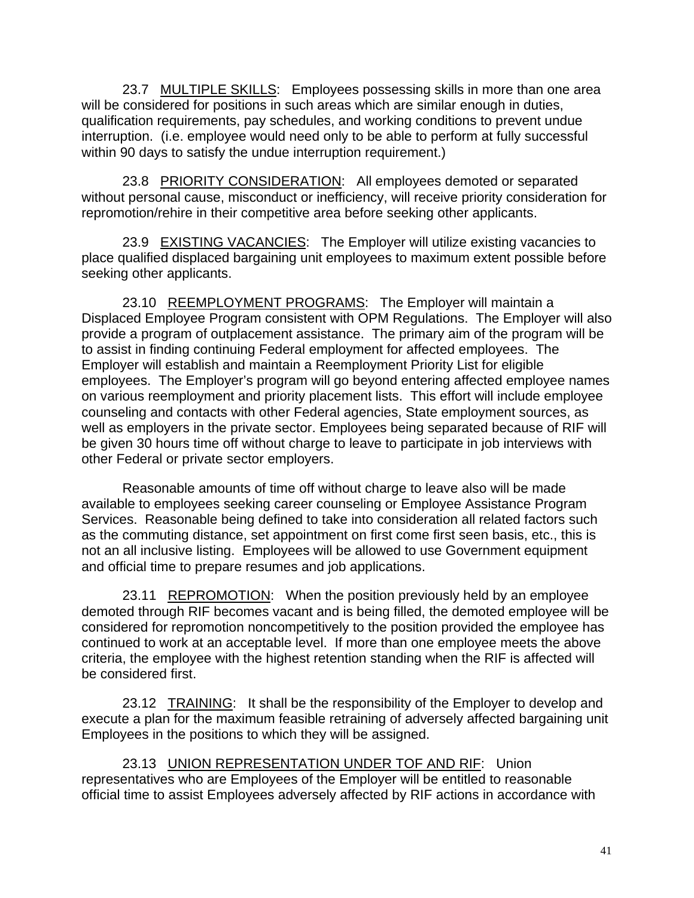23.7 <u>MULTIPLE SKILLS</u>: Employees possessing skills in more than one area will be considered for positions in such areas which are similar enough in duties, qualification requirements, pay schedules, and working conditions to prevent undue interruption. (i.e. employee would need only to be able to perform at fully successful within 90 days to satisfy the undue interruption requirement.)

23.8 <u>PRIORITY CONSIDERATION</u>: All employees demoted or separated without personal cause, misconduct or inefficiency, will receive priority consideration for repromotion/rehire in their competitive area before seeking other applicants.

23.9 <u>EXISTING VACANCIES</u>: The Employer will utilize existing vacancies to place qualified displaced bargaining unit employees to maximum extent possible before seeking other applicants.

23.10 <u>REEMPLOYMENT PROGRAMS</u>: The Employer will maintain a Displaced Employee Program consistent with OPM Regulations. The Employer will also provide a program of outplacement assistance. The primary aim of the program will be to assist in finding continuing Federal employment for affected employees. The Employer will establish and maintain a Reemployment Priority List for eligible employees. The Employer's program will go beyond entering affected employee names on various reemployment and priority placement lists. This effort will include employee counseling and contacts with other Federal agencies, State employment sources, as well as employers in the private sector. Employees being separated because of RIF will be given 30 hours time off without charge to leave to participate in job interviews with other Federal or private sector employers.

Reasonable amounts of time off without charge to leave also will be made available to employees seeking career counseling or Employee Assistance Program Services. Reasonable being defined to take into consideration all related factors such as the commuting distance, set appointment on first come first seen basis, etc., this is not an all inclusive listing. Employees will be allowed to use Government equipment and official time to prepare resumes and job applications.

23.11 <u>REPROMOTION</u>: When the position previously held by an employee demoted through RIF becomes vacant and is being filled, the demoted employee will be considered for repromotion noncompetitively to the position provided the employee has continued to work at an acceptable level. If more than one employee meets the above criteria, the employee with the highest retention standing when the RIF is affected will be considered first.

23.12 <u>TRAINING</u>: It shall be the responsibility of the Employer to develop and execute a plan for the maximum feasible retraining of adversely affected bargaining unit Employees in the positions to which they will be assigned.

23.13 <u>UNION REPRESENTATION UNDER TOF AND RIF</u>: Union representatives who are Employees of the Employer will be entitled to reasonable official time to assist Employees adversely affected by RIF actions in accordance with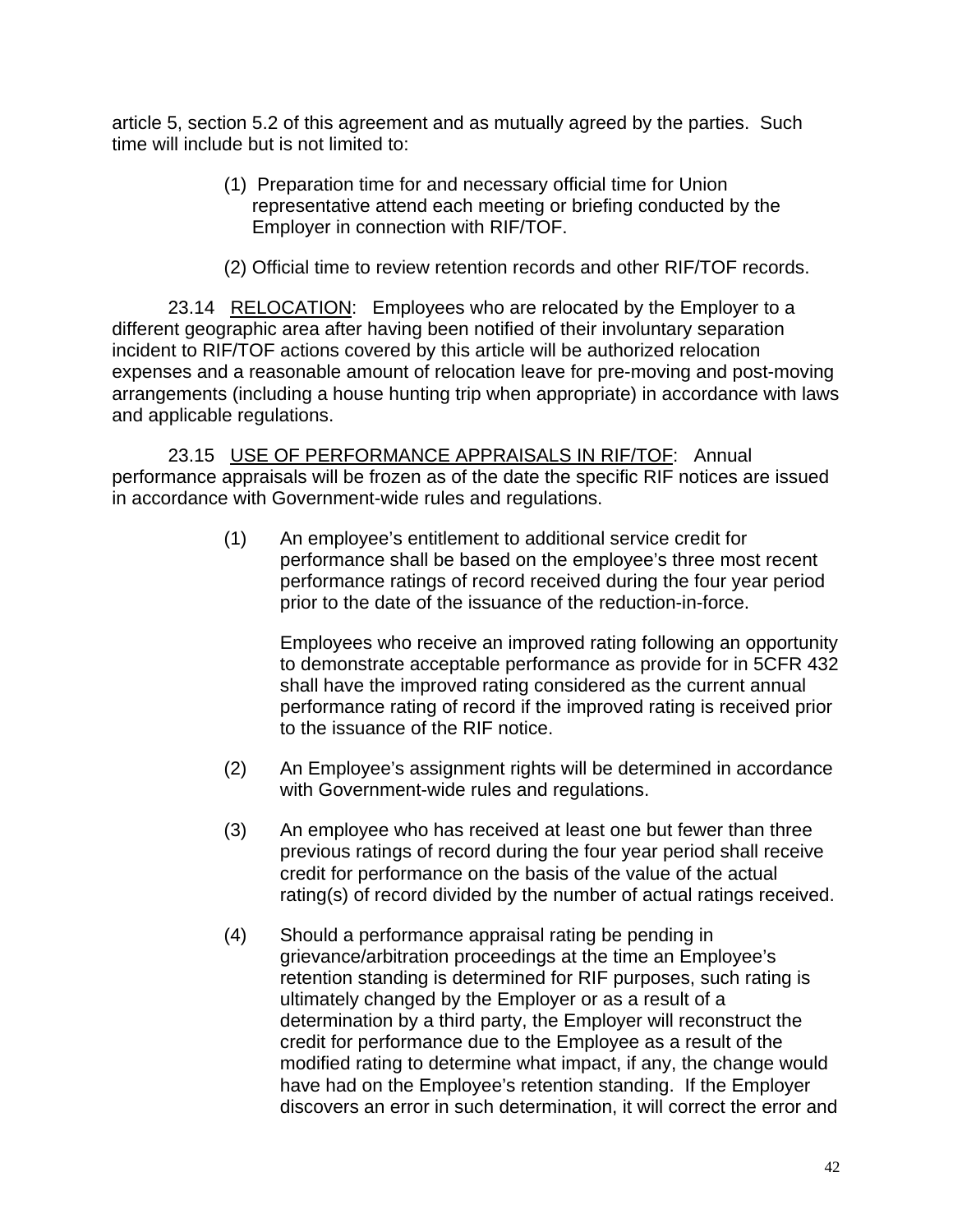article 5, section 5.2 of this agreement and as mutually agreed by the parties. Such time will include but is not limited to:

(1) Preparation time for and necessary official time for Union representative attend each meeting or briefing conducted by the Employer in connection with RIF/TOF.

(2) Official time to review retention records and other RIF/TOF records.

23.14 <u>RELOCATION</u>: Employees who are relocated by the Employer to a different geographic area after having been notified of their involuntary separation incident to RIF/TOF actions covered by this article will be authorized relocation expenses and a reasonable amount of relocation leave for pre-moving and post-moving arrangements (including a house hunting trip when appropriate) in accordance with laws and applicable regulations.

23.15 <u>USE OF PERFORMANCE APPRAISALS IN RIF/TOF</u>: Annual performance appraisals will be frozen as of the date the specific RIF notices are issued in accordance with Government-wide rules and regulations.

(1) An employee's entitlement to additional service credit for performance shall be based on the employee's three most recent performance ratings of record received during the four year period prior to the date of the issuance of the reduction-in-force.

Employees who receive an improved rating following an opportunity to demonstrate acceptable performance as provide for in 5CFR 432 shall have the improved rating considered as the current annual performance rating of record if the improved rating is received prior to the issuance of the RIF notice.

(2) An Employee's assignment rights will be determined in accordance with Government-wide rules and regulations.

(3) An employee who has received at least one but fewer than three previous ratings of record during the four year period shall receive credit for performance on the basis of the value of the actual rating(s) of record divided by the number of actual ratings received.

(4) Should a performance appraisal rating be pending in grievance/arbitration proceedings at the time an Employee's retention standing is determined for RIF purposes, such rating is ultimately changed by the Employer or as a result of a determination by a third party, the Employer will reconstruct the credit for performance due to the Employee as a result of the modified rating to determine what impact, if any, the change would have had on the Employee's retention standing. If the Employer discovers an error in such determination, it will correct the error and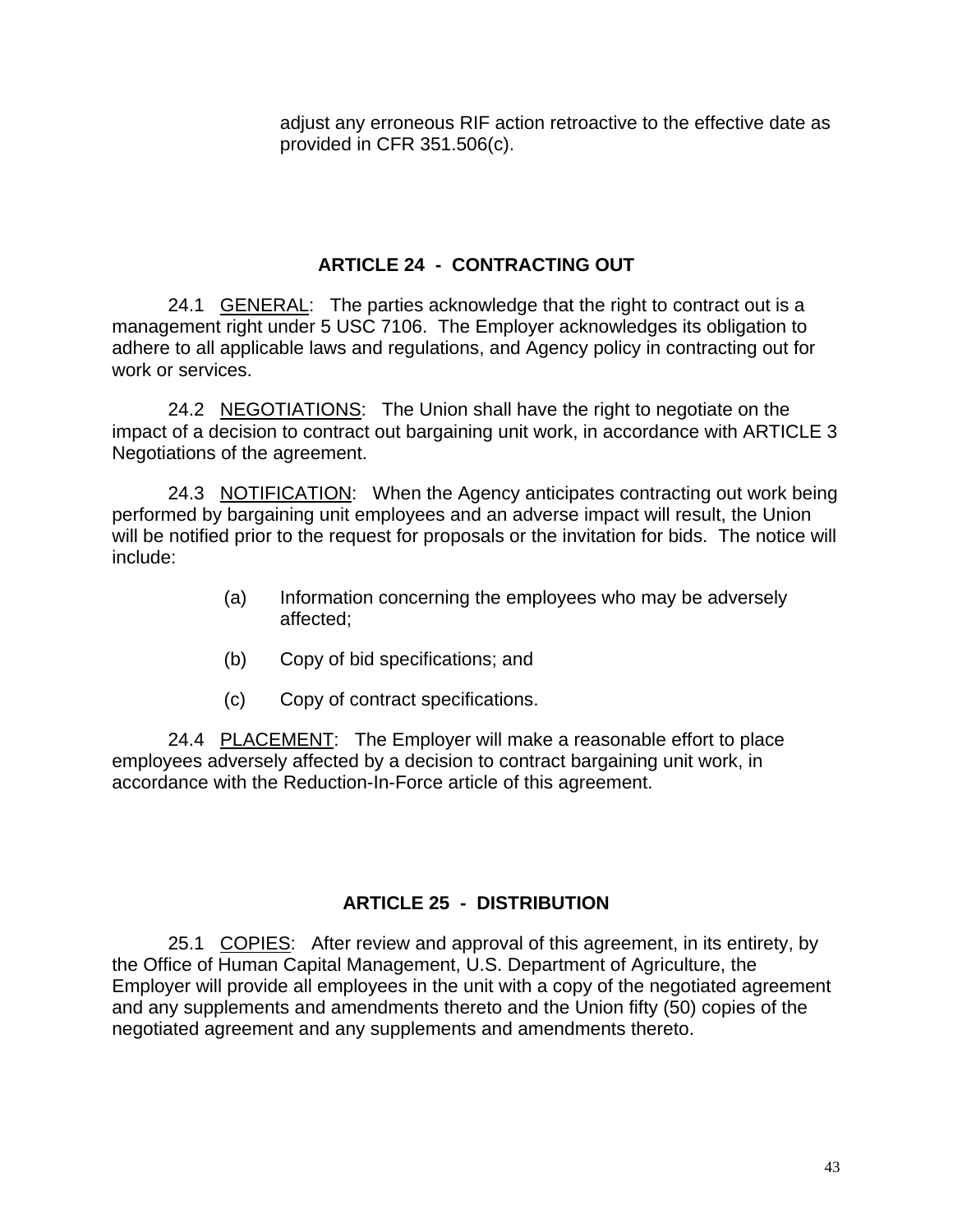adjust any erroneous RIF action retroactive to the effective date as provided in CFR 351.506(c).

## ARTICLE 24 - CONTRACTING OUT

24.1 GENERAL: The parties acknowledge that the right to contract out is a management right under 5 USC 7106. The Employer acknowledges its obligation to adhere to all applicable laws and regulations, and Agency policy in contracting out for work or services.

24.2 NEGOTIATIONS: The Union shall have the right to negotiate on the impact of a decision to contract out bargaining unit work, in accordance with ARTICLE 3 Negotiations of the agreement.

24.3 NOTIFICATION: When the Agency anticipates contracting out work being performed by bargaining unit employees and an adverse impact will result, the Union will be notified prior to the request for proposals or the invitation for bids. The notice will include:

(a) Information concerning the employees who may be adversely affected;

(b) Copy of bid specifications; and

(c) Copy of contract specifications.

24.4 PLACEMENT: The Employer will make a reasonable effort to place employees adversely affected by a decision to contract bargaining unit work, in accordance with the Reduction-In-Force article of this agreement.

## ARTICLE 25 - DISTRIBUTION

25.1 COPIES: After review and approval of this agreement, in its entirety, by the Office of Human Capital Management, U.S. Department of Agriculture, the Employer will provide all employees in the unit with a copy of the negotiated agreement and any supplements and amendments thereto and the Union fifty (50) copies of the negotiated agreement and any supplements and amendments thereto.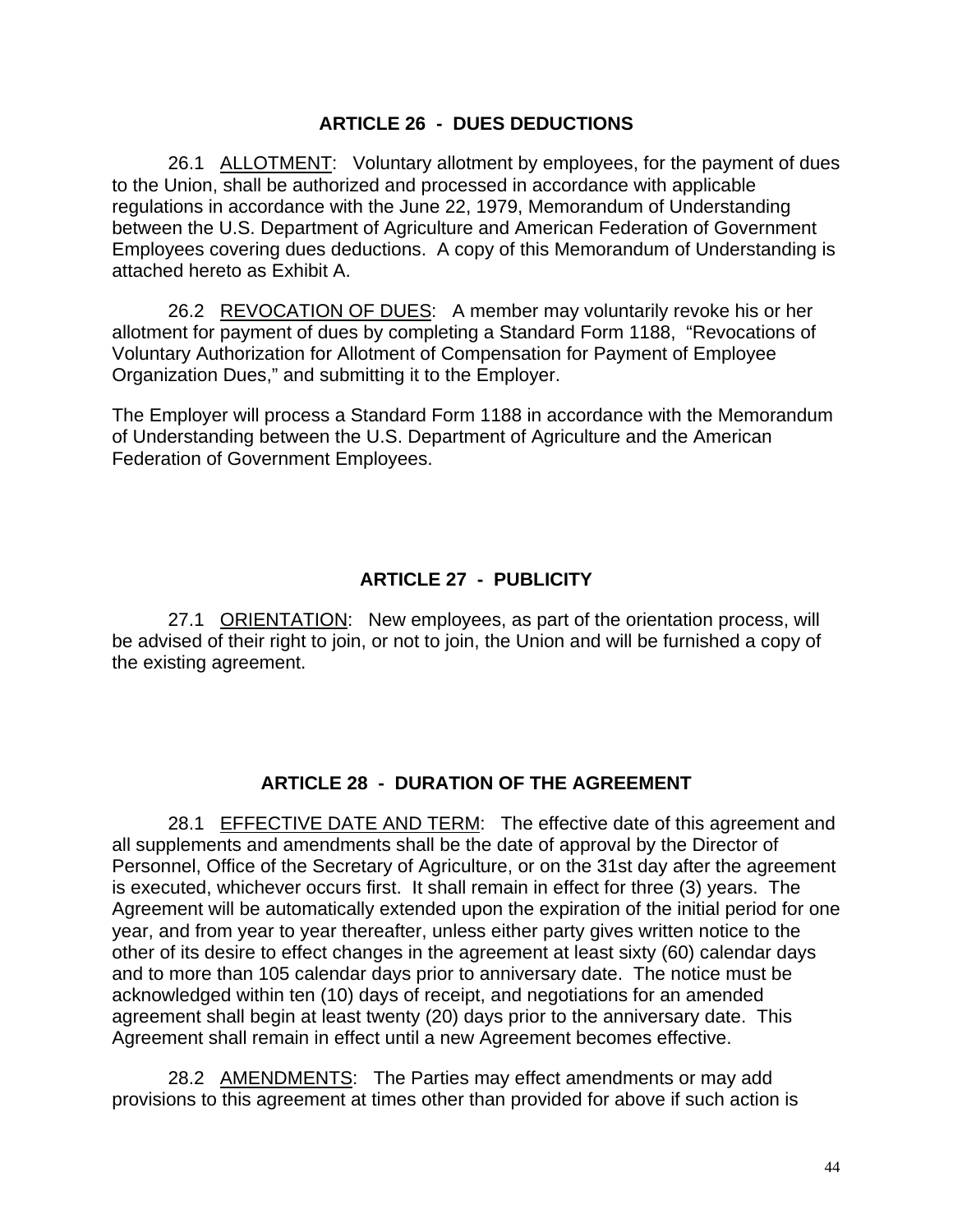## ARTICLE 26 - DUES DEDUCTIONS

26.1 ALLOTMENT: Voluntary allotment by employees, for the payment of dues to the Union, shall be authorized and processed in accordance with applicable regulations in accordance with the June 22, 1979, Memorandum of Understanding between the U.S. Department of Agriculture and American Federation of Government Employees covering dues deductions. A copy of this Memorandum of Understanding is attached hereto as Exhibit A.

26.2 REVOCATION OF DUES: A member may voluntarily revoke his or her allotment for payment of dues by completing a Standard Form 1188, "Revocations of Voluntary Authorization for Allotment of Compensation for Payment of Employee Organization Dues," and submitting it to the Employer.

The Employer will process a Standard Form 1188 in accordance with the Memorandum of Understanding between the U.S. Department of Agriculture and the American Federation of Government Employees.

## ARTICLE 27 - PUBLICITY

27.1 ORIENTATION: New employees, as part of the orientation process, will be advised of their right to join, or not to join, the Union and will be furnished a copy of the existing agreement.

## ARTICLE 28 - DURATION OF THE AGREEMENT

28.1 EFFECTIVE DATE AND TERM: The effective date of this agreement and all supplements and amendments shall be the date of approval by the Director of Personnel, Office of the Secretary of Agriculture, or on the 31st day after the agreement is executed, whichever occurs first. It shall remain in effect for three (3) years. The Agreement will be automatically extended upon the expiration of the initial period for one year, and from year to year thereafter, unless either party gives written notice to the other of its desire to effect changes in the agreement at least sixty (60) calendar days and to more than 105 calendar days prior to anniversary date. The notice must be acknowledged within ten (10) days of receipt, and negotiations for an amended agreement shall begin at least twenty (20) days prior to the anniversary date. This Agreement shall remain in effect until a new Agreement becomes effective.

28.2 AMENDMENTS: The Parties may effect amendments or may add provisions to this agreement at times other than provided for above if such action is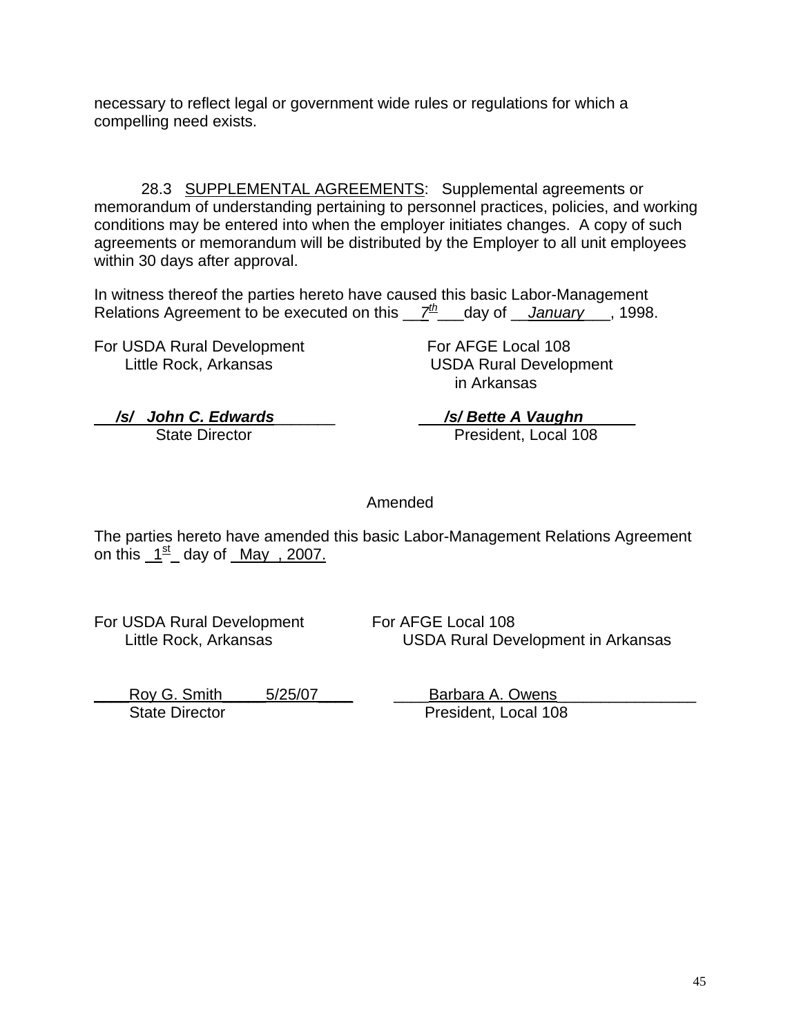necessary to reflect legal or government wide rules or regulations for which a compelling need exists.

28.3 SUPPLEMENTAL AGREEMENTS: Supplemental agreements or memorandum of understanding pertaining to personnel practices, policies, and working conditions may be entered into when the employer initiates changes. A copy of such agreements or memorandum will be distributed by the Employer to all unit employees within 30 days after approval.

In witness thereof the parties hereto have caused this basic Labor-Management Relations Agreement to be executed on this __*7th*___day of __*January*___, 1998.

For USDA Rural Development
Little Rock, Arkansas

***/s/ John C. Edwards***
State Director

For AFGE Local 108
USDA Rural Development
in Arkansas

***/s/ Bette A Vaughn***
President, Local 108

Amended

The parties hereto have amended this basic Labor-Management Relations Agreement on this 1st day of May, 2007.

For USDA Rural Development
Little Rock, Arkansas

Roy G. Smith 5/25/07
State Director

For AFGE Local 108
USDA Rural Development in Arkansas

Barbara A. Owens
President, Local 108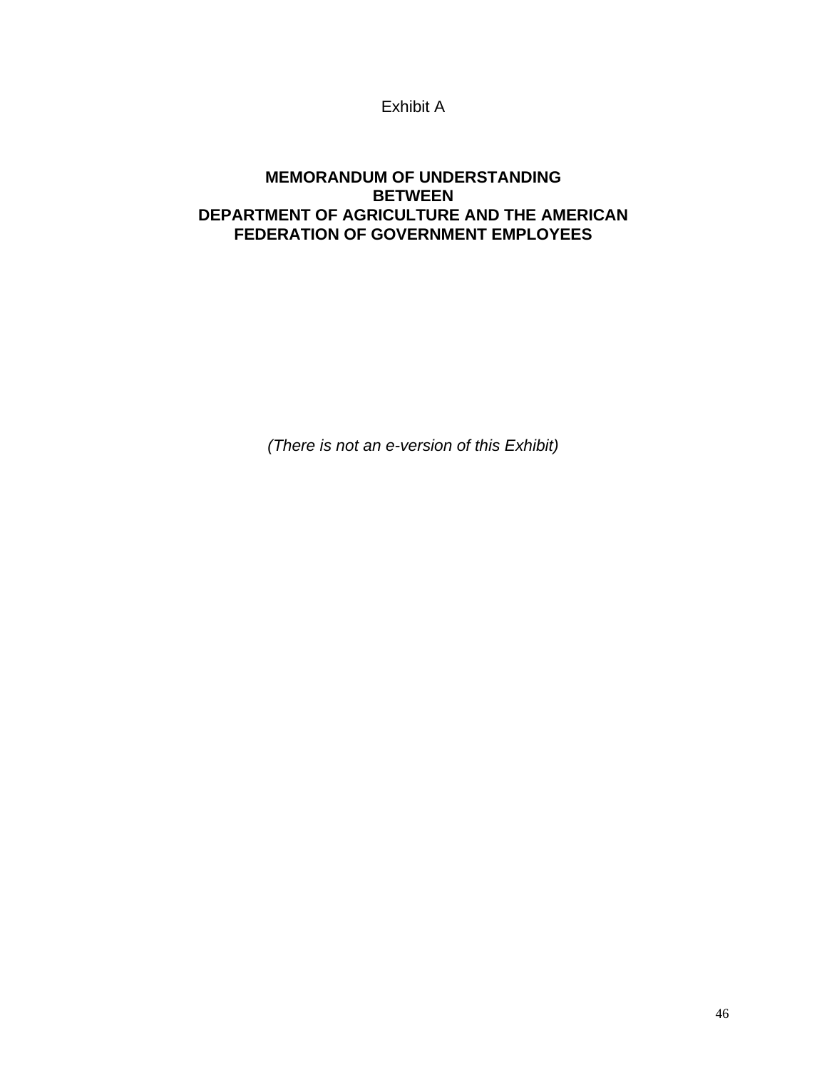Exhibit A

# MEMORANDUM OF UNDERSTANDING BETWEEN DEPARTMENT OF AGRICULTURE AND THE AMERICAN FEDERATION OF GOVERNMENT EMPLOYEES

*(There is not an e-version of this Exhibit)*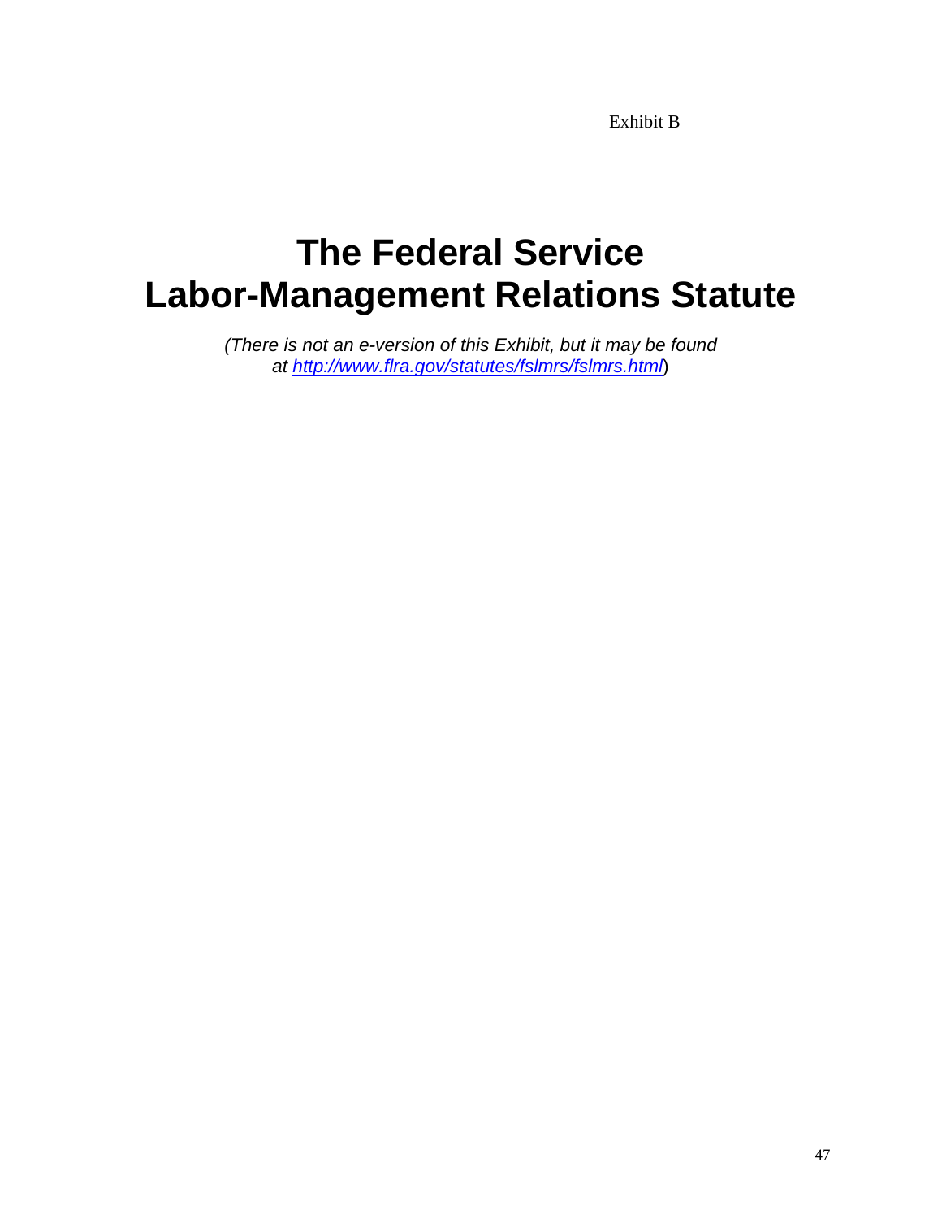Exhibit B

# The Federal Service Labor-Management Relations Statute

*(There is not an e-version of this Exhibit, but it may be found at [http://www.flra.gov/statutes/fslmrs/fslmrs.html](http://www.flra.gov/statutes/fslmrs/fslmrs.html))*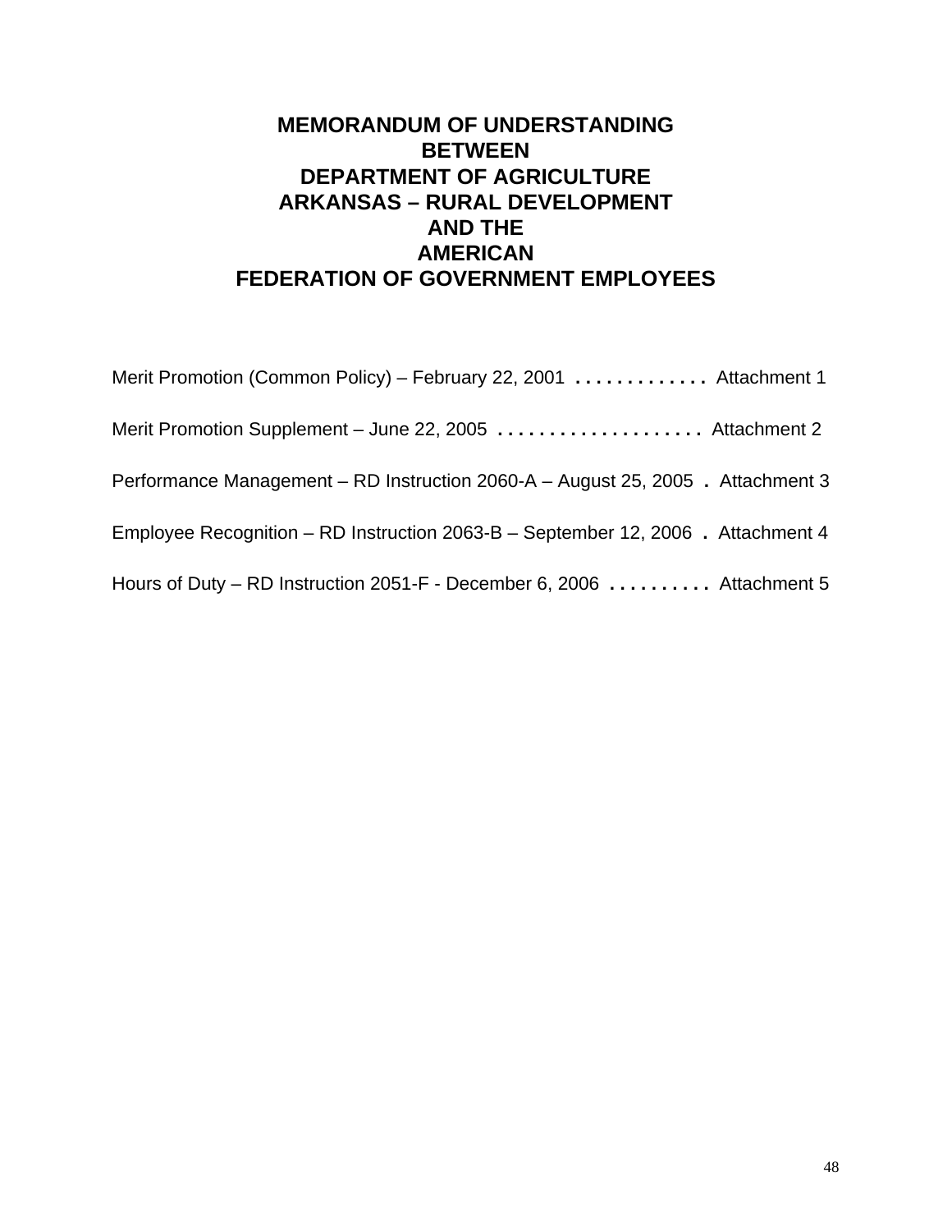# MEMORANDUM OF UNDERSTANDING BETWEEN DEPARTMENT OF AGRICULTURE ARKANSAS – RURAL DEVELOPMENT AND THE AMERICAN FEDERATION OF GOVERNMENT EMPLOYEES

Merit Promotion (Common Policy) – February 22, 2001 . . . . . . . . . . . . . Attachment 1

Merit Promotion Supplement – June 22, 2005 . . . . . . . . . . . . . . . . . . . . Attachment 2

Performance Management – RD Instruction 2060-A – August 25, 2005 . Attachment 3

Employee Recognition – RD Instruction 2063-B – September 12, 2006 . Attachment 4

Hours of Duty – RD Instruction 2051-F - December 6, 2006 . . . . . . . . . . Attachment 5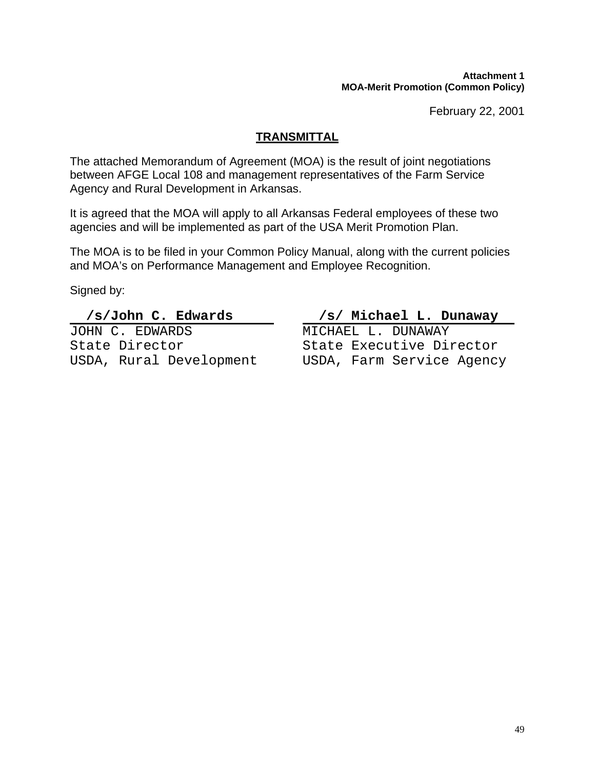**Attachment 1**
**MOA-Merit Promotion (Common Policy)**

February 22, 2001

## TRANSMITTAL

The attached Memorandum of Agreement (MOA) is the result of joint negotiations between AFGE Local 108 and management representatives of the Farm Service Agency and Rural Development in Arkansas.

It is agreed that the MOA will apply to all Arkansas Federal employees of these two agencies and will be implemented as part of the USA Merit Promotion Plan.

The MOA is to be filed in your Common Policy Manual, along with the current policies and MOA's on Performance Management and Employee Recognition.

Signed by:

| **/s/John C. Edwards** | **/s/ Michael L. Dunaway** |
|---|---|
| JOHN C. EDWARDS | MICHAEL L. DUNAWAY |
| State Director | State Executive Director |
| USDA, Rural Development | USDA, Farm Service Agency |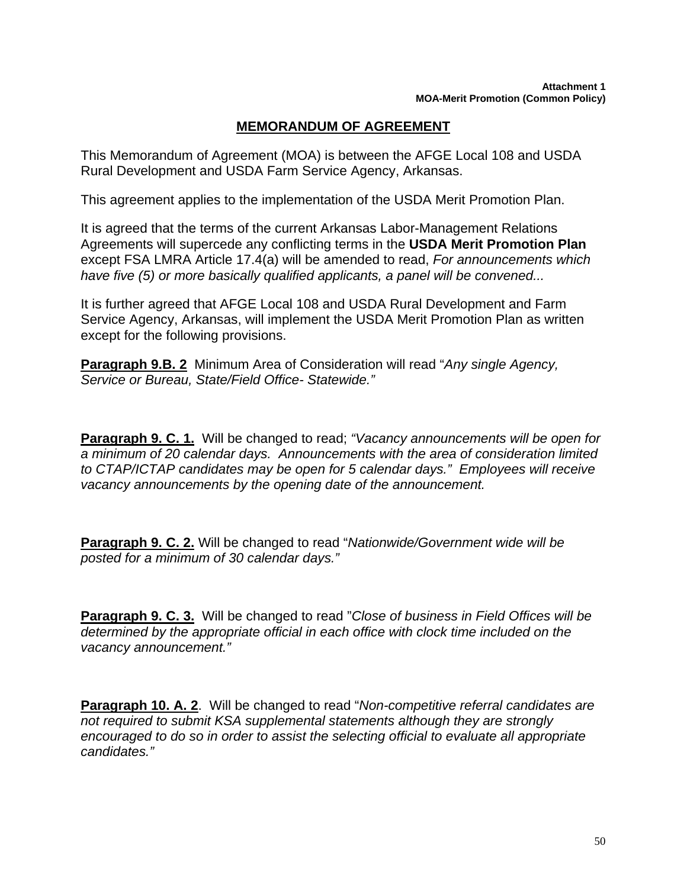**Attachment 1**
**MOA-Merit Promotion (Common Policy)**

# MEMORANDUM OF AGREEMENT

This Memorandum of Agreement (MOA) is between the AFGE Local 108 and USDA Rural Development and USDA Farm Service Agency, Arkansas.

This agreement applies to the implementation of the USDA Merit Promotion Plan.

It is agreed that the terms of the current Arkansas Labor-Management Relations Agreements will supercede any conflicting terms in the **USDA Merit Promotion Plan** except FSA LMRA Article 17.4(a) will be amended to read, *For announcements which have five (5) or more basically qualified applicants, a panel will be convened...*

It is further agreed that AFGE Local 108 and USDA Rural Development and Farm Service Agency, Arkansas, will implement the USDA Merit Promotion Plan as written except for the following provisions.

**Paragraph 9.B. 2** Minimum Area of Consideration will read "*Any single Agency, Service or Bureau, State/Field Office- Statewide."*

**Paragraph 9. C. 1.** Will be changed to read; *"Vacancy announcements will be open for a minimum of 20 calendar days. Announcements with the area of consideration limited to CTAP/ICTAP candidates may be open for 5 calendar days." Employees will receive vacancy announcements by the opening date of the announcement.*

**Paragraph 9. C. 2.** Will be changed to read "*Nationwide/Government wide will be posted for a minimum of 30 calendar days."*

**Paragraph 9. C. 3.** Will be changed to read "*Close of business in Field Offices will be determined by the appropriate official in each office with clock time included on the vacancy announcement."*

**Paragraph 10. A. 2**. Will be changed to read "*Non-competitive referral candidates are not required to submit KSA supplemental statements although they are strongly encouraged to do so in order to assist the selecting official to evaluate all appropriate candidates."*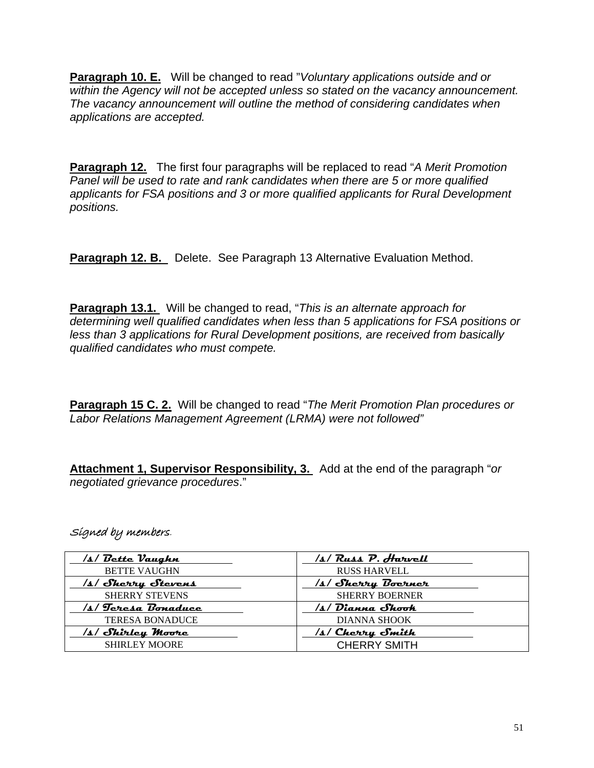**Paragraph 10. E.** Will be changed to read "*Voluntary applications outside and or within the Agency will not be accepted unless so stated on the vacancy announcement. The vacancy announcement will outline the method of considering candidates when applications are accepted.*

**Paragraph 12.** The first four paragraphs will be replaced to read "*A Merit Promotion Panel will be used to rate and rank candidates when there are 5 or more qualified applicants for FSA positions and 3 or more qualified applicants for Rural Development positions.*

**Paragraph 12. B.** Delete. See Paragraph 13 Alternative Evaluation Method.

**Paragraph 13.1.** Will be changed to read, "*This is an alternate approach for determining well qualified candidates when less than 5 applications for FSA positions or less than 3 applications for Rural Development positions, are received from basically qualified candidates who must compete.*

**Paragraph 15 C. 2.** Will be changed to read "*The Merit Promotion Plan procedures or Labor Relations Management Agreement (LRMA) were not followed"*

**Attachment 1, Supervisor Responsibility, 3.** Add at the end of the paragraph "*or negotiated grievance procedures*."

*Signed by members.*

| | |
|---|---|
| /s/ Bette Vaughn<br>BETTE VAUGHN | /s/ Russ P. Harvell<br>RUSS HARVELL |
| /s/ Sherry Stevens<br>SHERRY STEVENS | /s/ Sherry Boerner<br>SHERRY BOERNER |
| /s/ Teresa Bonaduce<br>TERESA BONADUCE | /s/ Dianna Shook<br>DIANNA SHOOK |
| /s/ Shirley Moore<br>SHIRLEY MOORE | /s/ Cherry Smith<br>CHERRY SMITH |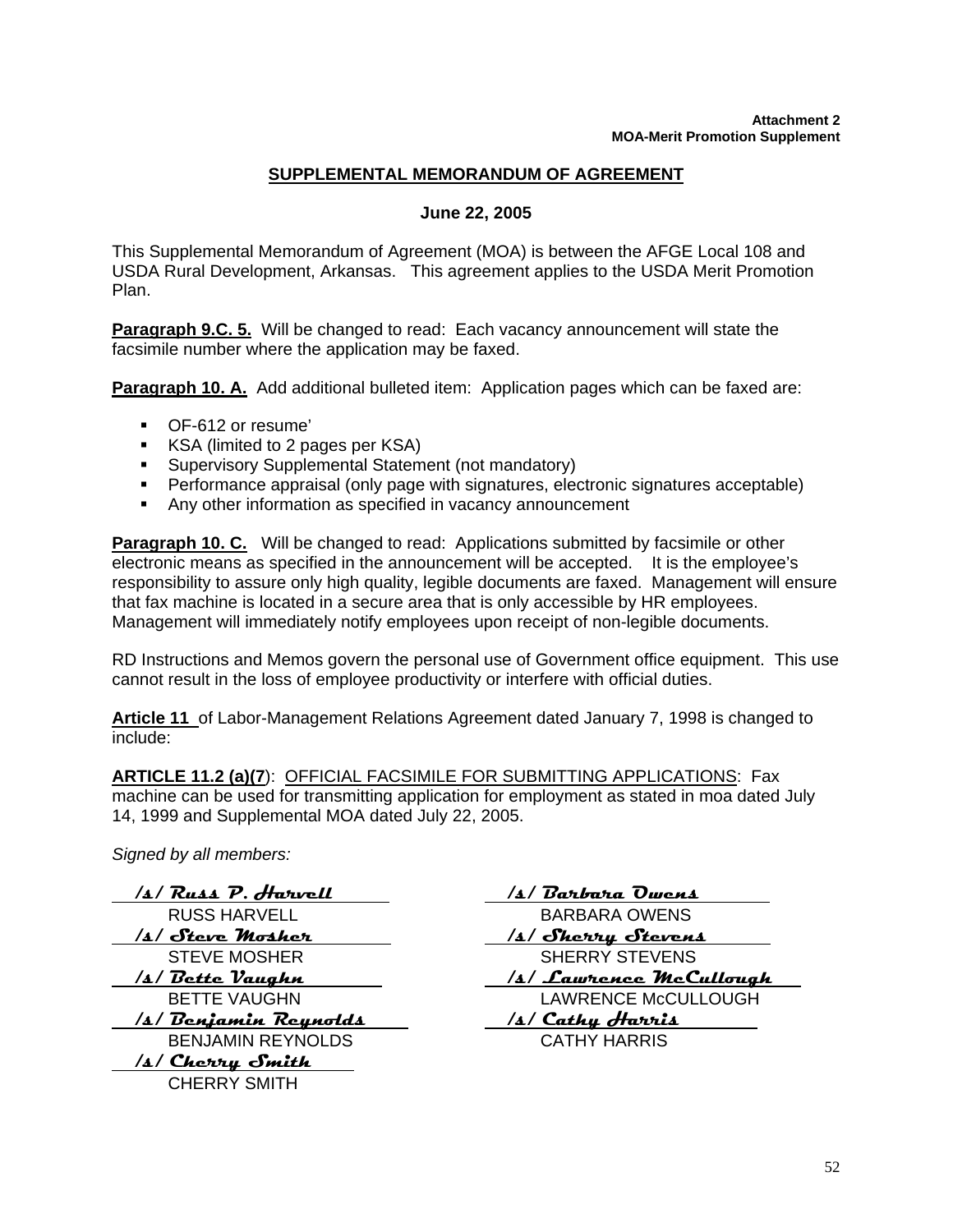**Attachment 2**
**MOA-Merit Promotion Supplement**

## SUPPLEMENTAL MEMORANDUM OF AGREEMENT

**June 22, 2005**

This Supplemental Memorandum of Agreement (MOA) is between the AFGE Local 108 and USDA Rural Development, Arkansas. This agreement applies to the USDA Merit Promotion Plan.

**Paragraph 9.C. 5.** Will be changed to read: Each vacancy announcement will state the facsimile number where the application may be faxed.

**Paragraph 10. A.** Add additional bulleted item: Application pages which can be faxed are:

- OF-612 or resume'
- KSA (limited to 2 pages per KSA)
- Supervisory Supplemental Statement (not mandatory)
- Performance appraisal (only page with signatures, electronic signatures acceptable)
- Any other information as specified in vacancy announcement

**Paragraph 10. C.** Will be changed to read: Applications submitted by facsimile or other electronic means as specified in the announcement will be accepted. It is the employee's responsibility to assure only high quality, legible documents are faxed. Management will ensure that fax machine is located in a secure area that is only accessible by HR employees. Management will immediately notify employees upon receipt of non-legible documents.

RD Instructions and Memos govern the personal use of Government office equipment. This use cannot result in the loss of employee productivity or interfere with official duties.

**Article 11** of Labor-Management Relations Agreement dated January 7, 1998 is changed to include:

**ARTICLE 11.2 (a)(7)**: OFFICIAL FACSIMILE FOR SUBMITTING APPLICATIONS: Fax machine can be used for transmitting application for employment as stated in moa dated July 14, 1999 and Supplemental MOA dated July 22, 2005.

*Signed by all members:*

/s/ Russ P. Harvell
RUSS HARVELL

/s/ Steve Mosher
STEVE MOSHER

/s/ Bette Vaughn
BETTE VAUGHN

/s/ Benjamin Reynolds
BENJAMIN REYNOLDS

/s/ Cherry Smith
CHERRY SMITH

/s/ Barbara Owens
BARBARA OWENS

/s/ Sherry Stevens
SHERRY STEVENS

/s/ Lawrence McCullough
LAWRENCE McCULLOUGH

/s/ Cathy Harris
CATHY HARRIS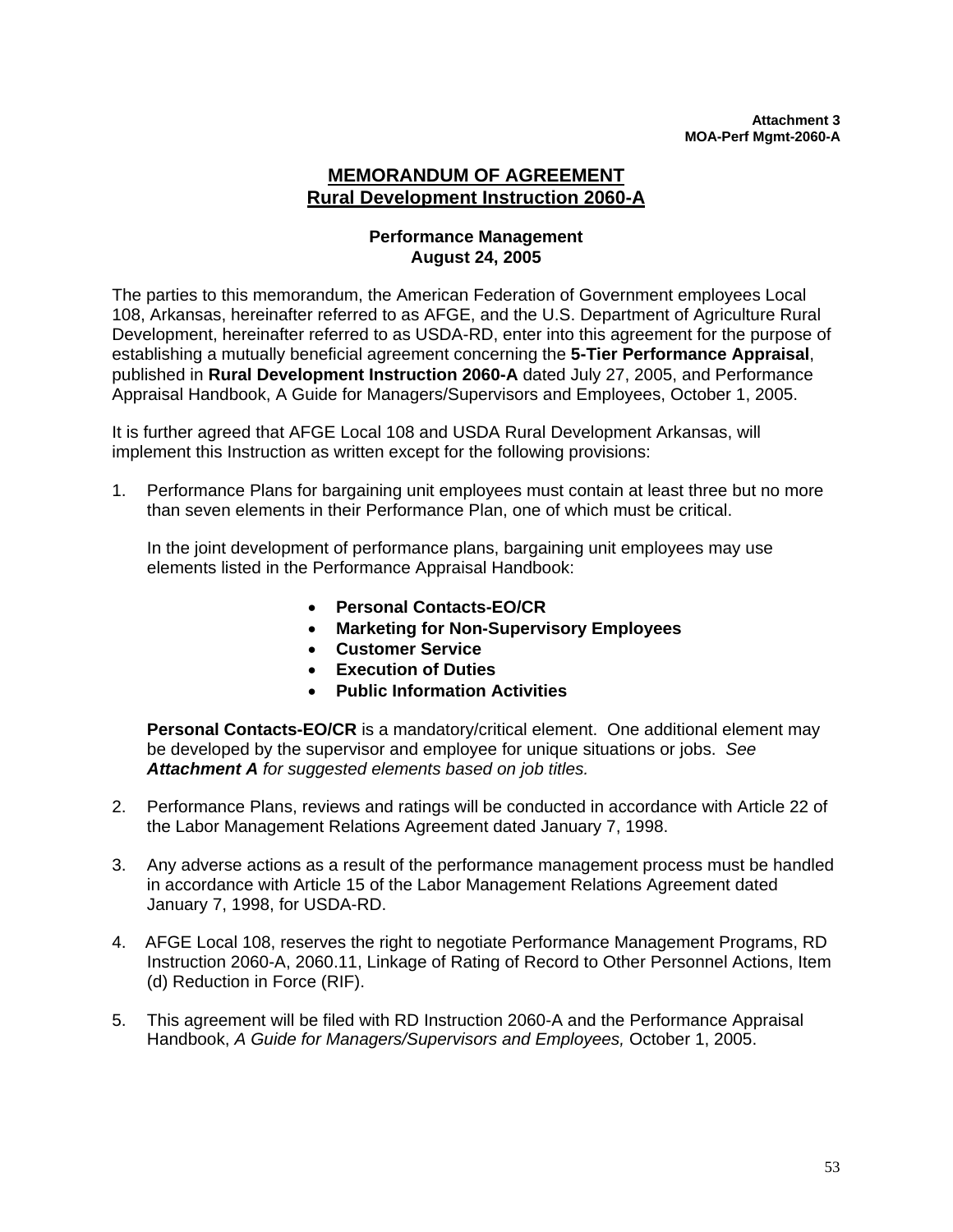**Attachment 3**
**MOA-Perf Mgmt-2060-A**

# MEMORANDUM OF AGREEMENT
## Rural Development Instruction 2060-A

### Performance Management
### August 24, 2005

The parties to this memorandum, the American Federation of Government employees Local 108, Arkansas, hereinafter referred to as AFGE, and the U.S. Department of Agriculture Rural Development, hereinafter referred to as USDA-RD, enter into this agreement for the purpose of establishing a mutually beneficial agreement concerning the **5-Tier Performance Appraisal**, published in **Rural Development Instruction 2060-A** dated July 27, 2005, and Performance Appraisal Handbook, A Guide for Managers/Supervisors and Employees, October 1, 2005.

It is further agreed that AFGE Local 108 and USDA Rural Development Arkansas, will implement this Instruction as written except for the following provisions:

1. Performance Plans for bargaining unit employees must contain at least three but no more than seven elements in their Performance Plan, one of which must be critical.

   In the joint development of performance plans, bargaining unit employees may use elements listed in the Performance Appraisal Handbook:

   - **Personal Contacts-EO/CR**
   - **Marketing for Non-Supervisory Employees**
   - **Customer Service**
   - **Execution of Duties**
   - **Public Information Activities**

   **Personal Contacts-EO/CR** is a mandatory/critical element. One additional element may be developed by the supervisor and employee for unique situations or jobs. *See **Attachment A** for suggested elements based on job titles.*

2. Performance Plans, reviews and ratings will be conducted in accordance with Article 22 of the Labor Management Relations Agreement dated January 7, 1998.

3. Any adverse actions as a result of the performance management process must be handled in accordance with Article 15 of the Labor Management Relations Agreement dated January 7, 1998, for USDA-RD.

4. AFGE Local 108, reserves the right to negotiate Performance Management Programs, RD Instruction 2060-A, 2060.11, Linkage of Rating of Record to Other Personnel Actions, Item (d) Reduction in Force (RIF).

5. This agreement will be filed with RD Instruction 2060-A and the Performance Appraisal Handbook, *A Guide for Managers/Supervisors and Employees,* October 1, 2005.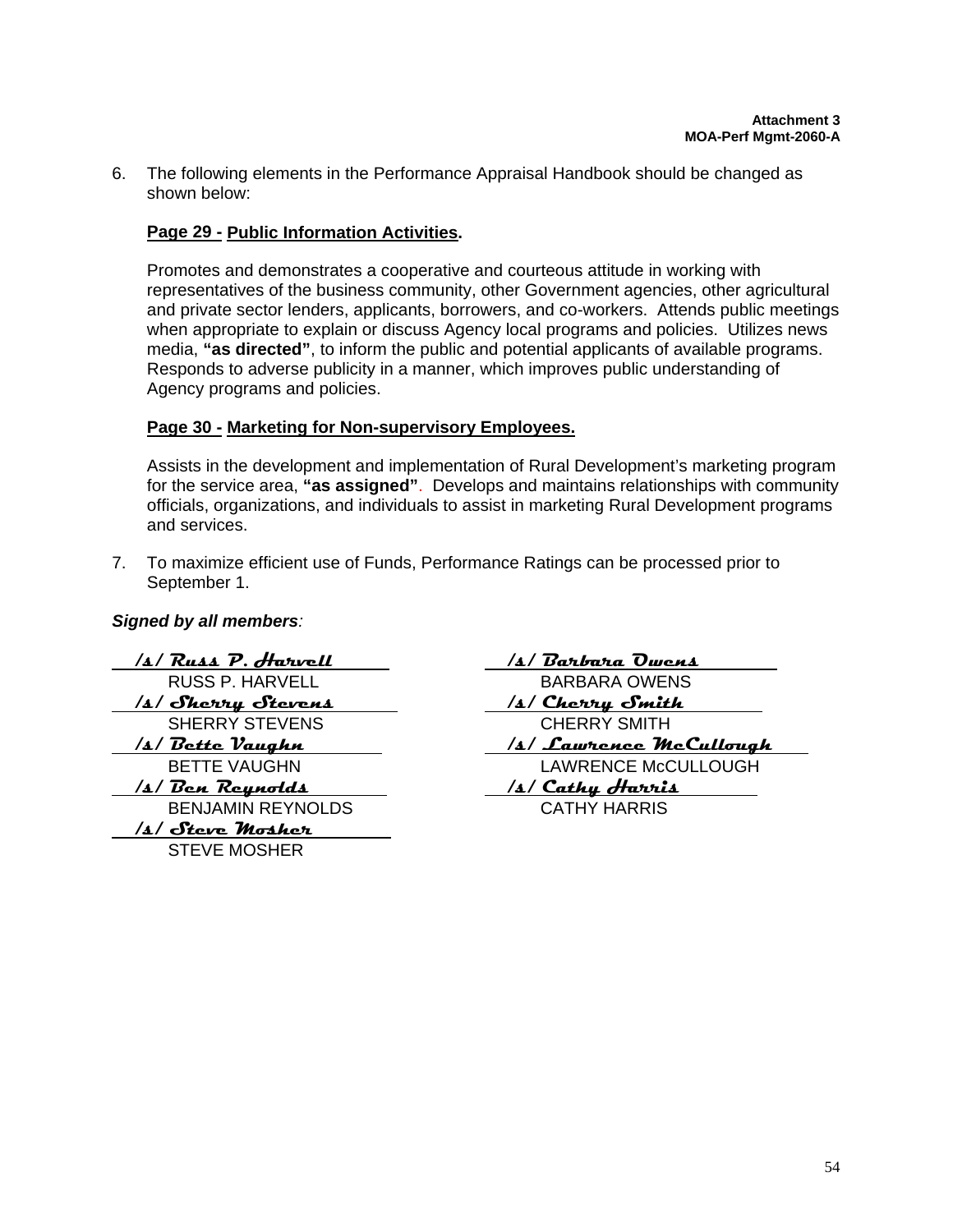**Attachment 3**
**MOA-Perf Mgmt-2060-A**

6. The following elements in the Performance Appraisal Handbook should be changed as shown below:

   **Page 29 - Public Information Activities.**

   Promotes and demonstrates a cooperative and courteous attitude in working with representatives of the business community, other Government agencies, other agricultural and private sector lenders, applicants, borrowers, and co-workers. Attends public meetings when appropriate to explain or discuss Agency local programs and policies. Utilizes news media, **"as directed"**, to inform the public and potential applicants of available programs. Responds to adverse publicity in a manner, which improves public understanding of Agency programs and policies.

   **Page 30 - Marketing for Non-supervisory Employees.**

   Assists in the development and implementation of Rural Development's marketing program for the service area, **"as assigned"**. Develops and maintains relationships with community officials, organizations, and individuals to assist in marketing Rural Development programs and services.

7. To maximize efficient use of Funds, Performance Ratings can be processed prior to September 1.

***Signed by all members**:*

| | |
|---|---|
| /s/ *Russ P. Harvell*<br>RUSS P. HARVELL | /s/ *Barbara Owens*<br>BARBARA OWENS |
| /s/ *Sherry Stevens*<br>SHERRY STEVENS | /s/ *Cherry Smith*<br>CHERRY SMITH |
| /s/ *Bette Vaughn*<br>BETTE VAUGHN | /s/ *Lawrence McCullough*<br>LAWRENCE McCULLOUGH |
| /s/ *Ben Reynolds*<br>BENJAMIN REYNOLDS | /s/ *Cathy Harris*<br>CATHY HARRIS |
| /s/ *Steve Mosher*<br>STEVE MOSHER | |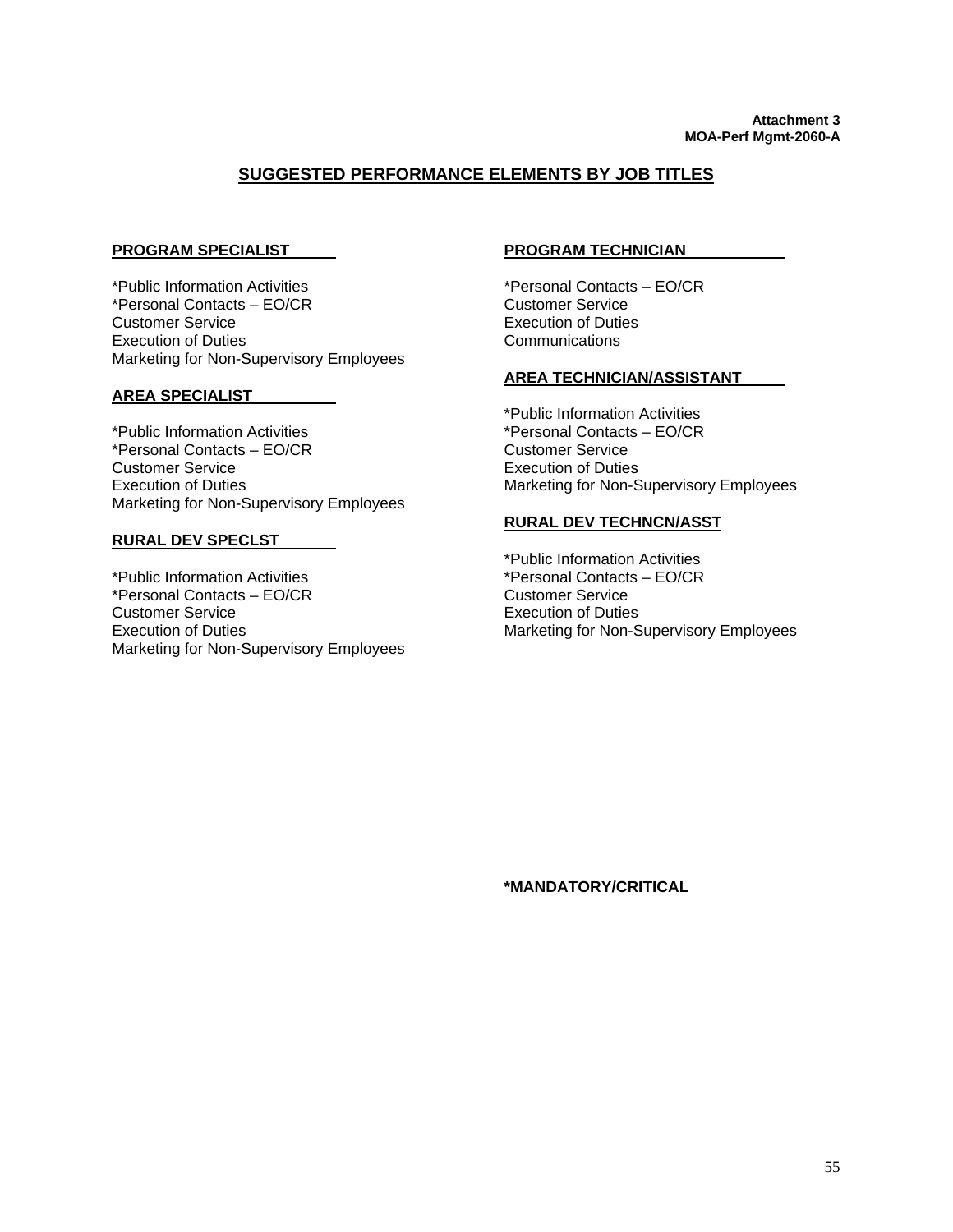**Attachment 3**
**MOA-Perf Mgmt-2060-A**

## SUGGESTED PERFORMANCE ELEMENTS BY JOB TITLES

### PROGRAM SPECIALIST

*Public Information Activities
*Personal Contacts – EO/CR
Customer Service
Execution of Duties
Marketing for Non-Supervisory Employees

### AREA SPECIALIST

*Public Information Activities
*Personal Contacts – EO/CR
Customer Service
Execution of Duties
Marketing for Non-Supervisory Employees

### RURAL DEV SPECLST

*Public Information Activities
*Personal Contacts – EO/CR
Customer Service
Execution of Duties
Marketing for Non-Supervisory Employees

### PROGRAM TECHNICIAN

*Personal Contacts – EO/CR
Customer Service
Execution of Duties
Communications

### AREA TECHNICIAN/ASSISTANT

*Public Information Activities
*Personal Contacts – EO/CR
Customer Service
Execution of Duties
Marketing for Non-Supervisory Employees

### RURAL DEV TECHNCN/ASST

*Public Information Activities
*Personal Contacts – EO/CR
Customer Service
Execution of Duties
Marketing for Non-Supervisory Employees

**\*MANDATORY/CRITICAL**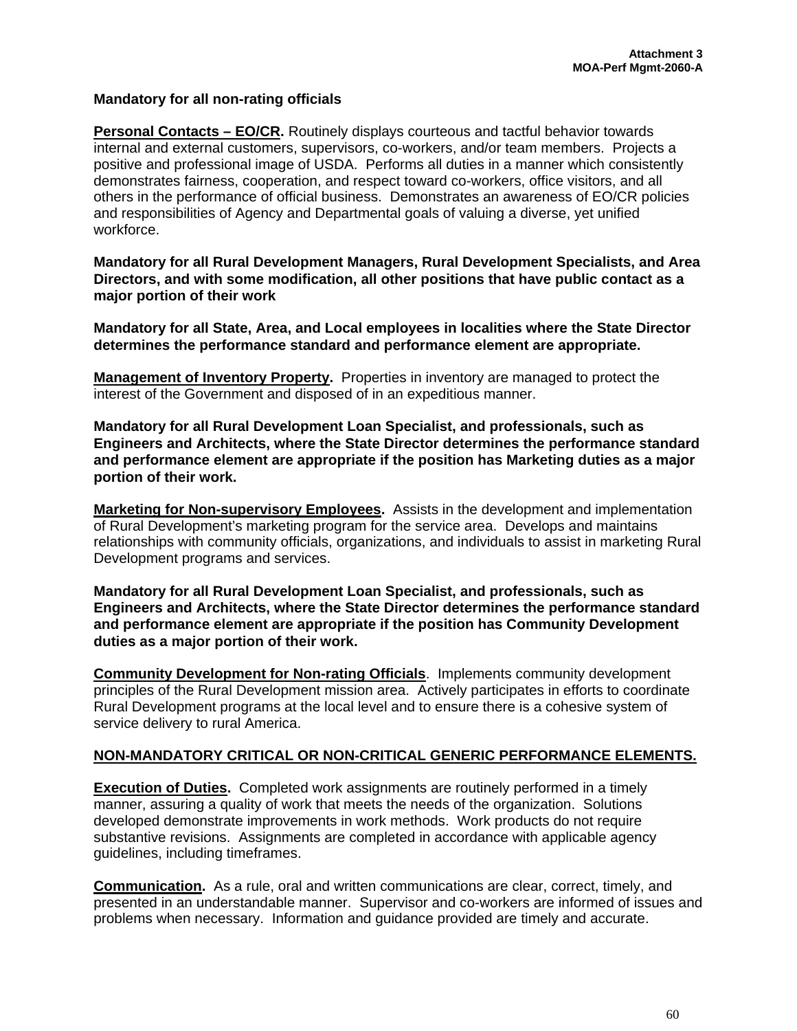**Attachment 3**
**MOA-Perf Mgmt-2060-A**

**Mandatory for all non-rating officials**

**Personal Contacts – EO/CR.** Routinely displays courteous and tactful behavior towards internal and external customers, supervisors, co-workers, and/or team members. Projects a positive and professional image of USDA. Performs all duties in a manner which consistently demonstrates fairness, cooperation, and respect toward co-workers, office visitors, and all others in the performance of official business. Demonstrates an awareness of EO/CR policies and responsibilities of Agency and Departmental goals of valuing a diverse, yet unified workforce.

**Mandatory for all Rural Development Managers, Rural Development Specialists, and Area Directors, and with some modification, all other positions that have public contact as a major portion of their work**

**Mandatory for all State, Area, and Local employees in localities where the State Director determines the performance standard and performance element are appropriate.**

**Management of Inventory Property.** Properties in inventory are managed to protect the interest of the Government and disposed of in an expeditious manner.

**Mandatory for all Rural Development Loan Specialist, and professionals, such as Engineers and Architects, where the State Director determines the performance standard and performance element are appropriate if the position has Marketing duties as a major portion of their work.**

**Marketing for Non-supervisory Employees.** Assists in the development and implementation of Rural Development's marketing program for the service area. Develops and maintains relationships with community officials, organizations, and individuals to assist in marketing Rural Development programs and services.

**Mandatory for all Rural Development Loan Specialist, and professionals, such as Engineers and Architects, where the State Director determines the performance standard and performance element are appropriate if the position has Community Development duties as a major portion of their work.**

**Community Development for Non-rating Officials**. Implements community development principles of the Rural Development mission area. Actively participates in efforts to coordinate Rural Development programs at the local level and to ensure there is a cohesive system of service delivery to rural America.

**NON-MANDATORY CRITICAL OR NON-CRITICAL GENERIC PERFORMANCE ELEMENTS.**

**Execution of Duties.** Completed work assignments are routinely performed in a timely manner, assuring a quality of work that meets the needs of the organization. Solutions developed demonstrate improvements in work methods. Work products do not require substantive revisions. Assignments are completed in accordance with applicable agency guidelines, including timeframes.

**Communication.** As a rule, oral and written communications are clear, correct, timely, and presented in an understandable manner. Supervisor and co-workers are informed of issues and problems when necessary. Information and guidance provided are timely and accurate.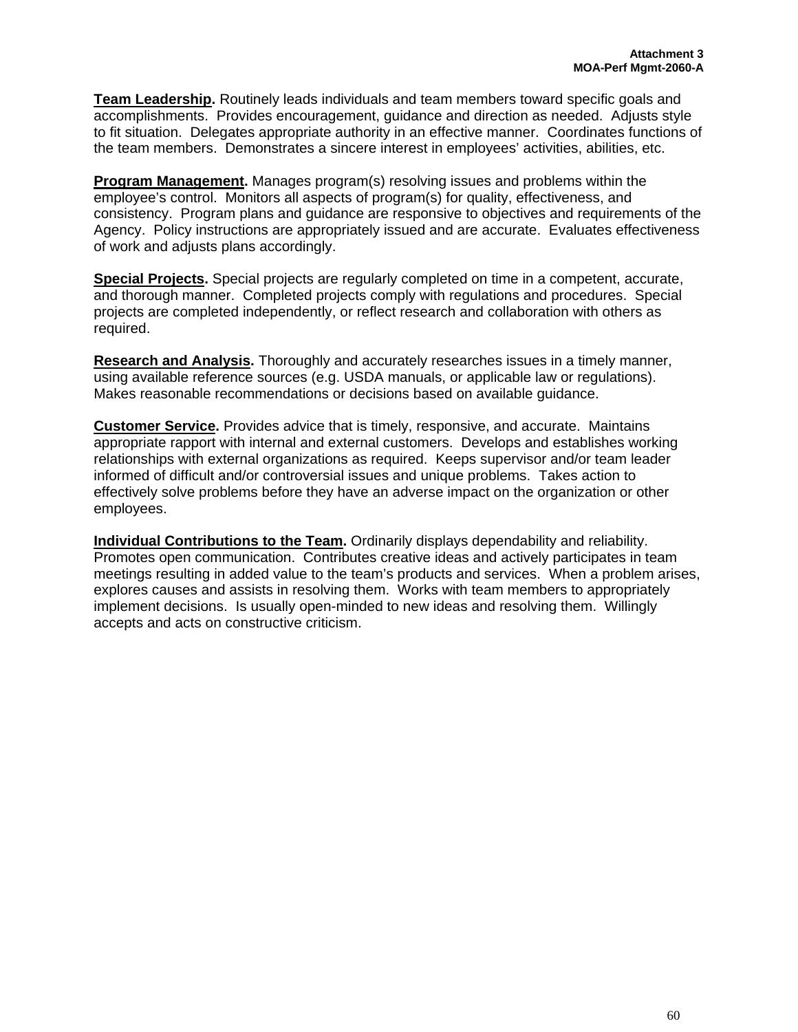**Team Leadership.** Routinely leads individuals and team members toward specific goals and accomplishments. Provides encouragement, guidance and direction as needed. Adjusts style to fit situation. Delegates appropriate authority in an effective manner. Coordinates functions of the team members. Demonstrates a sincere interest in employees' activities, abilities, etc.

**Program Management.** Manages program(s) resolving issues and problems within the employee's control. Monitors all aspects of program(s) for quality, effectiveness, and consistency. Program plans and guidance are responsive to objectives and requirements of the Agency. Policy instructions are appropriately issued and are accurate. Evaluates effectiveness of work and adjusts plans accordingly.

**Special Projects.** Special projects are regularly completed on time in a competent, accurate, and thorough manner. Completed projects comply with regulations and procedures. Special projects are completed independently, or reflect research and collaboration with others as required.

**Research and Analysis.** Thoroughly and accurately researches issues in a timely manner, using available reference sources (e.g. USDA manuals, or applicable law or regulations). Makes reasonable recommendations or decisions based on available guidance.

**Customer Service.** Provides advice that is timely, responsive, and accurate. Maintains appropriate rapport with internal and external customers. Develops and establishes working relationships with external organizations as required. Keeps supervisor and/or team leader informed of difficult and/or controversial issues and unique problems. Takes action to effectively solve problems before they have an adverse impact on the organization or other employees.

**Individual Contributions to the Team.** Ordinarily displays dependability and reliability. Promotes open communication. Contributes creative ideas and actively participates in team meetings resulting in added value to the team's products and services. When a problem arises, explores causes and assists in resolving them. Works with team members to appropriately implement decisions. Is usually open-minded to new ideas and resolving them. Willingly accepts and acts on constructive criticism.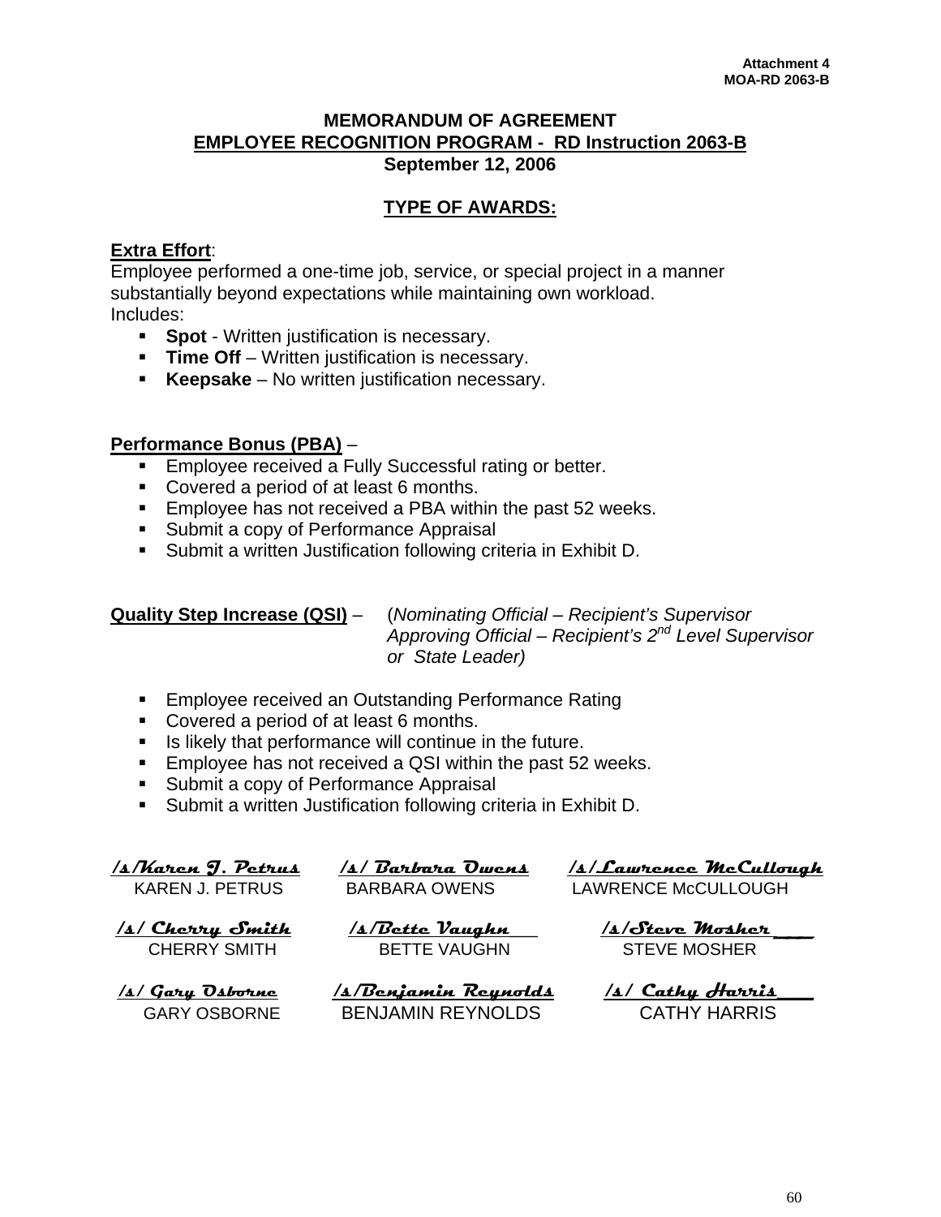Attachment 4
MOA-RD 2063-B

**MEMORANDUM OF AGREEMENT**
**EMPLOYEE RECOGNITION PROGRAM - RD Instruction 2063-B**
**September 12, 2006**

**TYPE OF AWARDS:**

**Extra Effort**:
Employee performed a one-time job, service, or special project in a manner substantially beyond expectations while maintaining own workload.
Includes:

- **Spot** - Written justification is necessary.
- **Time Off** – Written justification is necessary.
- **Keepsake** – No written justification necessary.

**Performance Bonus (PBA)** –

- Employee received a Fully Successful rating or better.
- Covered a period of at least 6 months.
- Employee has not received a PBA within the past 52 weeks.
- Submit a copy of Performance Appraisal
- Submit a written Justification following criteria in Exhibit D.

**Quality Step Increase (QSI)** – (*Nominating Official – Recipient's Supervisor Approving Official – Recipient's 2nd Level Supervisor or State Leader)*

- Employee received an Outstanding Performance Rating
- Covered a period of at least 6 months.
- Is likely that performance will continue in the future.
- Employee has not received a QSI within the past 52 weeks.
- Submit a copy of Performance Appraisal
- Submit a written Justification following criteria in Exhibit D.

| | | |
|---|---|---|
| /s/Karen J. Petrus<br>KAREN J. PETRUS | /s/ Barbara Owens<br>BARBARA OWENS | /s/Lawrence McCullough<br>LAWRENCE McCULLOUGH |
| /s/ Cherry Smith<br>CHERRY SMITH | /s/Bette Vaughn<br>BETTE VAUGHN | /s/Steve Mosher<br>STEVE MOSHER |
| /s/ Gary Osborne<br>GARY OSBORNE | /s/Benjamin Reynolds<br>BENJAMIN REYNOLDS | /s/ Cathy Harris<br>CATHY HARRIS |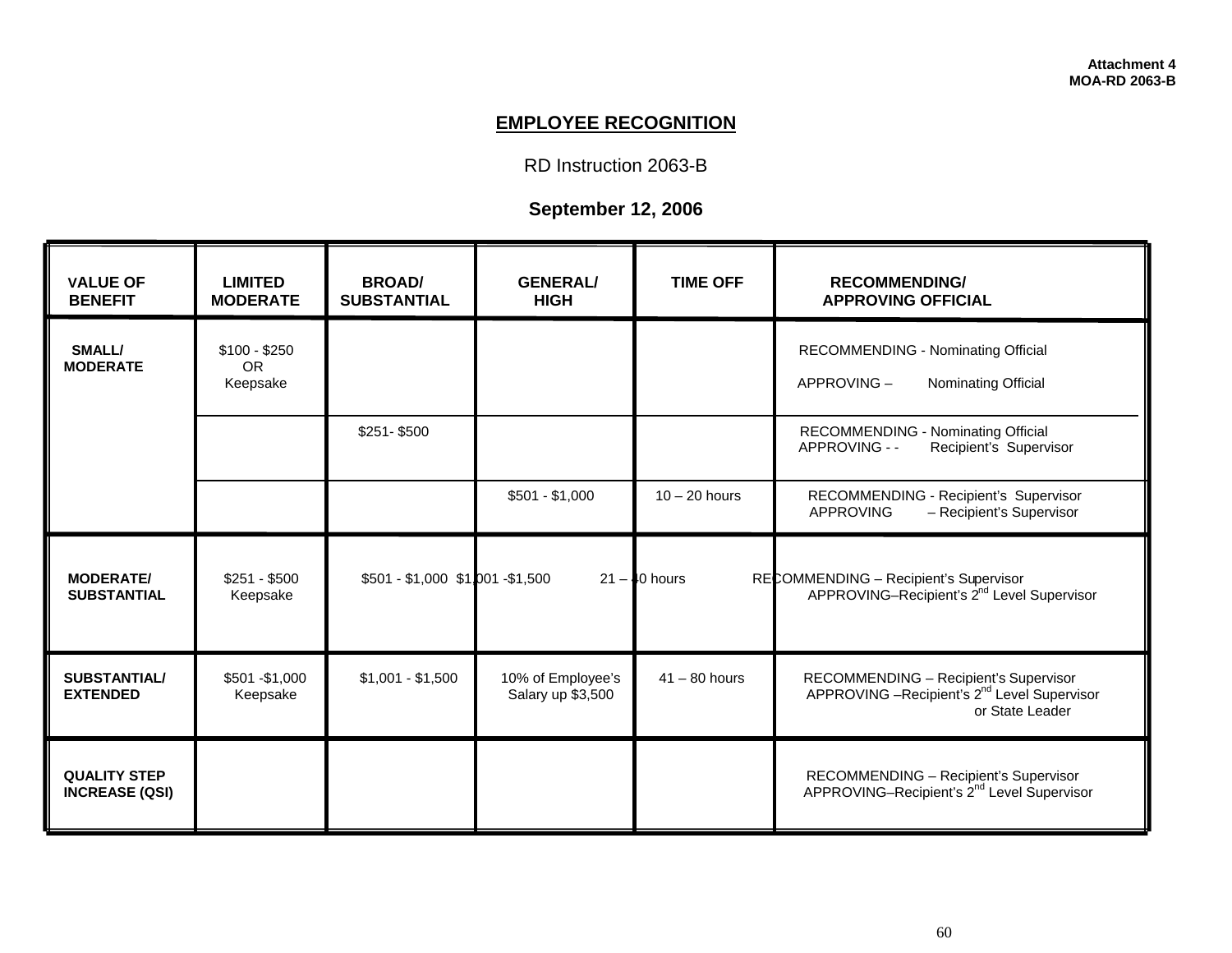**Attachment 4**
**MOA-RD 2063-B**

## EMPLOYEE RECOGNITION

RD Instruction 2063-B

**September 12, 2006**

| VALUE OF BENEFIT | LIMITED MODERATE | BROAD/ SUBSTANTIAL | GENERAL/ HIGH | TIME OFF | RECOMMENDING/ APPROVING OFFICIAL |
|---|---|---|---|---|---|
| SMALL/ MODERATE | $100 - $250 OR Keepsake | | | | RECOMMENDING - Nominating Official<br>APPROVING – Nominating Official |
| | | $251- $500 | | | RECOMMENDING - Nominating Official<br>APPROVING - - Recipient's Supervisor |
| | | | $501 - $1,000 | 10 – 20 hours | RECOMMENDING - Recipient's Supervisor<br>APPROVING – Recipient's Supervisor |
| MODERATE/ SUBSTANTIAL | $251 - $500 Keepsake | $501 - $1,000 | $1,001 -$1,500 | 21 – 40 hours | RECOMMENDING – Recipient's Supervisor<br>APPROVING–Recipient's 2nd Level Supervisor |
| SUBSTANTIAL/ EXTENDED | $501 -$1,000 Keepsake | $1,001 - $1,500 | 10% of Employee's Salary up $3,500 | 41 – 80 hours | RECOMMENDING – Recipient's Supervisor<br>APPROVING –Recipient's 2nd Level Supervisor or State Leader |
| QUALITY STEP INCREASE (QSI) | | | | | RECOMMENDING – Recipient's Supervisor<br>APPROVING–Recipient's 2nd Level Supervisor |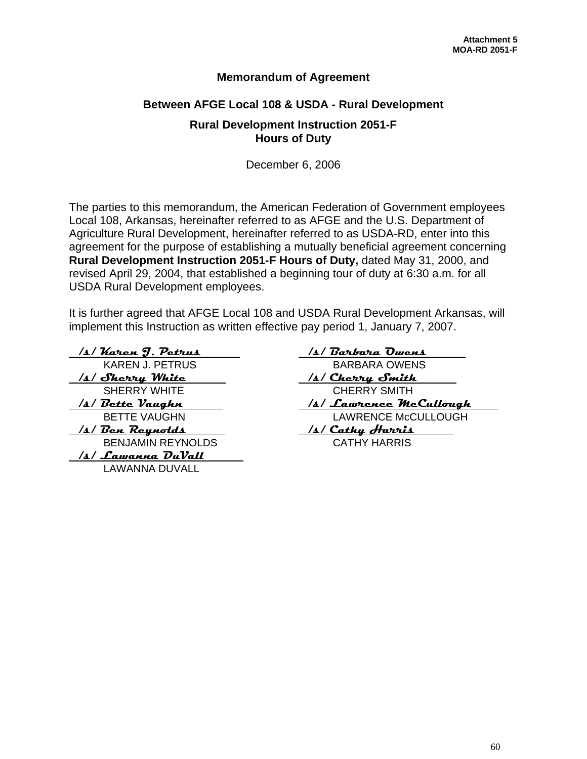**Attachment 5**
**MOA-RD 2051-F**

## Memorandum of Agreement

### Between AFGE Local 108 & USDA - Rural Development

### Rural Development Instruction 2051-F
### Hours of Duty

December 6, 2006

The parties to this memorandum, the American Federation of Government employees Local 108, Arkansas, hereinafter referred to as AFGE and the U.S. Department of Agriculture Rural Development, hereinafter referred to as USDA-RD, enter into this agreement for the purpose of establishing a mutually beneficial agreement concerning **Rural Development Instruction 2051-F Hours of Duty,** dated May 31, 2000, and revised April 29, 2004, that established a beginning tour of duty at 6:30 a.m. for all USDA Rural Development employees.

It is further agreed that AFGE Local 108 and USDA Rural Development Arkansas, will implement this Instruction as written effective pay period 1, January 7, 2007.

/s/ Karen J. Petrus
KAREN J. PETRUS

/s/ Sherry White
SHERRY WHITE

/s/ Bette Vaughn
BETTE VAUGHN

/s/ Ben Reynolds
BENJAMIN REYNOLDS

/s/ Lawanna DuVall
LAWANNA DUVALL

/s/ Barbara Owens
BARBARA OWENS

/s/ Cherry Smith
CHERRY SMITH

/s/ Lawrence McCullough
LAWRENCE McCULLOUGH

/s/ Cathy Harris
CATHY HARRIS